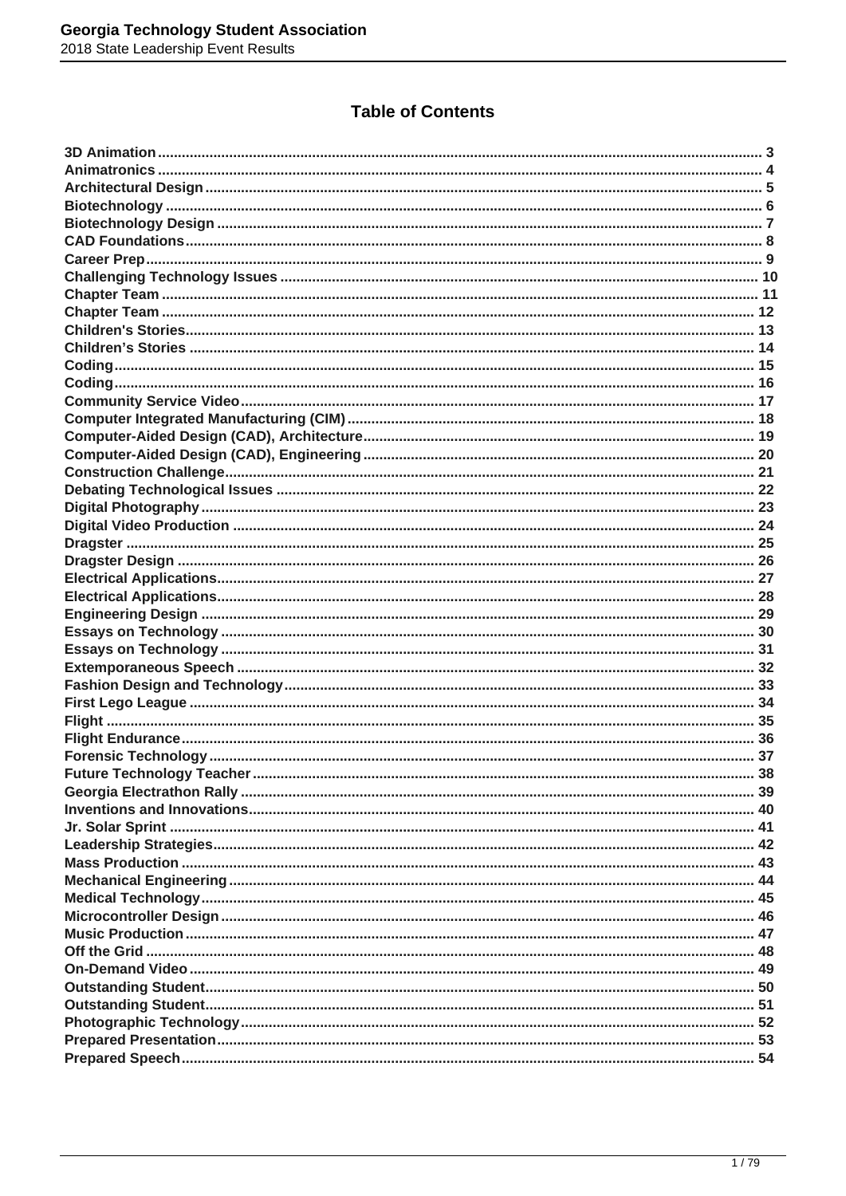# Table of Contents

- 3D Animation ........ 3
- Animatronics ........ 4
- Architectural Design ........ 5
- Biotechnology ........ 6
- Biotechnology Design ........ 7
- CAD Foundations ........ 8
- Career Prep ........ 9
- Challenging Technology Issues ........ 10
- Chapter Team ........ 11
- Chapter Team ........ 12
- Children's Stories ........ 13
- Children's Stories ........ 14
- Coding ........ 15
- Coding ........ 16
- Community Service Video ........ 17
- Computer Integrated Manufacturing (CIM) ........ 18
- Computer-Aided Design (CAD), Architecture ........ 19
- Computer-Aided Design (CAD), Engineering ........ 20
- Construction Challenge ........ 21
- Debating Technological Issues ........ 22
- Digital Photography ........ 23
- Digital Video Production ........ 24
- Dragster ........ 25
- Dragster Design ........ 26
- Electrical Applications ........ 27
- Electrical Applications ........ 28
- Engineering Design ........ 29
- Essays on Technology ........ 30
- Essays on Technology ........ 31
- Extemporaneous Speech ........ 32
- Fashion Design and Technology ........ 33
- First Lego League ........ 34
- Flight ........ 35
- Flight Endurance ........ 36
- Forensic Technology ........ 37
- Future Technology Teacher ........ 38
- Georgia Electrathon Rally ........ 39
- Inventions and Innovations ........ 40
- Jr. Solar Sprint ........ 41
- Leadership Strategies ........ 42
- Mass Production ........ 43
- Mechanical Engineering ........ 44
- Medical Technology ........ 45
- Microcontroller Design ........ 46
- Music Production ........ 47
- Off the Grid ........ 48
- On-Demand Video ........ 49
- Outstanding Student ........ 50
- Outstanding Student ........ 51
- Photographic Technology ........ 52
- Prepared Presentation ........ 53
- Prepared Speech ........ 54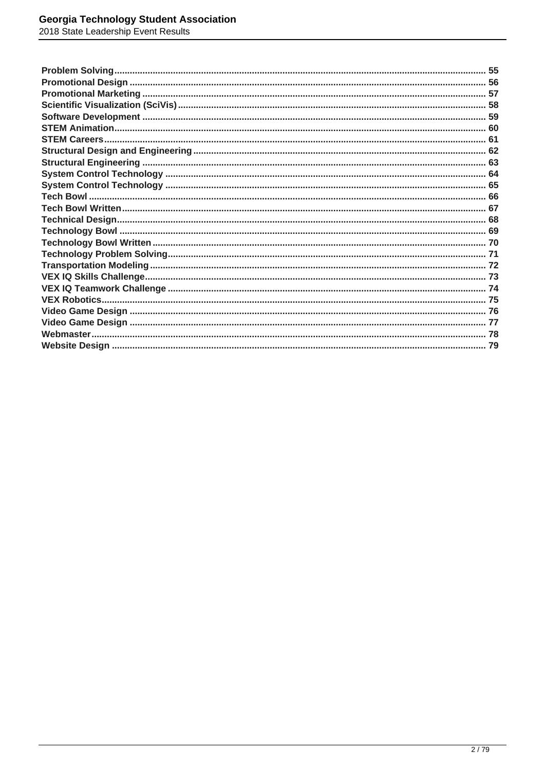Problem Solving ............................................................ 55
Promotional Design ............................................................ 56
Promotional Marketing ............................................................ 57
Scientific Visualization (SciVis) ............................................................ 58
Software Development ............................................................ 59
STEM Animation ............................................................ 60
STEM Careers ............................................................ 61
Structural Design and Engineering ............................................................ 62
Structural Engineering ............................................................ 63
System Control Technology ............................................................ 64
System Control Technology ............................................................ 65
Tech Bowl ............................................................ 66
Tech Bowl Written ............................................................ 67
Technical Design ............................................................ 68
Technology Bowl ............................................................ 69
Technology Bowl Written ............................................................ 70
Technology Problem Solving ............................................................ 71
Transportation Modeling ............................................................ 72
VEX IQ Skills Challenge ............................................................ 73
VEX IQ Teamwork Challenge ............................................................ 74
VEX Robotics ............................................................ 75
Video Game Design ............................................................ 76
Video Game Design ............................................................ 77
Webmaster ............................................................ 78
Website Design ............................................................ 79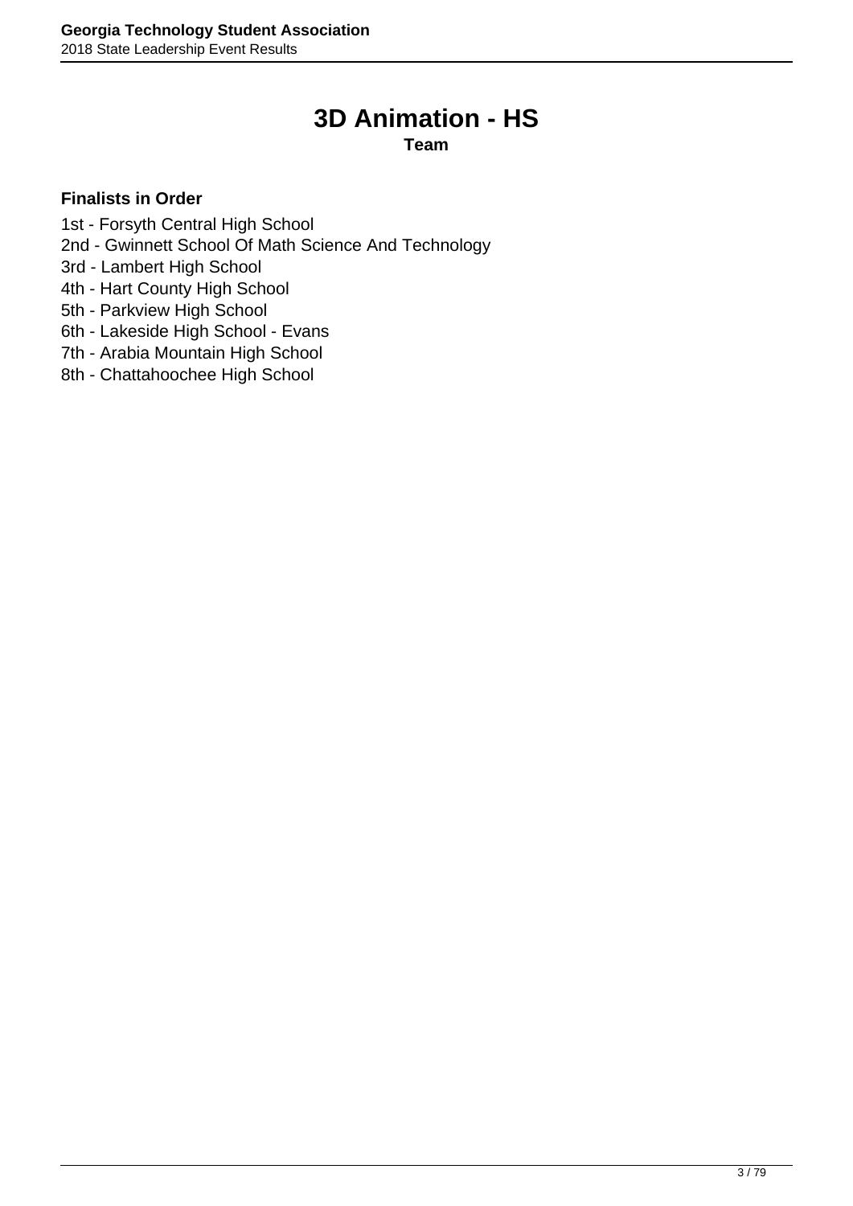# 3D Animation - HS

**Team**

**Finalists in Order**

1st - Forsyth Central High School
2nd - Gwinnett School Of Math Science And Technology
3rd - Lambert High School
4th - Hart County High School
5th - Parkview High School
6th - Lakeside High School - Evans
7th - Arabia Mountain High School
8th - Chattahoochee High School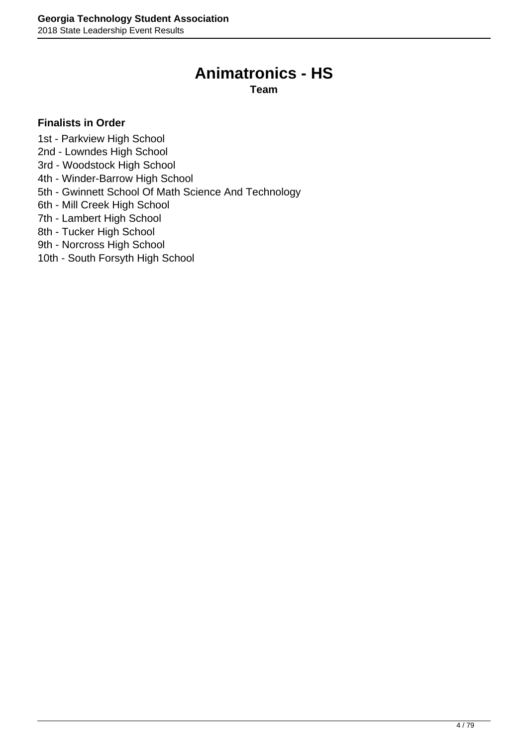# Animatronics - HS

**Team**

**Finalists in Order**

1st - Parkview High School
2nd - Lowndes High School
3rd - Woodstock High School
4th - Winder-Barrow High School
5th - Gwinnett School Of Math Science And Technology
6th - Mill Creek High School
7th - Lambert High School
8th - Tucker High School
9th - Norcross High School
10th - South Forsyth High School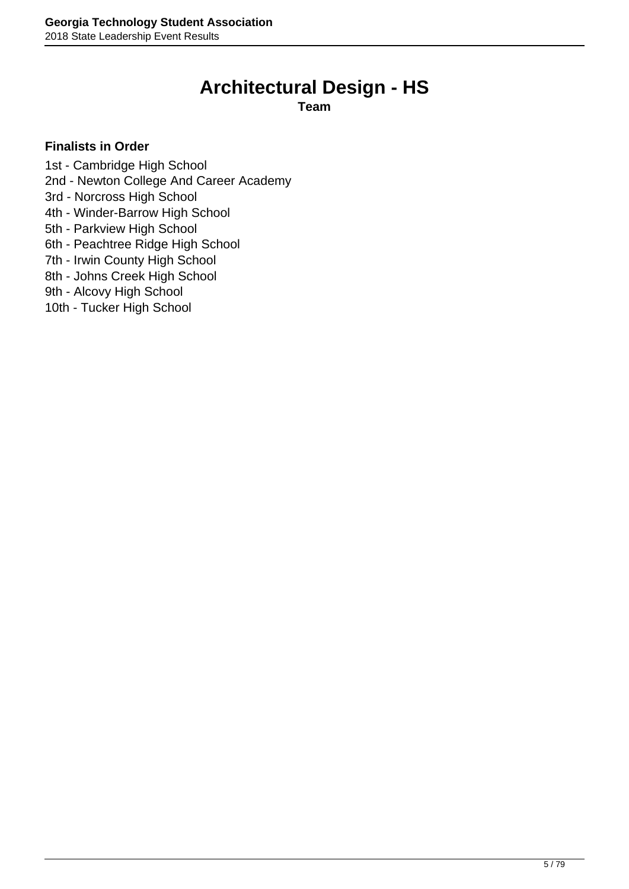# Architectural Design - HS

**Team**

**Finalists in Order**

1st - Cambridge High School
2nd - Newton College And Career Academy
3rd - Norcross High School
4th - Winder-Barrow High School
5th - Parkview High School
6th - Peachtree Ridge High School
7th - Irwin County High School
8th - Johns Creek High School
9th - Alcovy High School
10th - Tucker High School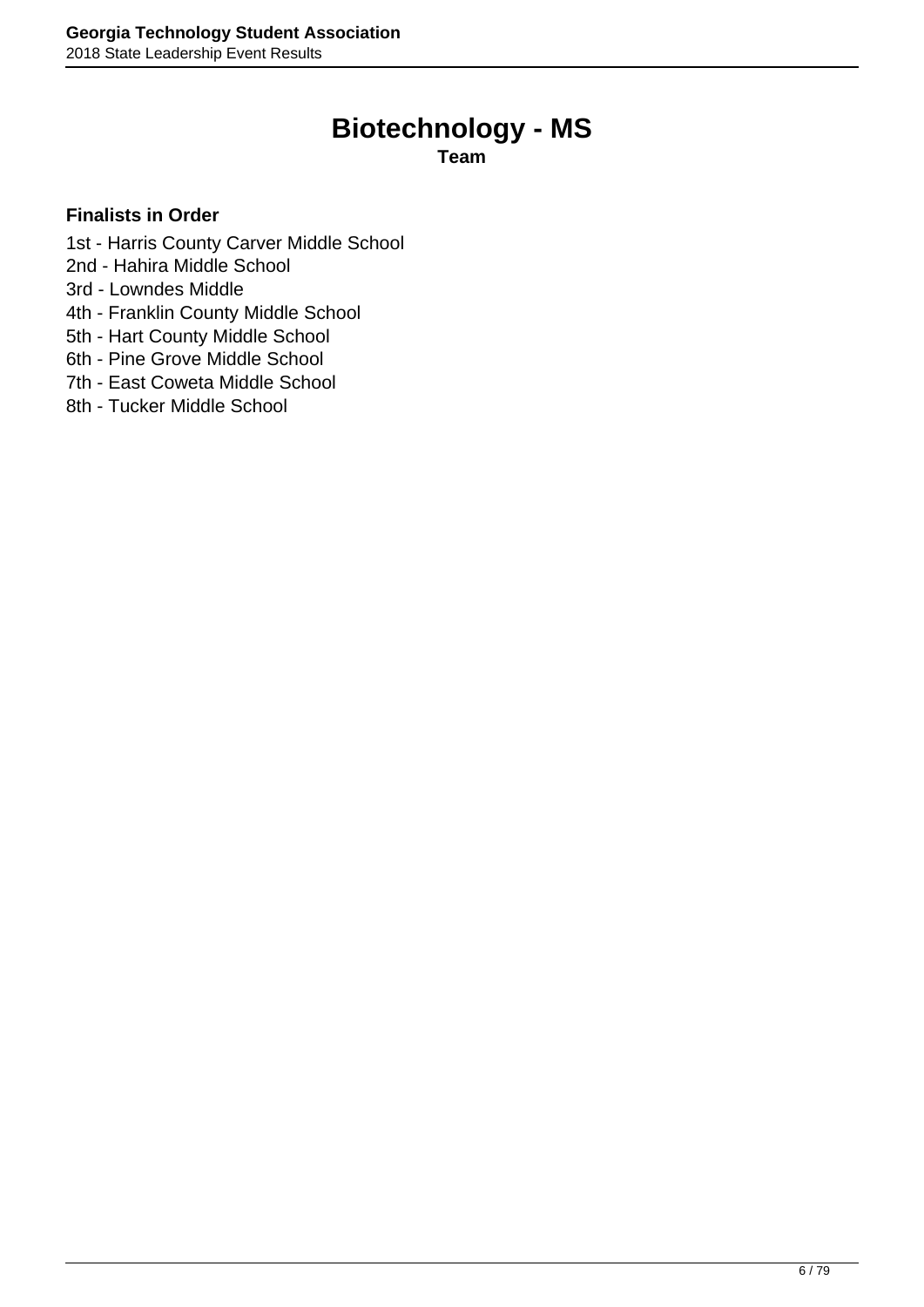# Biotechnology - MS

**Team**

**Finalists in Order**

1st - Harris County Carver Middle School
2nd - Hahira Middle School
3rd - Lowndes Middle
4th - Franklin County Middle School
5th - Hart County Middle School
6th - Pine Grove Middle School
7th - East Coweta Middle School
8th - Tucker Middle School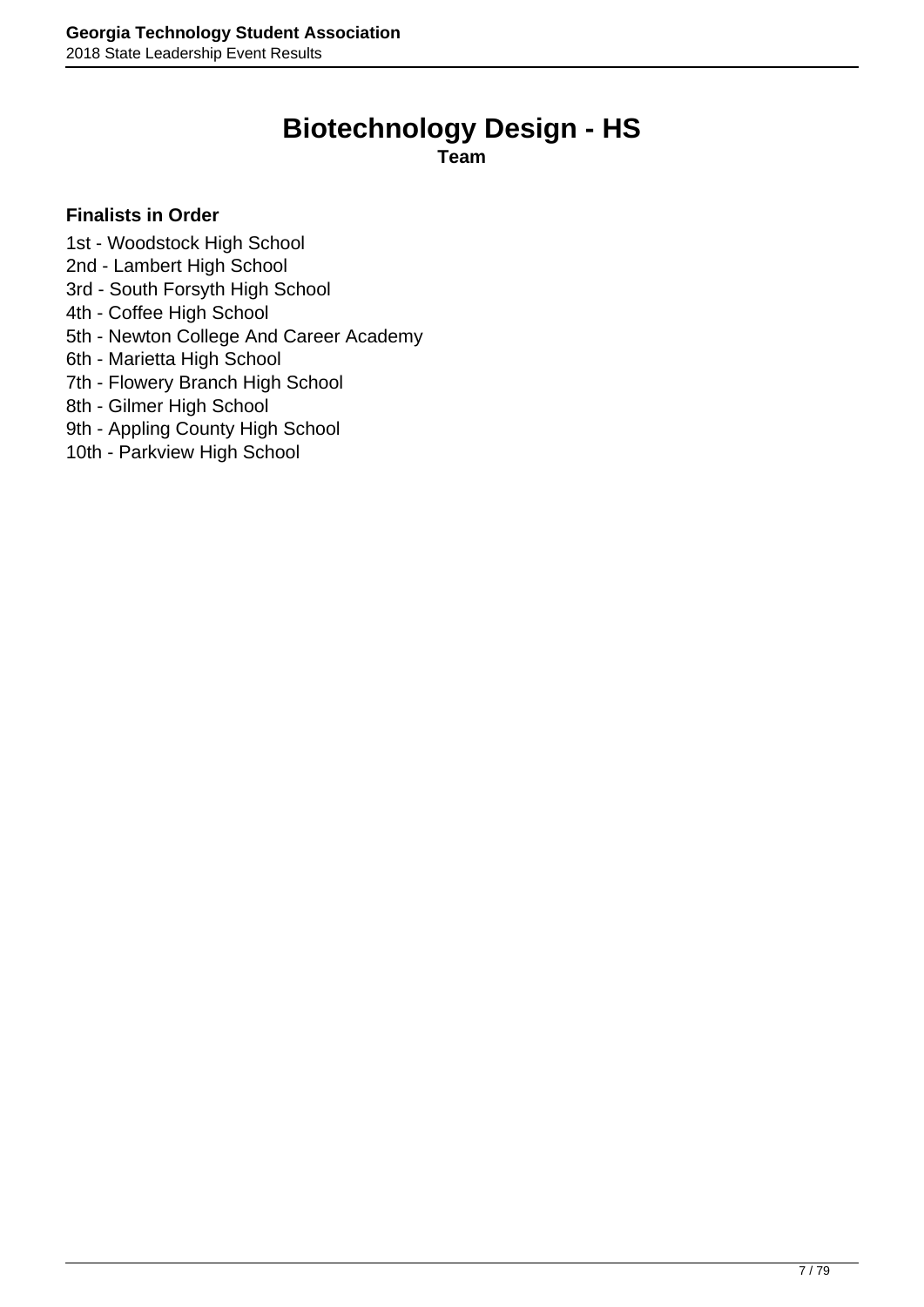# Biotechnology Design - HS

**Team**

**Finalists in Order**

1st - Woodstock High School
2nd - Lambert High School
3rd - South Forsyth High School
4th - Coffee High School
5th - Newton College And Career Academy
6th - Marietta High School
7th - Flowery Branch High School
8th - Gilmer High School
9th - Appling County High School
10th - Parkview High School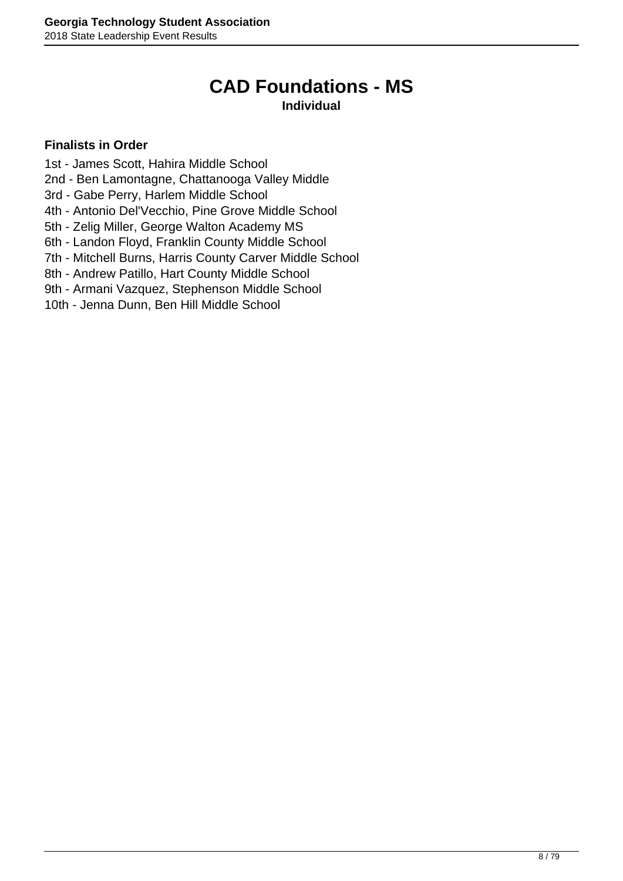# CAD Foundations - MS

**Individual**

**Finalists in Order**

1st - James Scott, Hahira Middle School
2nd - Ben Lamontagne, Chattanooga Valley Middle
3rd - Gabe Perry, Harlem Middle School
4th - Antonio Del'Vecchio, Pine Grove Middle School
5th - Zelig Miller, George Walton Academy MS
6th - Landon Floyd, Franklin County Middle School
7th - Mitchell Burns, Harris County Carver Middle School
8th - Andrew Patillo, Hart County Middle School
9th - Armani Vazquez, Stephenson Middle School
10th - Jenna Dunn, Ben Hill Middle School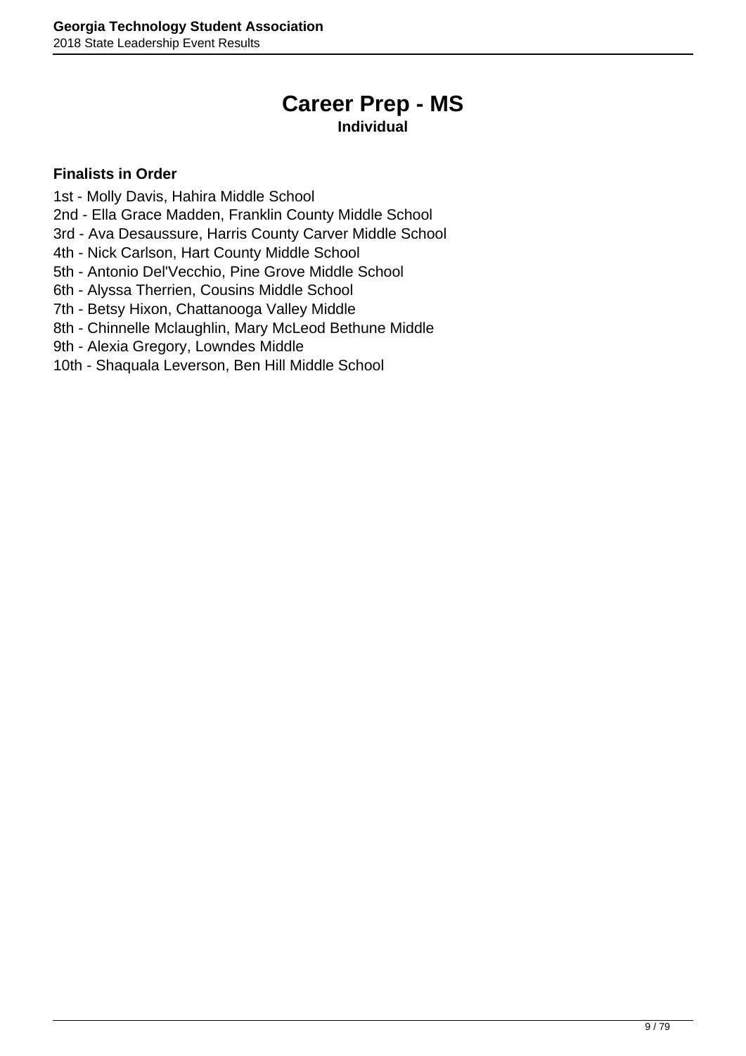# Career Prep - MS

**Individual**

**Finalists in Order**

1st - Molly Davis, Hahira Middle School
2nd - Ella Grace Madden, Franklin County Middle School
3rd - Ava Desaussure, Harris County Carver Middle School
4th - Nick Carlson, Hart County Middle School
5th - Antonio Del'Vecchio, Pine Grove Middle School
6th - Alyssa Therrien, Cousins Middle School
7th - Betsy Hixon, Chattanooga Valley Middle
8th - Chinnelle Mclaughlin, Mary McLeod Bethune Middle
9th - Alexia Gregory, Lowndes Middle
10th - Shaquala Leverson, Ben Hill Middle School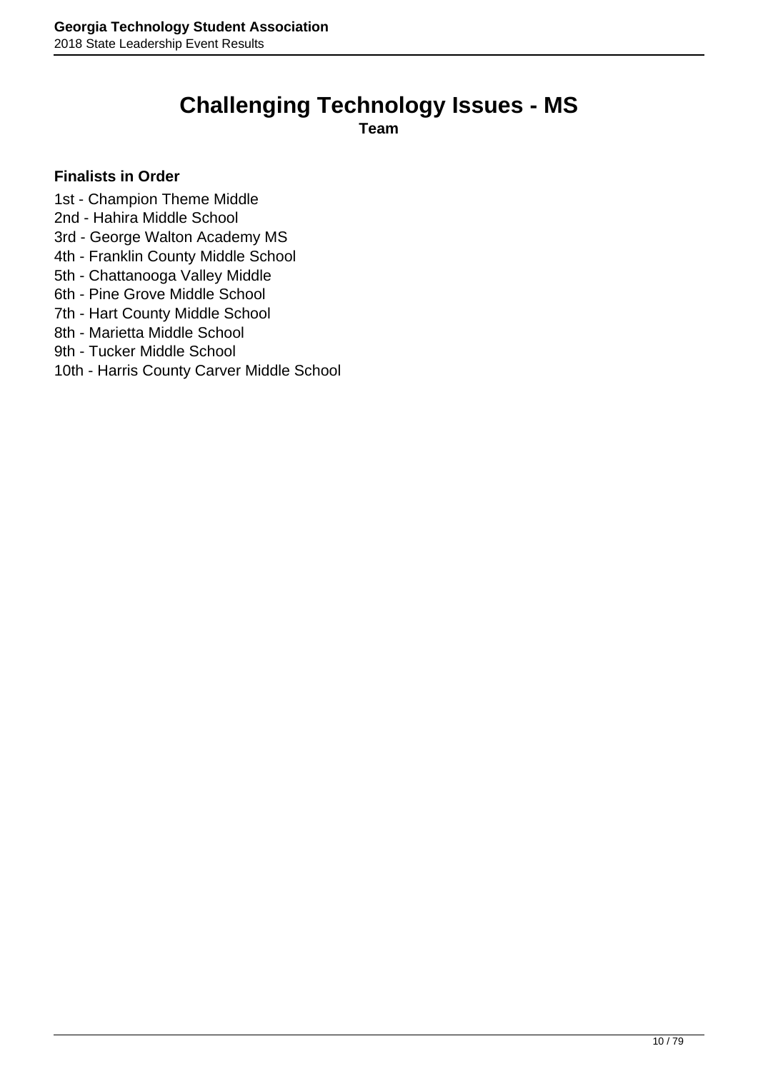# Challenging Technology Issues - MS

**Team**

**Finalists in Order**

1st - Champion Theme Middle
2nd - Hahira Middle School
3rd - George Walton Academy MS
4th - Franklin County Middle School
5th - Chattanooga Valley Middle
6th - Pine Grove Middle School
7th - Hart County Middle School
8th - Marietta Middle School
9th - Tucker Middle School
10th - Harris County Carver Middle School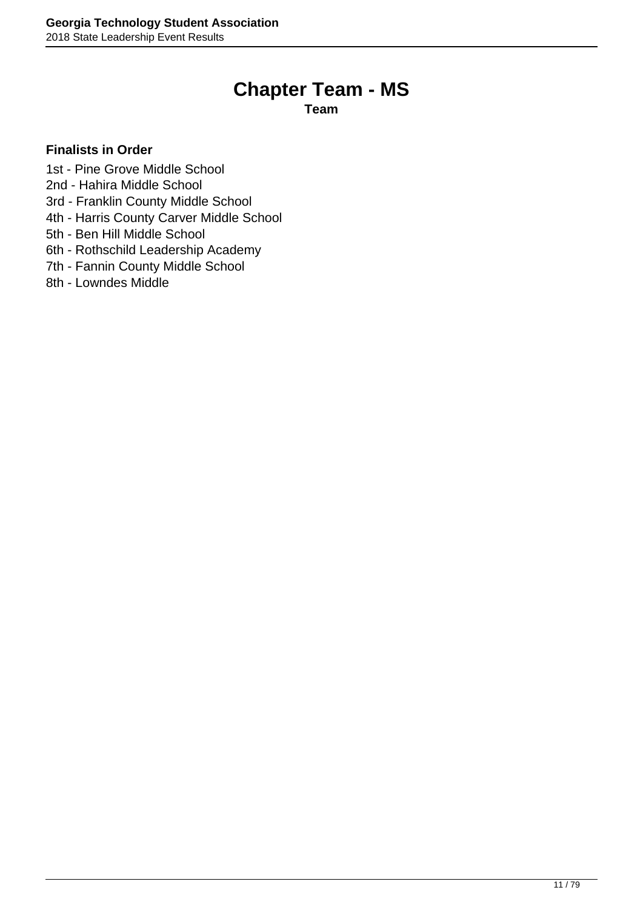# Chapter Team - MS

**Team**

**Finalists in Order**

1st - Pine Grove Middle School
2nd - Hahira Middle School
3rd - Franklin County Middle School
4th - Harris County Carver Middle School
5th - Ben Hill Middle School
6th - Rothschild Leadership Academy
7th - Fannin County Middle School
8th - Lowndes Middle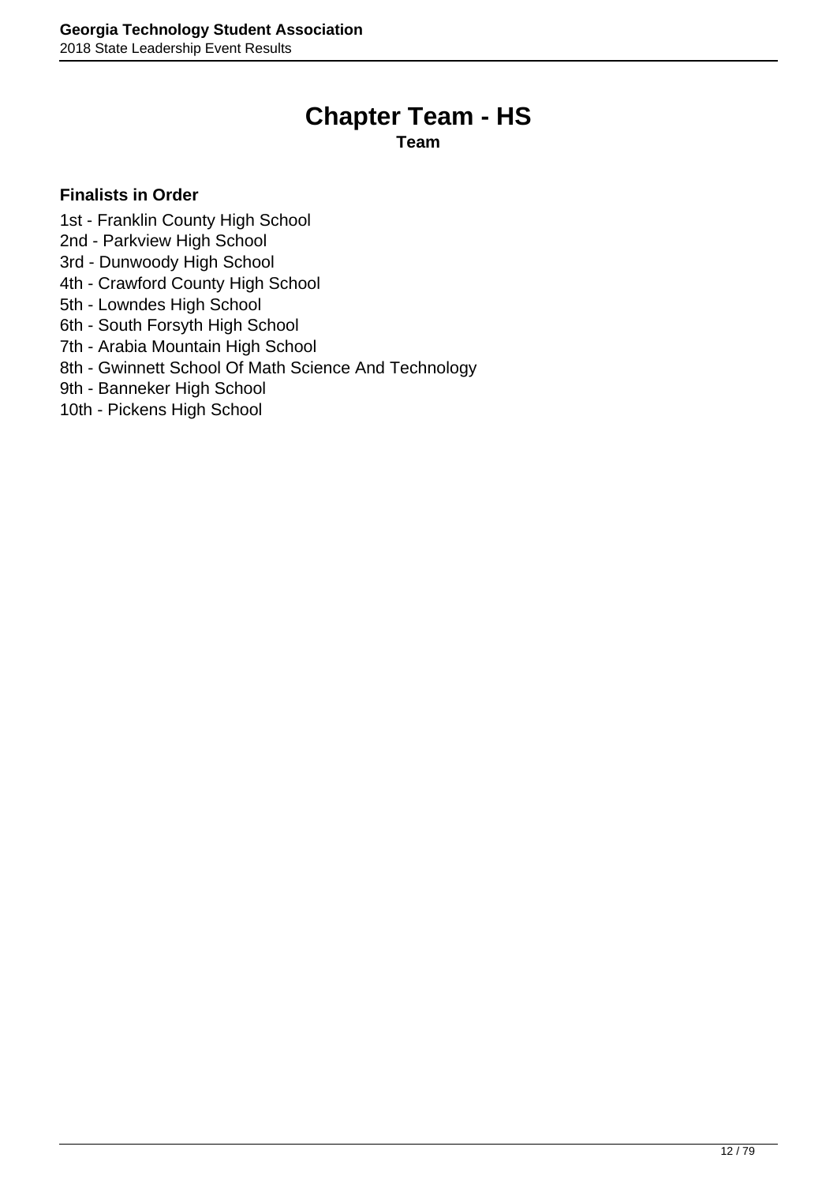# Chapter Team - HS

**Team**

**Finalists in Order**

1st - Franklin County High School
2nd - Parkview High School
3rd - Dunwoody High School
4th - Crawford County High School
5th - Lowndes High School
6th - South Forsyth High School
7th - Arabia Mountain High School
8th - Gwinnett School Of Math Science And Technology
9th - Banneker High School
10th - Pickens High School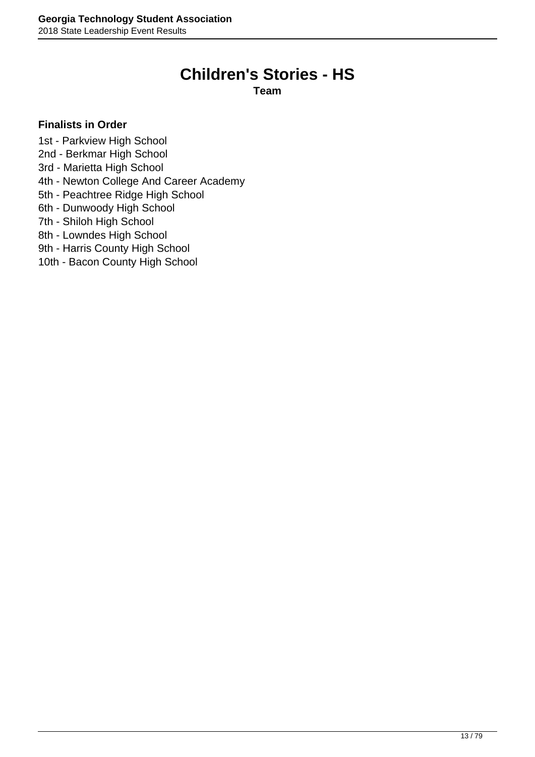# Children's Stories - HS

**Team**

**Finalists in Order**

1st - Parkview High School
2nd - Berkmar High School
3rd - Marietta High School
4th - Newton College And Career Academy
5th - Peachtree Ridge High School
6th - Dunwoody High School
7th - Shiloh High School
8th - Lowndes High School
9th - Harris County High School
10th - Bacon County High School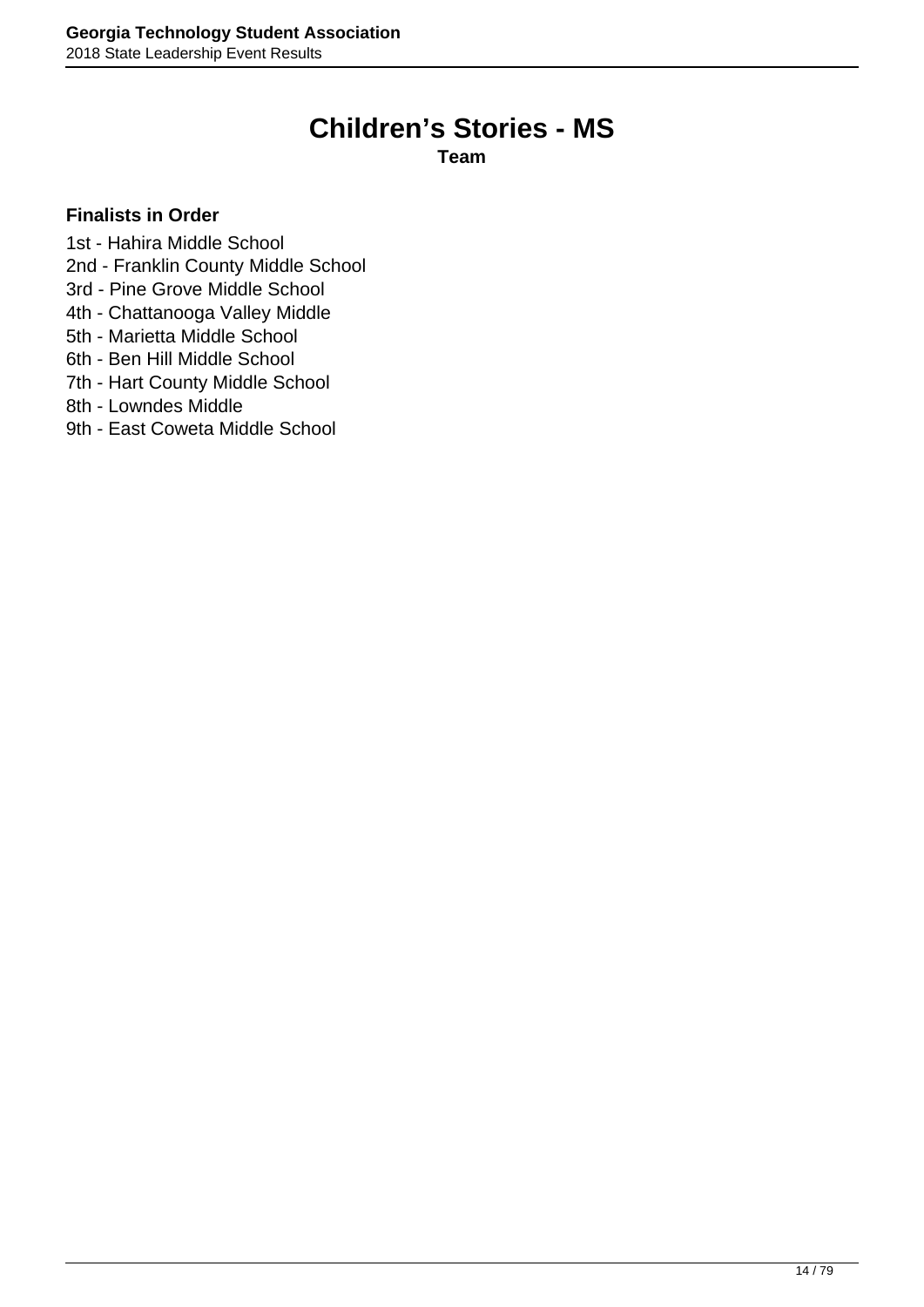# Children’s Stories - MS

**Team**

**Finalists in Order**

1st - Hahira Middle School
2nd - Franklin County Middle School
3rd - Pine Grove Middle School
4th - Chattanooga Valley Middle
5th - Marietta Middle School
6th - Ben Hill Middle School
7th - Hart County Middle School
8th - Lowndes Middle
9th - East Coweta Middle School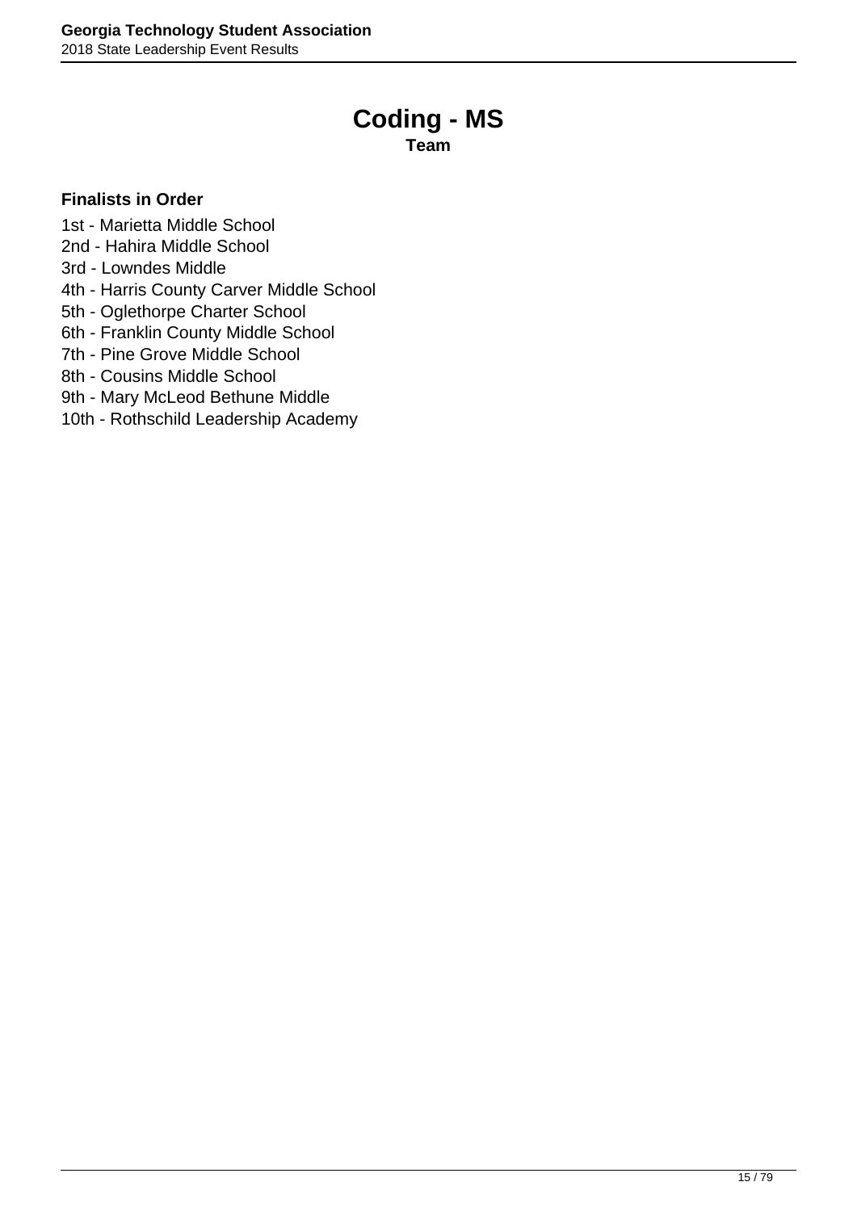# Coding - MS

**Team**

**Finalists in Order**

1st - Marietta Middle School
2nd - Hahira Middle School
3rd - Lowndes Middle
4th - Harris County Carver Middle School
5th - Oglethorpe Charter School
6th - Franklin County Middle School
7th - Pine Grove Middle School
8th - Cousins Middle School
9th - Mary McLeod Bethune Middle
10th - Rothschild Leadership Academy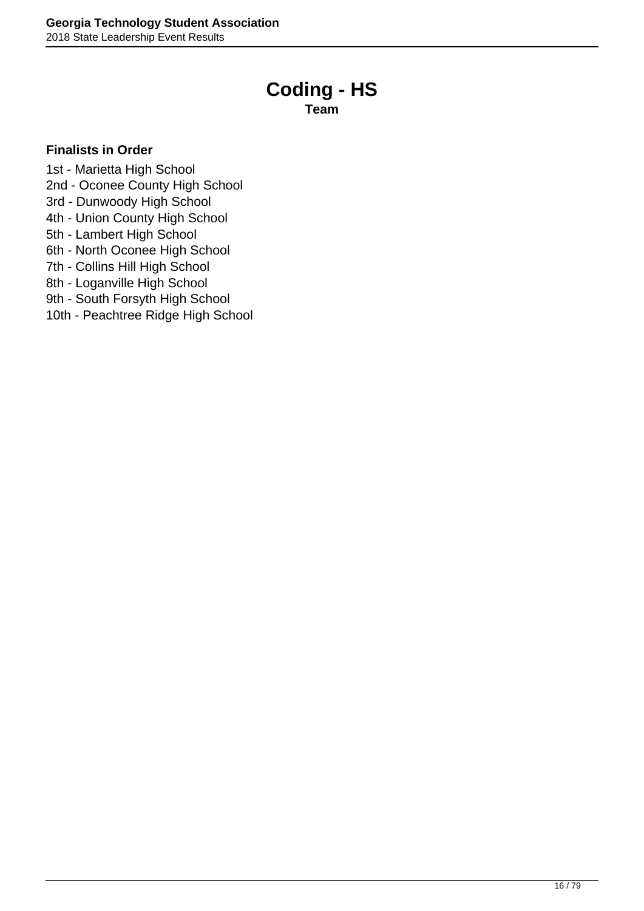# Coding - HS

**Team**

### Finalists in Order

1st - Marietta High School
2nd - Oconee County High School
3rd - Dunwoody High School
4th - Union County High School
5th - Lambert High School
6th - North Oconee High School
7th - Collins Hill High School
8th - Loganville High School
9th - South Forsyth High School
10th - Peachtree Ridge High School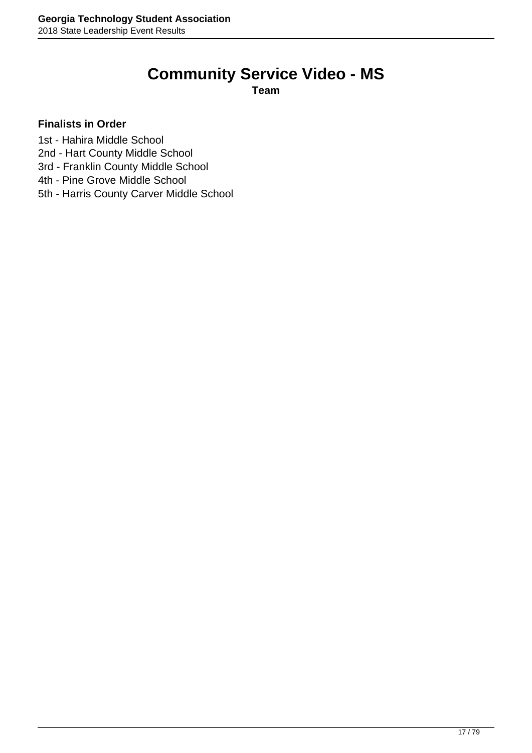# Community Service Video - MS

**Team**

**Finalists in Order**

1st - Hahira Middle School
2nd - Hart County Middle School
3rd - Franklin County Middle School
4th - Pine Grove Middle School
5th - Harris County Carver Middle School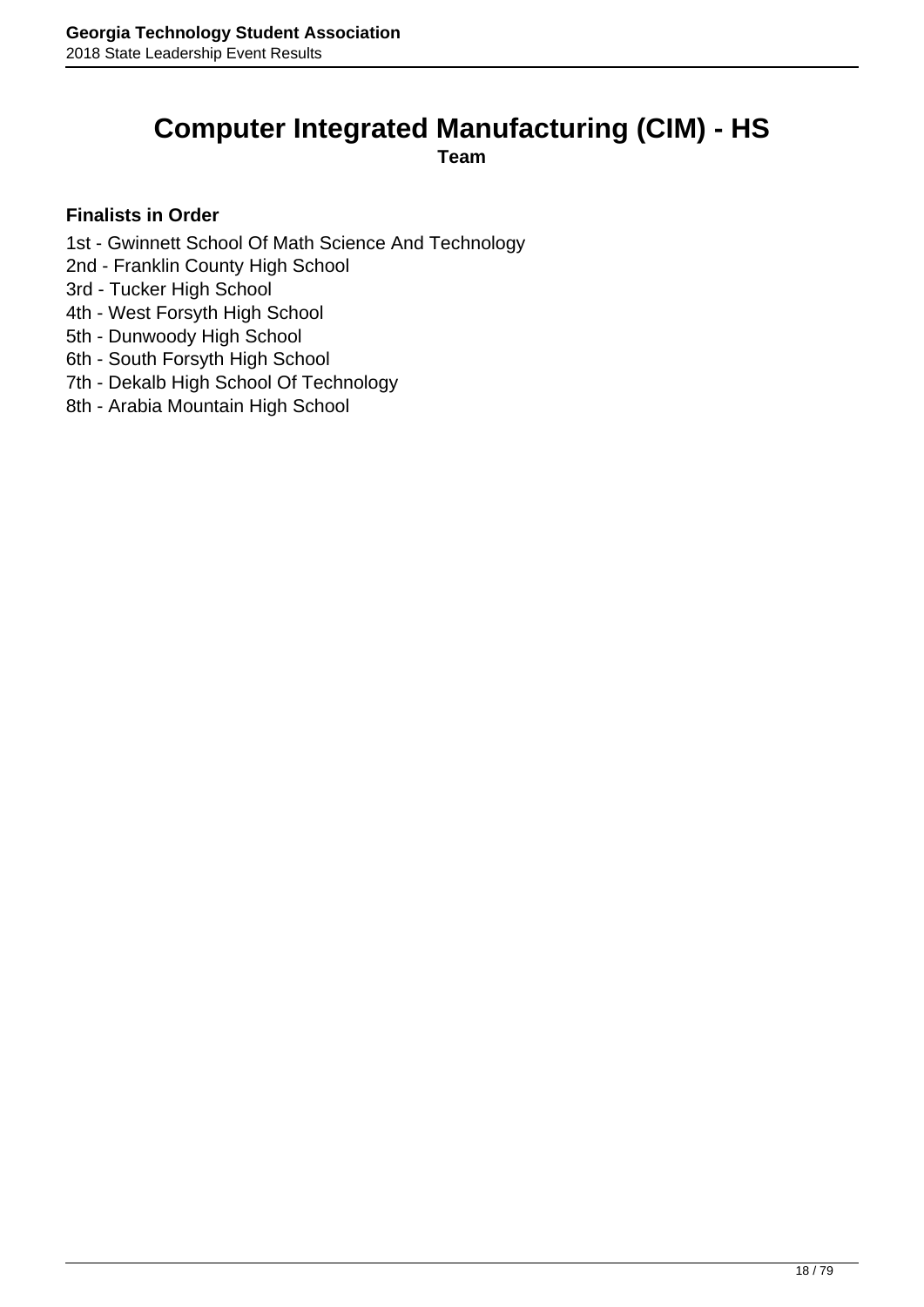# Computer Integrated Manufacturing (CIM) - HS

**Team**

**Finalists in Order**

1st - Gwinnett School Of Math Science And Technology
2nd - Franklin County High School
3rd - Tucker High School
4th - West Forsyth High School
5th - Dunwoody High School
6th - South Forsyth High School
7th - Dekalb High School Of Technology
8th - Arabia Mountain High School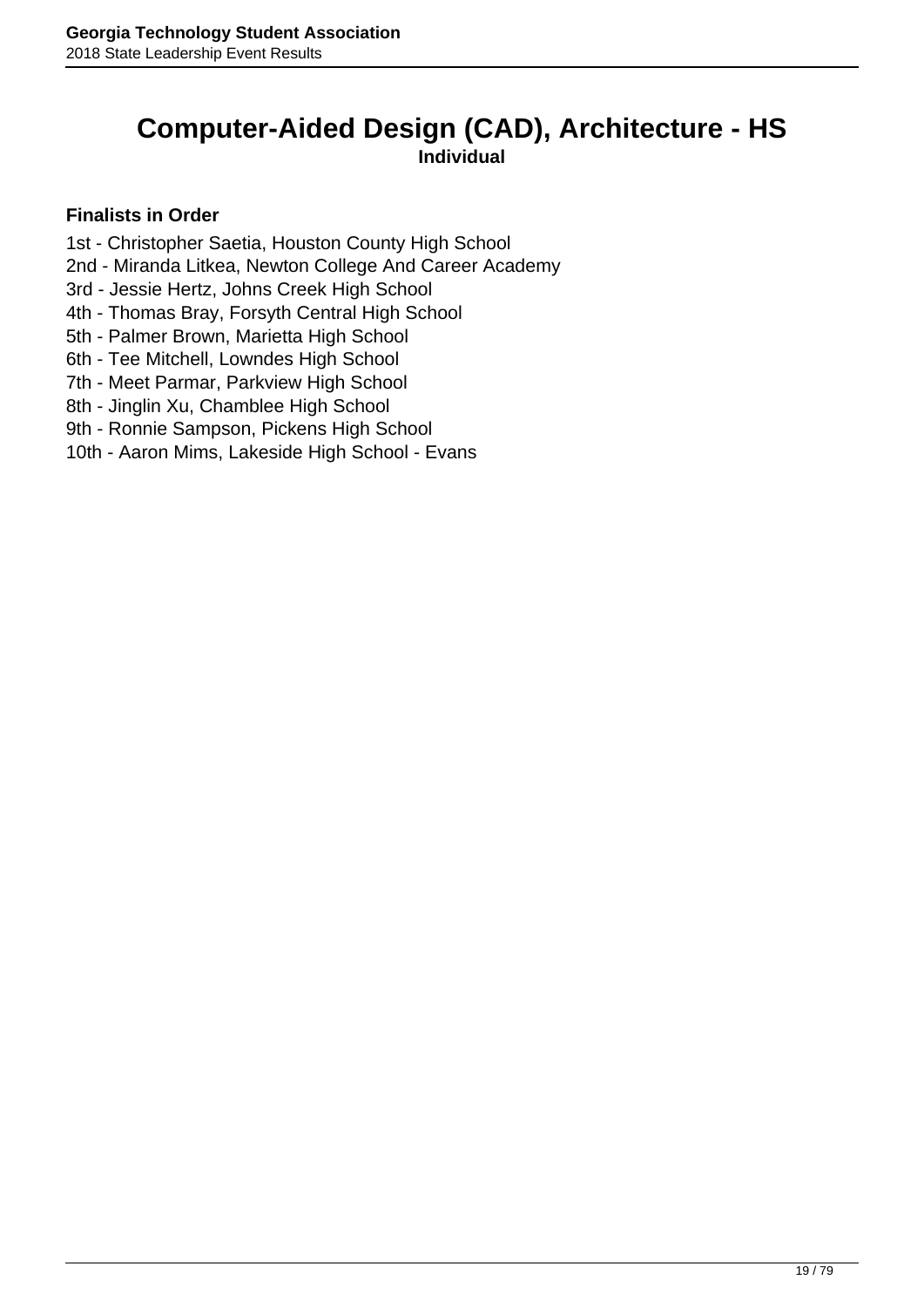# Computer-Aided Design (CAD), Architecture - HS

**Individual**

**Finalists in Order**

1st - Christopher Saetia, Houston County High School
2nd - Miranda Litkea, Newton College And Career Academy
3rd - Jessie Hertz, Johns Creek High School
4th - Thomas Bray, Forsyth Central High School
5th - Palmer Brown, Marietta High School
6th - Tee Mitchell, Lowndes High School
7th - Meet Parmar, Parkview High School
8th - Jinglin Xu, Chamblee High School
9th - Ronnie Sampson, Pickens High School
10th - Aaron Mims, Lakeside High School - Evans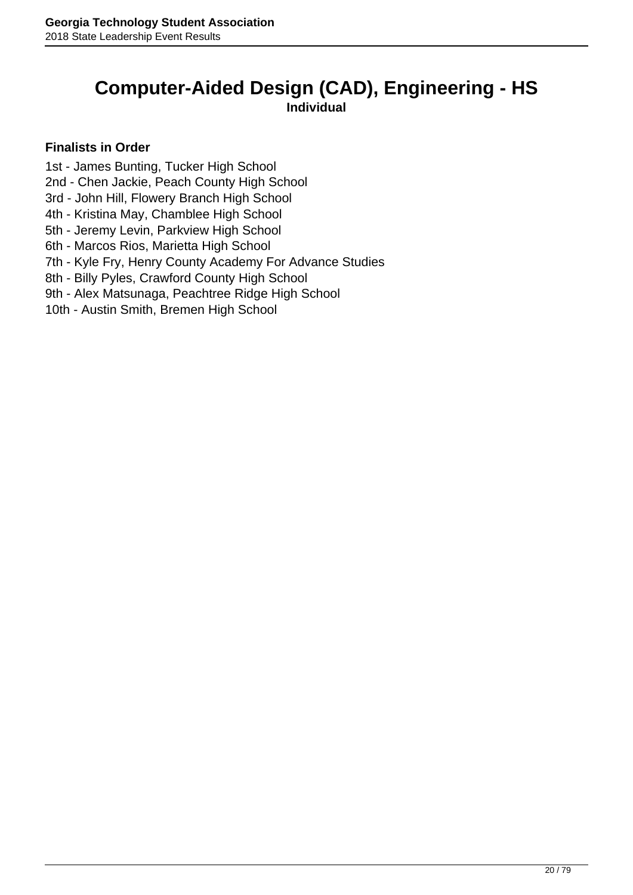# Computer-Aided Design (CAD), Engineering - HS

**Individual**

**Finalists in Order**

1st - James Bunting, Tucker High School
2nd - Chen Jackie, Peach County High School
3rd - John Hill, Flowery Branch High School
4th - Kristina May, Chamblee High School
5th - Jeremy Levin, Parkview High School
6th - Marcos Rios, Marietta High School
7th - Kyle Fry, Henry County Academy For Advance Studies
8th - Billy Pyles, Crawford County High School
9th - Alex Matsunaga, Peachtree Ridge High School
10th - Austin Smith, Bremen High School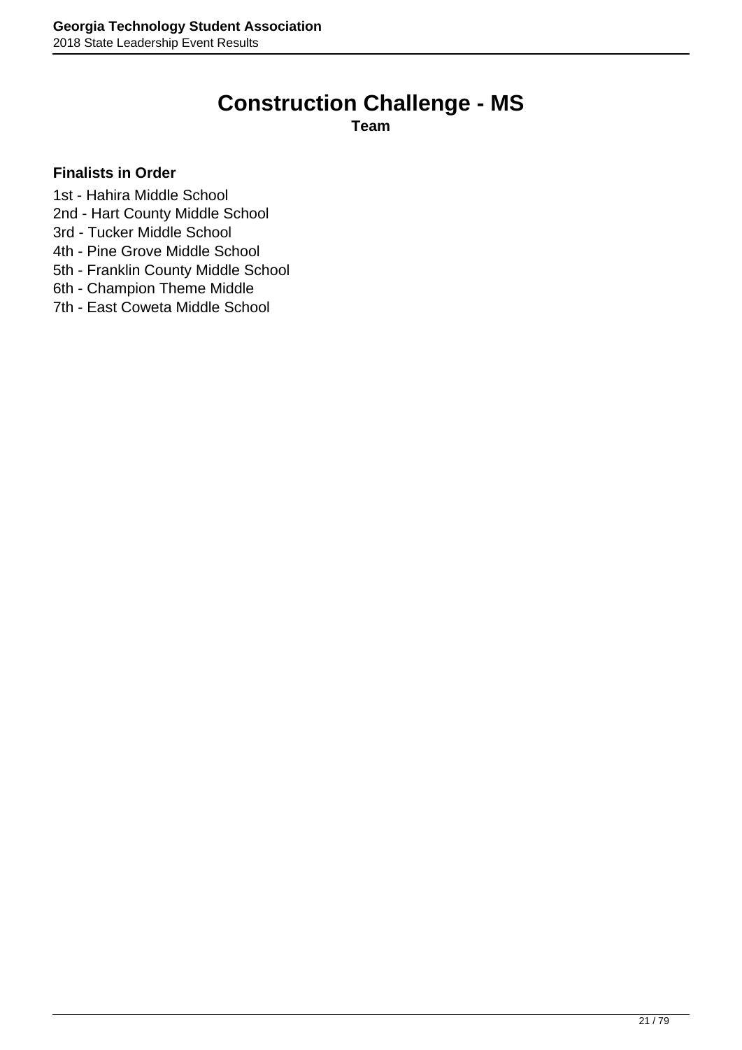# Construction Challenge - MS

**Team**

**Finalists in Order**

1st - Hahira Middle School
2nd - Hart County Middle School
3rd - Tucker Middle School
4th - Pine Grove Middle School
5th - Franklin County Middle School
6th - Champion Theme Middle
7th - East Coweta Middle School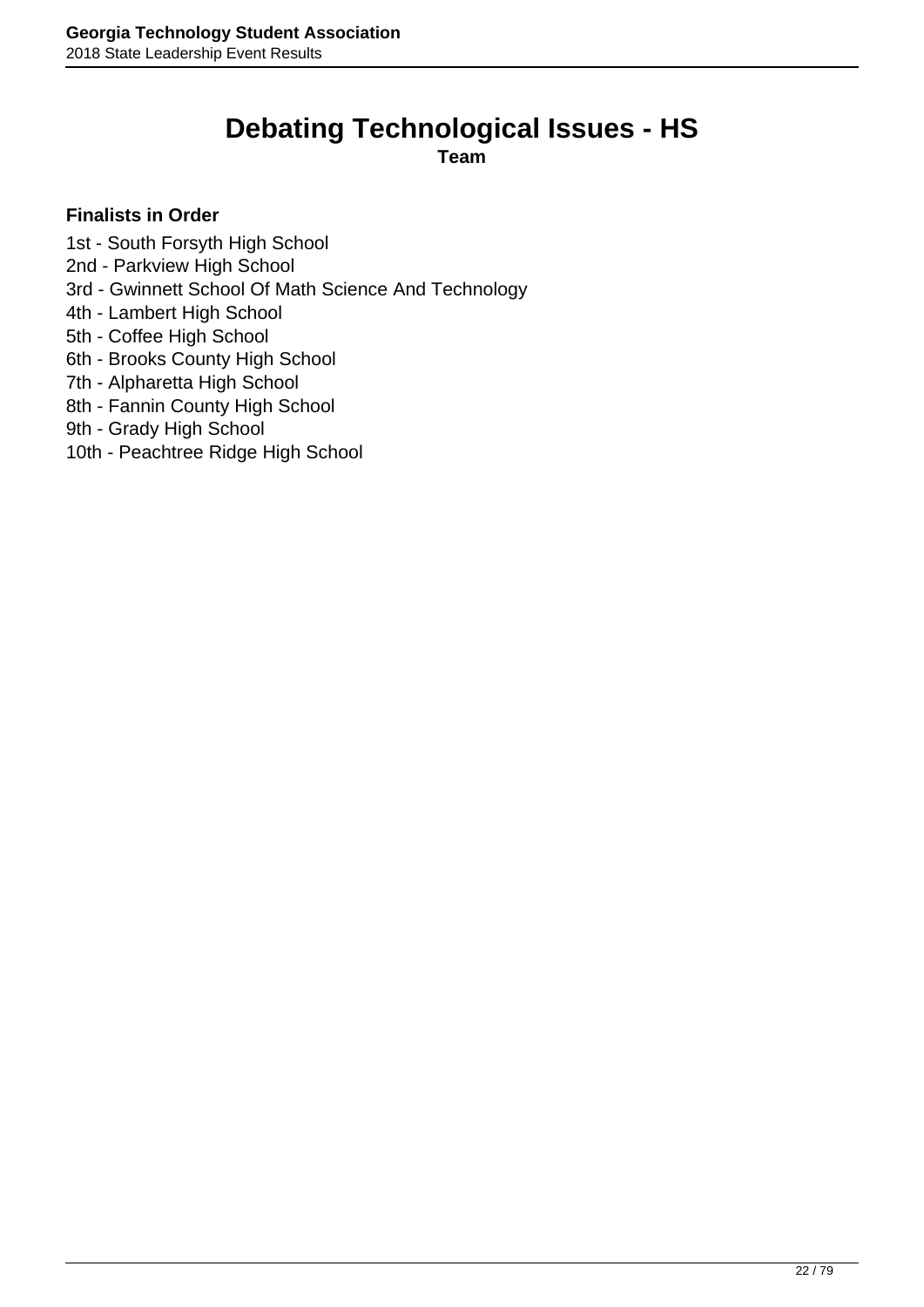# Debating Technological Issues - HS

**Team**

**Finalists in Order**

1st - South Forsyth High School
2nd - Parkview High School
3rd - Gwinnett School Of Math Science And Technology
4th - Lambert High School
5th - Coffee High School
6th - Brooks County High School
7th - Alpharetta High School
8th - Fannin County High School
9th - Grady High School
10th - Peachtree Ridge High School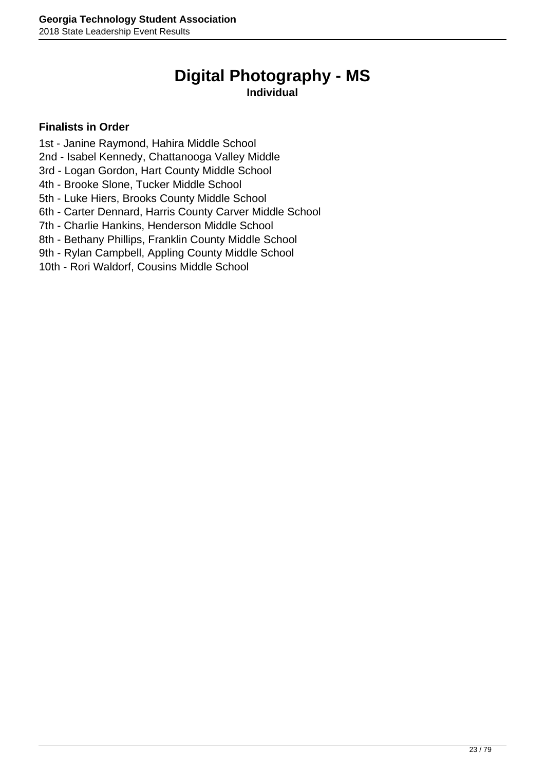# Digital Photography - MS

**Individual**

**Finalists in Order**

1st - Janine Raymond, Hahira Middle School
2nd - Isabel Kennedy, Chattanooga Valley Middle
3rd - Logan Gordon, Hart County Middle School
4th - Brooke Slone, Tucker Middle School
5th - Luke Hiers, Brooks County Middle School
6th - Carter Dennard, Harris County Carver Middle School
7th - Charlie Hankins, Henderson Middle School
8th - Bethany Phillips, Franklin County Middle School
9th - Rylan Campbell, Appling County Middle School
10th - Rori Waldorf, Cousins Middle School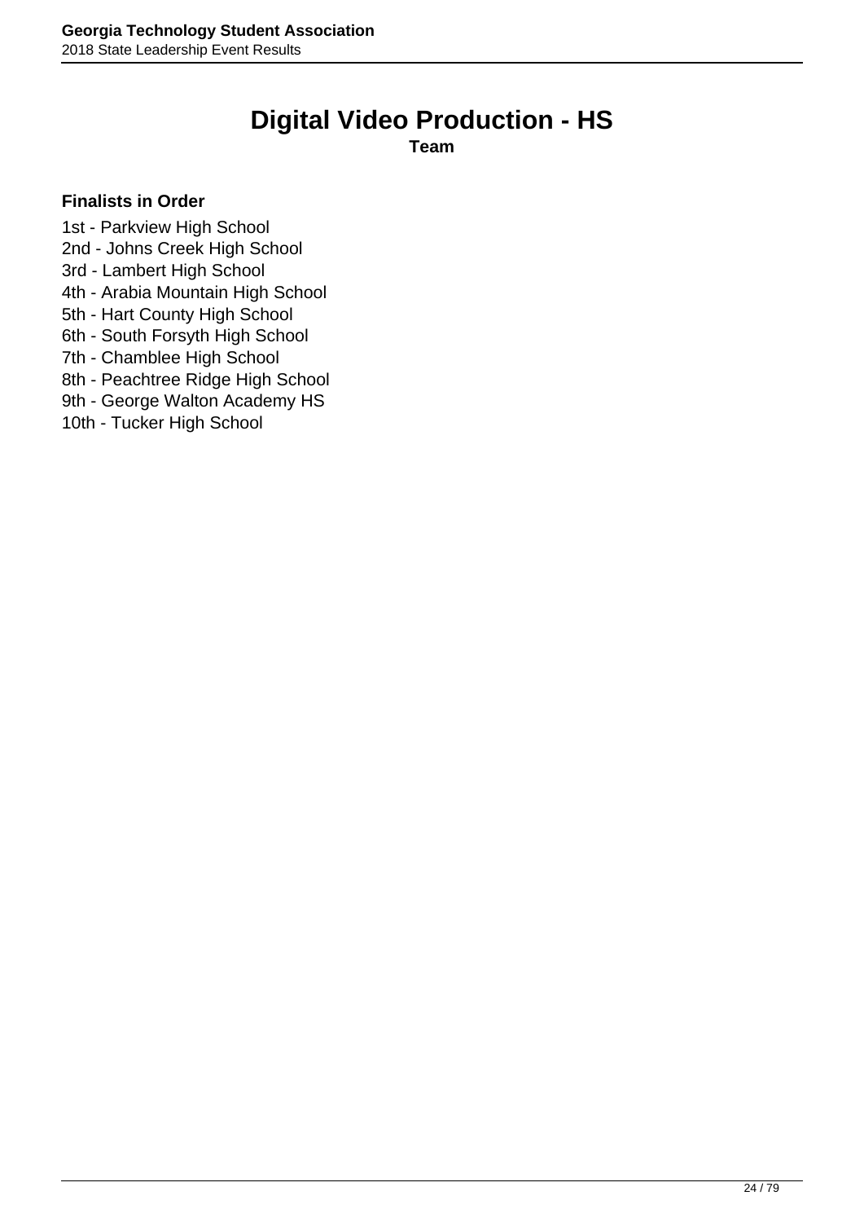# Digital Video Production - HS

**Team**

**Finalists in Order**

1st - Parkview High School
2nd - Johns Creek High School
3rd - Lambert High School
4th - Arabia Mountain High School
5th - Hart County High School
6th - South Forsyth High School
7th - Chamblee High School
8th - Peachtree Ridge High School
9th - George Walton Academy HS
10th - Tucker High School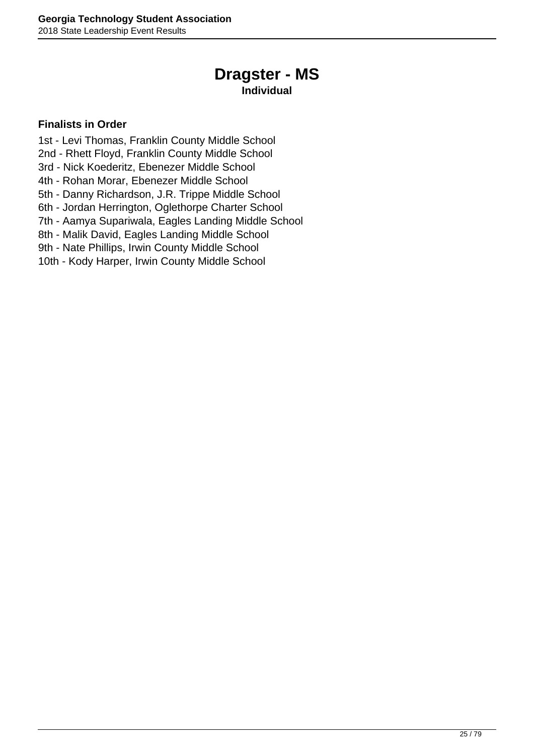# Dragster - MS

**Individual**

**Finalists in Order**

1st - Levi Thomas, Franklin County Middle School
2nd - Rhett Floyd, Franklin County Middle School
3rd - Nick Koederitz, Ebenezer Middle School
4th - Rohan Morar, Ebenezer Middle School
5th - Danny Richardson, J.R. Trippe Middle School
6th - Jordan Herrington, Oglethorpe Charter School
7th - Aamya Supariwala, Eagles Landing Middle School
8th - Malik David, Eagles Landing Middle School
9th - Nate Phillips, Irwin County Middle School
10th - Kody Harper, Irwin County Middle School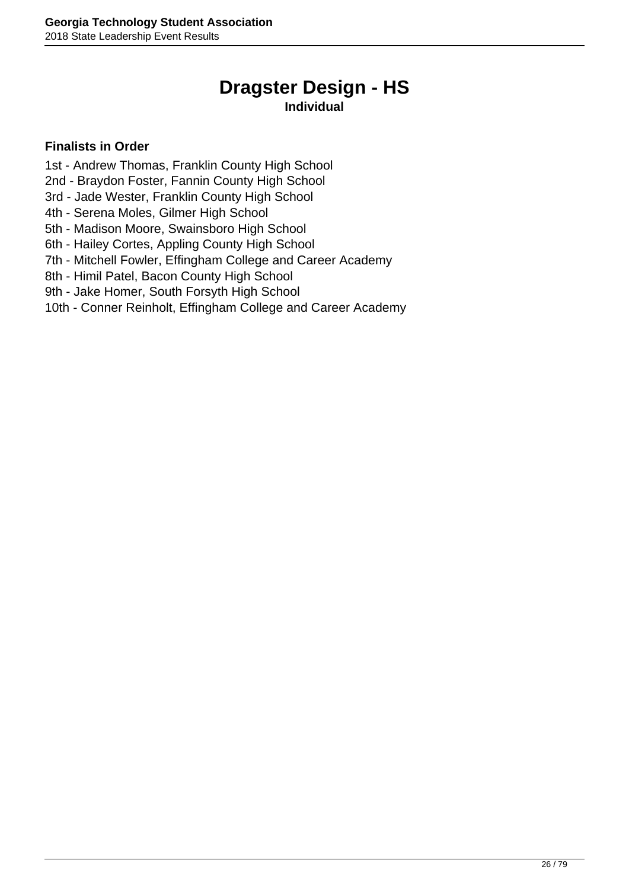# Dragster Design - HS

**Individual**

**Finalists in Order**

1st - Andrew Thomas, Franklin County High School
2nd - Braydon Foster, Fannin County High School
3rd - Jade Wester, Franklin County High School
4th - Serena Moles, Gilmer High School
5th - Madison Moore, Swainsboro High School
6th - Hailey Cortes, Appling County High School
7th - Mitchell Fowler, Effingham College and Career Academy
8th - Himil Patel, Bacon County High School
9th - Jake Homer, South Forsyth High School
10th - Conner Reinholt, Effingham College and Career Academy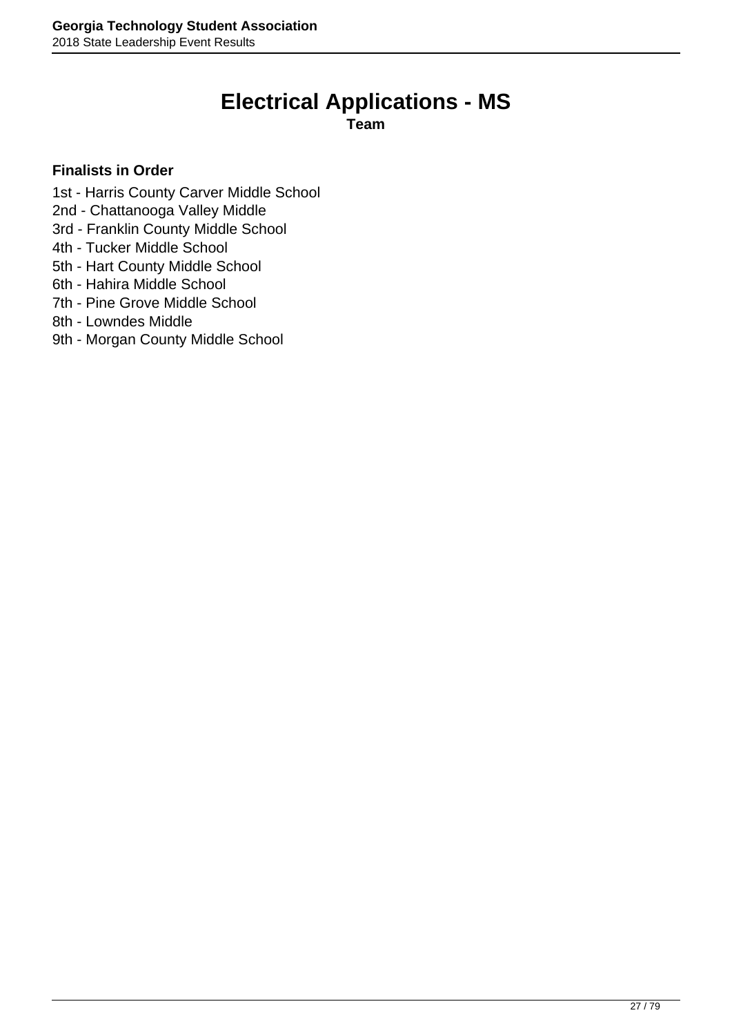# Electrical Applications - MS

**Team**

**Finalists in Order**

1st - Harris County Carver Middle School
2nd - Chattanooga Valley Middle
3rd - Franklin County Middle School
4th - Tucker Middle School
5th - Hart County Middle School
6th - Hahira Middle School
7th - Pine Grove Middle School
8th - Lowndes Middle
9th - Morgan County Middle School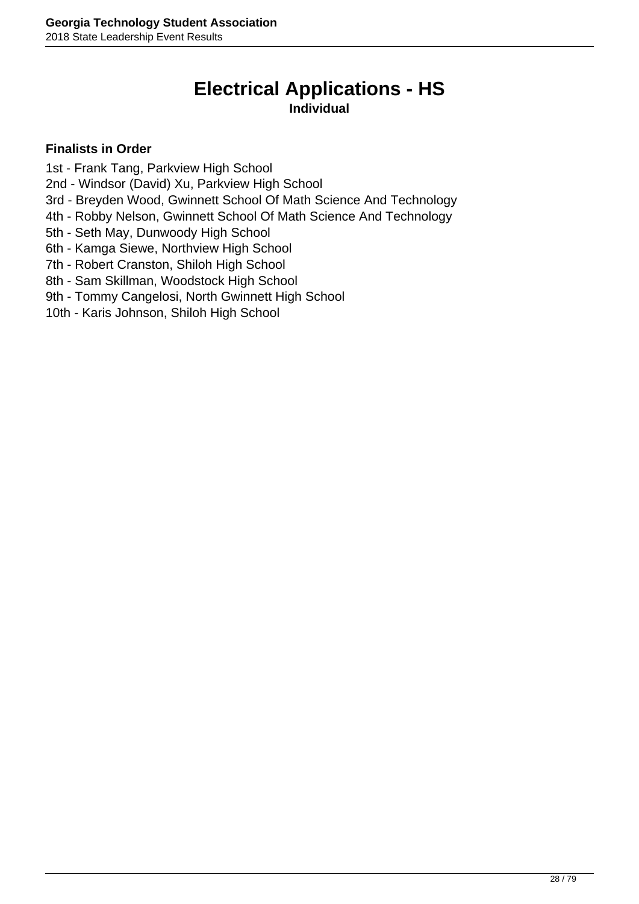# Electrical Applications - HS

**Individual**

**Finalists in Order**

1st - Frank Tang, Parkview High School
2nd - Windsor (David) Xu, Parkview High School
3rd - Breyden Wood, Gwinnett School Of Math Science And Technology
4th - Robby Nelson, Gwinnett School Of Math Science And Technology
5th - Seth May, Dunwoody High School
6th - Kamga Siewe, Northview High School
7th - Robert Cranston, Shiloh High School
8th - Sam Skillman, Woodstock High School
9th - Tommy Cangelosi, North Gwinnett High School
10th - Karis Johnson, Shiloh High School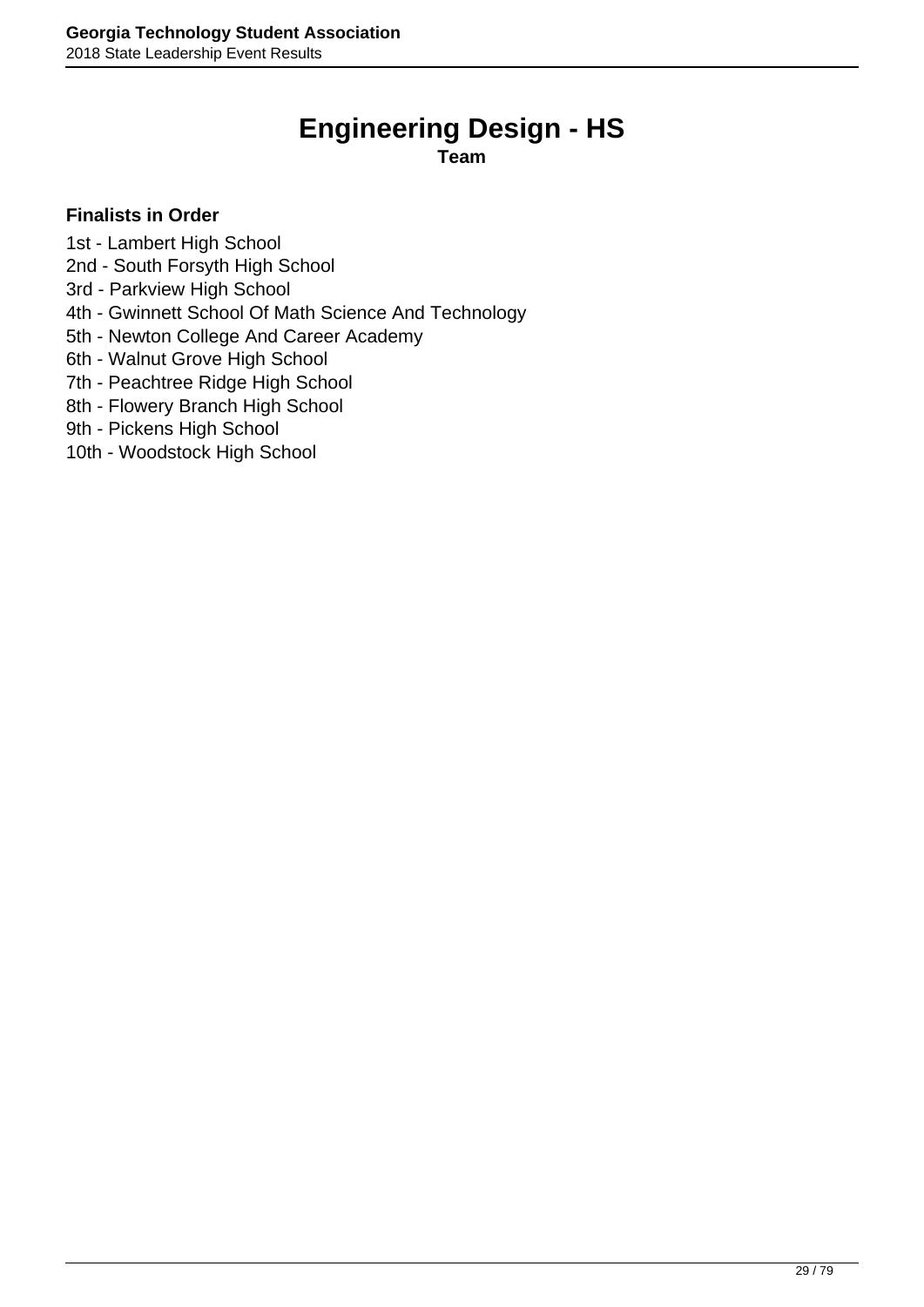# Engineering Design - HS

**Team**

**Finalists in Order**

1st - Lambert High School
2nd - South Forsyth High School
3rd - Parkview High School
4th - Gwinnett School Of Math Science And Technology
5th - Newton College And Career Academy
6th - Walnut Grove High School
7th - Peachtree Ridge High School
8th - Flowery Branch High School
9th - Pickens High School
10th - Woodstock High School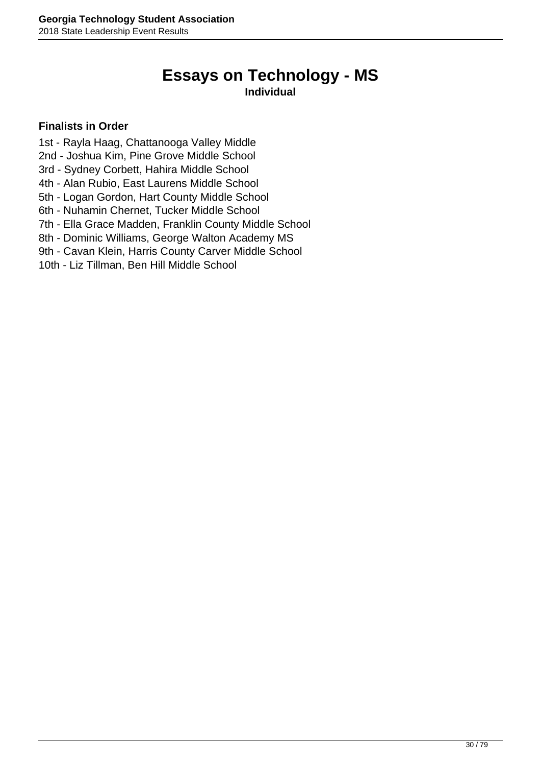# Essays on Technology - MS

**Individual**

**Finalists in Order**

1st - Rayla Haag, Chattanooga Valley Middle
2nd - Joshua Kim, Pine Grove Middle School
3rd - Sydney Corbett, Hahira Middle School
4th - Alan Rubio, East Laurens Middle School
5th - Logan Gordon, Hart County Middle School
6th - Nuhamin Chernet, Tucker Middle School
7th - Ella Grace Madden, Franklin County Middle School
8th - Dominic Williams, George Walton Academy MS
9th - Cavan Klein, Harris County Carver Middle School
10th - Liz Tillman, Ben Hill Middle School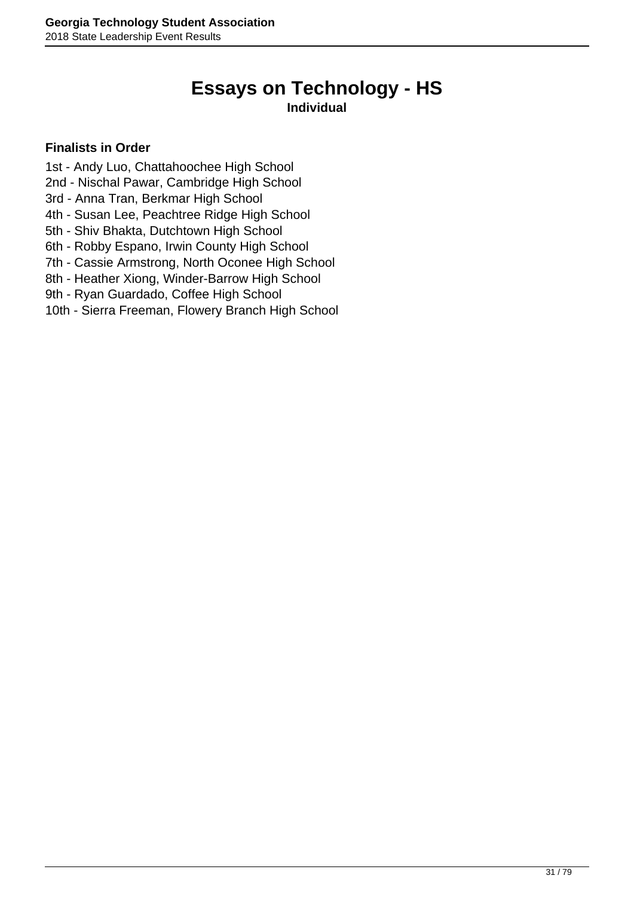# Essays on Technology - HS

**Individual**

**Finalists in Order**

1st - Andy Luo, Chattahoochee High School
2nd - Nischal Pawar, Cambridge High School
3rd - Anna Tran, Berkmar High School
4th - Susan Lee, Peachtree Ridge High School
5th - Shiv Bhakta, Dutchtown High School
6th - Robby Espano, Irwin County High School
7th - Cassie Armstrong, North Oconee High School
8th - Heather Xiong, Winder-Barrow High School
9th - Ryan Guardado, Coffee High School
10th - Sierra Freeman, Flowery Branch High School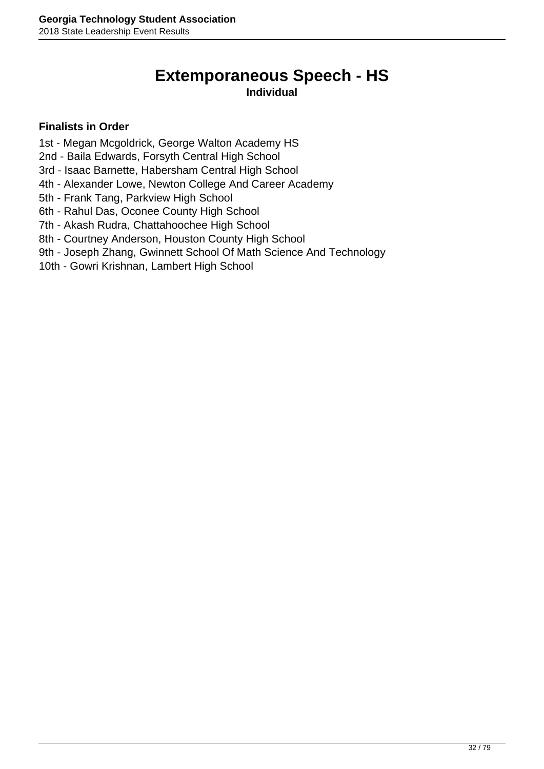# Extemporaneous Speech - HS

**Individual**

**Finalists in Order**

1st - Megan Mcgoldrick, George Walton Academy HS
2nd - Baila Edwards, Forsyth Central High School
3rd - Isaac Barnette, Habersham Central High School
4th - Alexander Lowe, Newton College And Career Academy
5th - Frank Tang, Parkview High School
6th - Rahul Das, Oconee County High School
7th - Akash Rudra, Chattahoochee High School
8th - Courtney Anderson, Houston County High School
9th - Joseph Zhang, Gwinnett School Of Math Science And Technology
10th - Gowri Krishnan, Lambert High School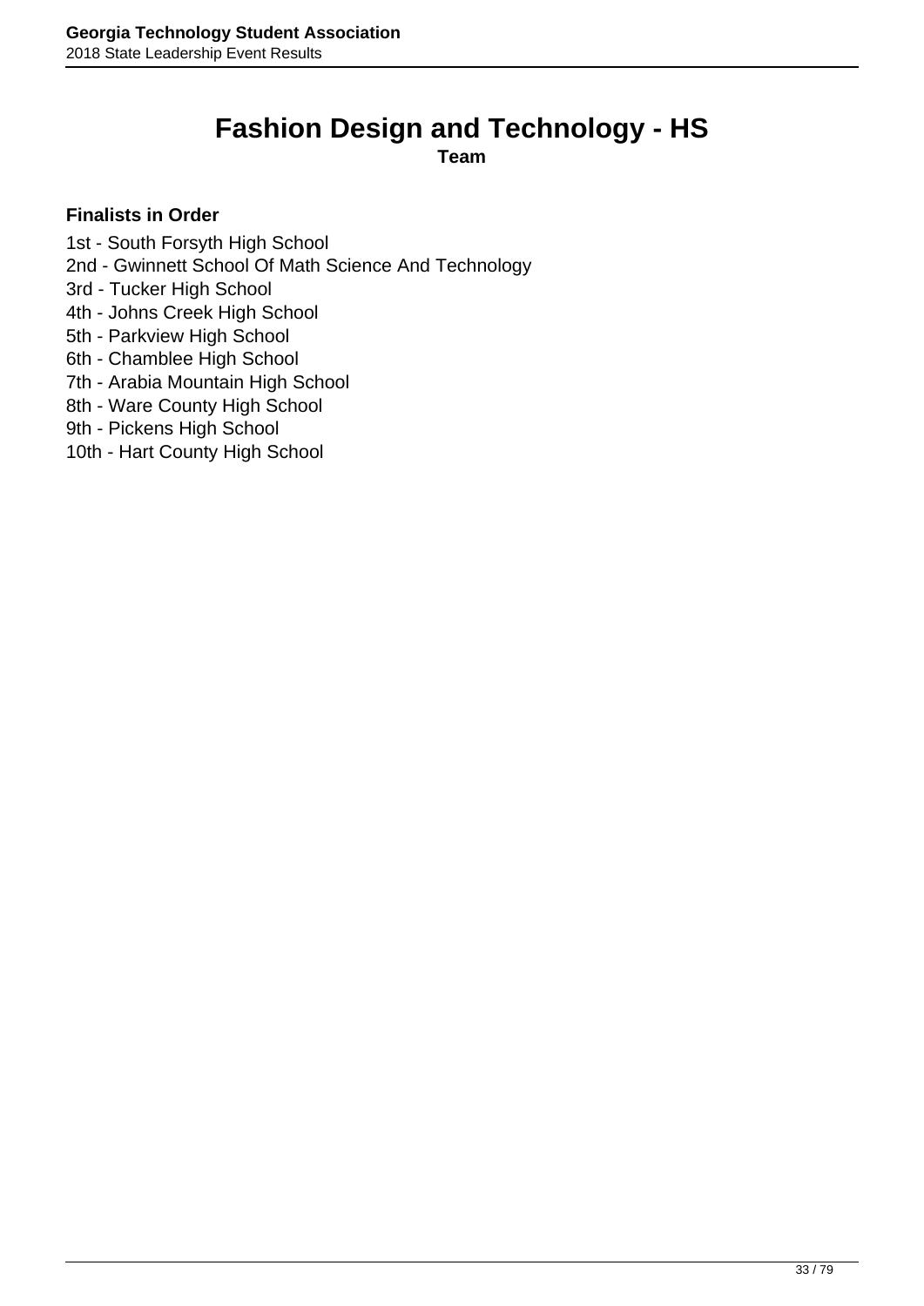# Fashion Design and Technology - HS

**Team**

**Finalists in Order**

1st - South Forsyth High School
2nd - Gwinnett School Of Math Science And Technology
3rd - Tucker High School
4th - Johns Creek High School
5th - Parkview High School
6th - Chamblee High School
7th - Arabia Mountain High School
8th - Ware County High School
9th - Pickens High School
10th - Hart County High School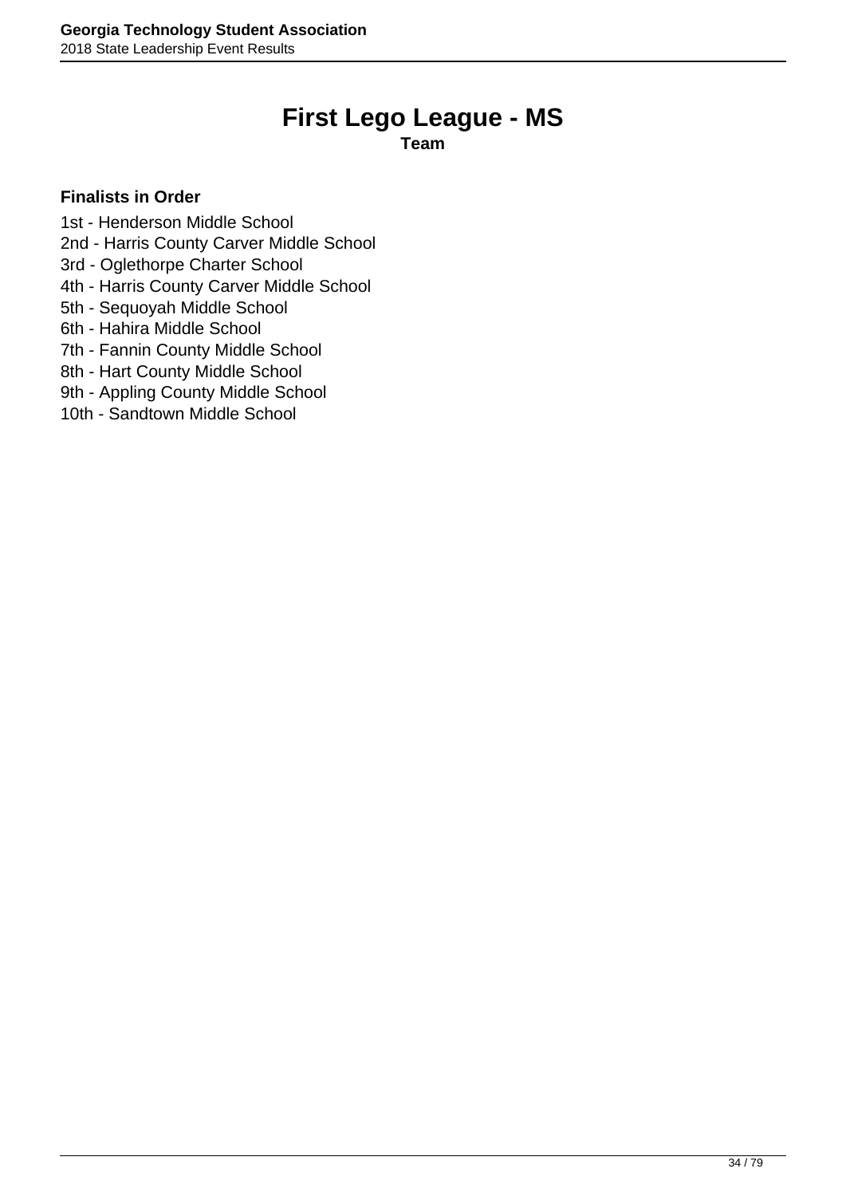# First Lego League - MS

**Team**

**Finalists in Order**

1st - Henderson Middle School
2nd - Harris County Carver Middle School
3rd - Oglethorpe Charter School
4th - Harris County Carver Middle School
5th - Sequoyah Middle School
6th - Hahira Middle School
7th - Fannin County Middle School
8th - Hart County Middle School
9th - Appling County Middle School
10th - Sandtown Middle School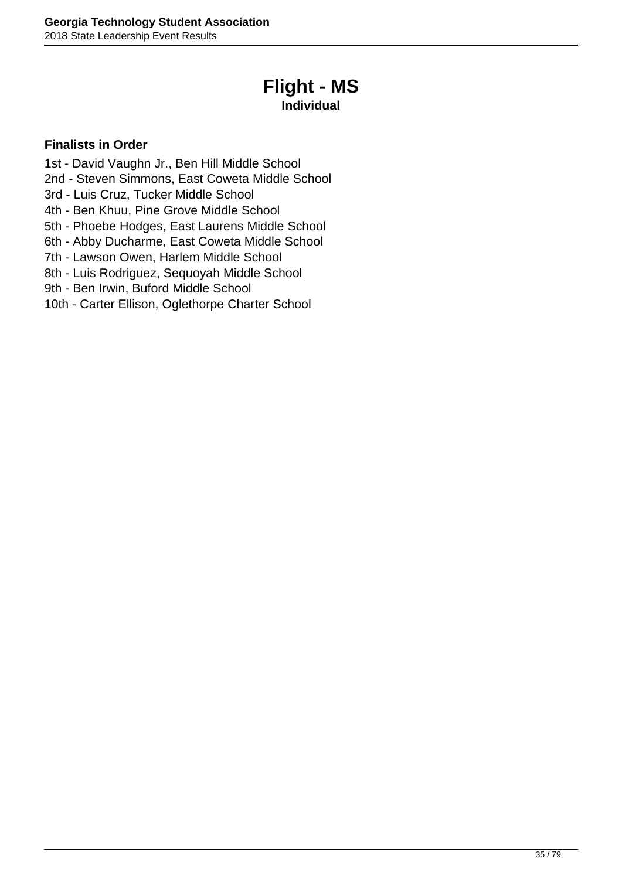# Flight - MS

**Individual**

**Finalists in Order**

1st - David Vaughn Jr., Ben Hill Middle School
2nd - Steven Simmons, East Coweta Middle School
3rd - Luis Cruz, Tucker Middle School
4th - Ben Khuu, Pine Grove Middle School
5th - Phoebe Hodges, East Laurens Middle School
6th - Abby Ducharme, East Coweta Middle School
7th - Lawson Owen, Harlem Middle School
8th - Luis Rodriguez, Sequoyah Middle School
9th - Ben Irwin, Buford Middle School
10th - Carter Ellison, Oglethorpe Charter School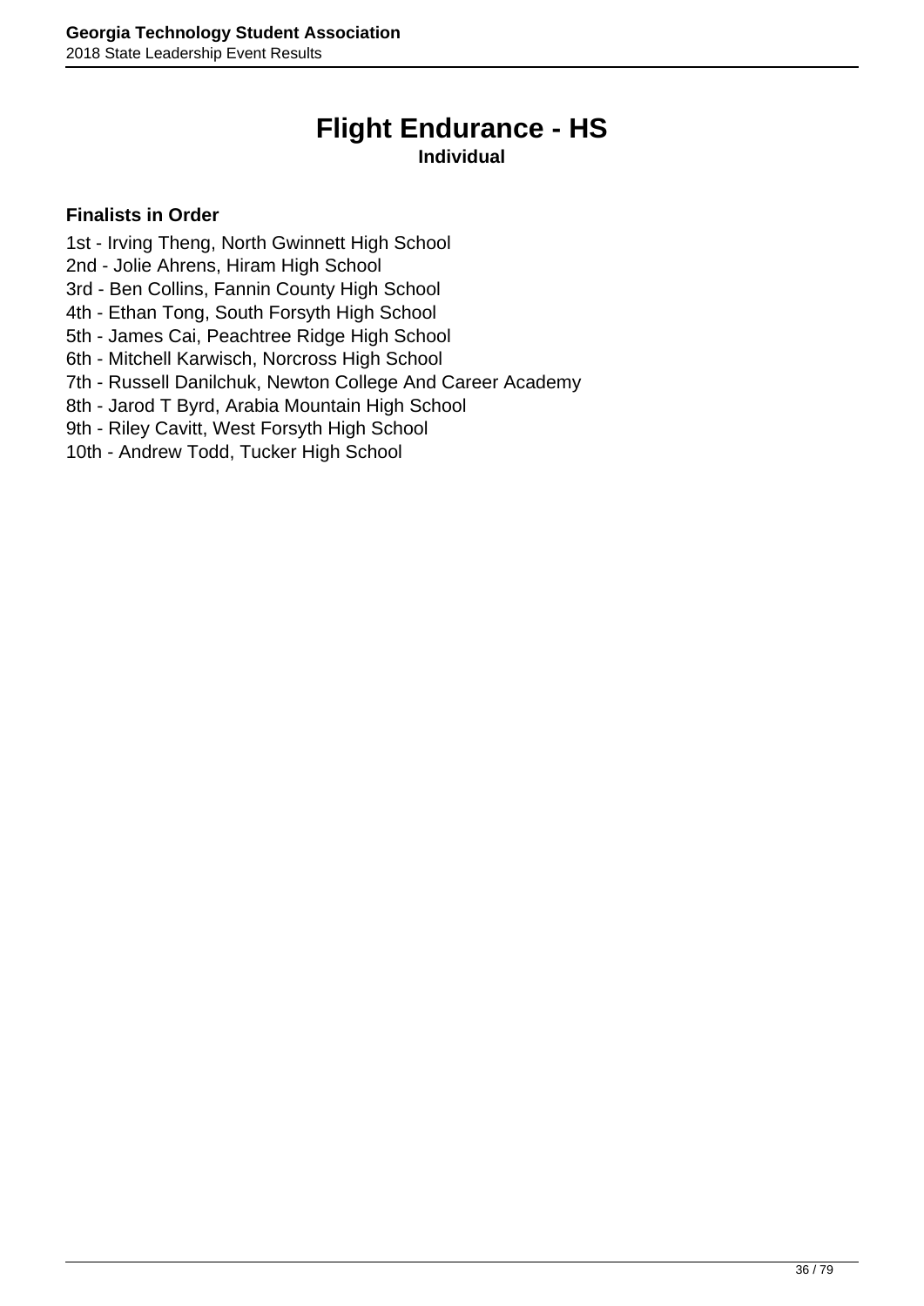# Flight Endurance - HS

**Individual**

**Finalists in Order**

1st - Irving Theng, North Gwinnett High School
2nd - Jolie Ahrens, Hiram High School
3rd - Ben Collins, Fannin County High School
4th - Ethan Tong, South Forsyth High School
5th - James Cai, Peachtree Ridge High School
6th - Mitchell Karwisch, Norcross High School
7th - Russell Danilchuk, Newton College And Career Academy
8th - Jarod T Byrd, Arabia Mountain High School
9th - Riley Cavitt, West Forsyth High School
10th - Andrew Todd, Tucker High School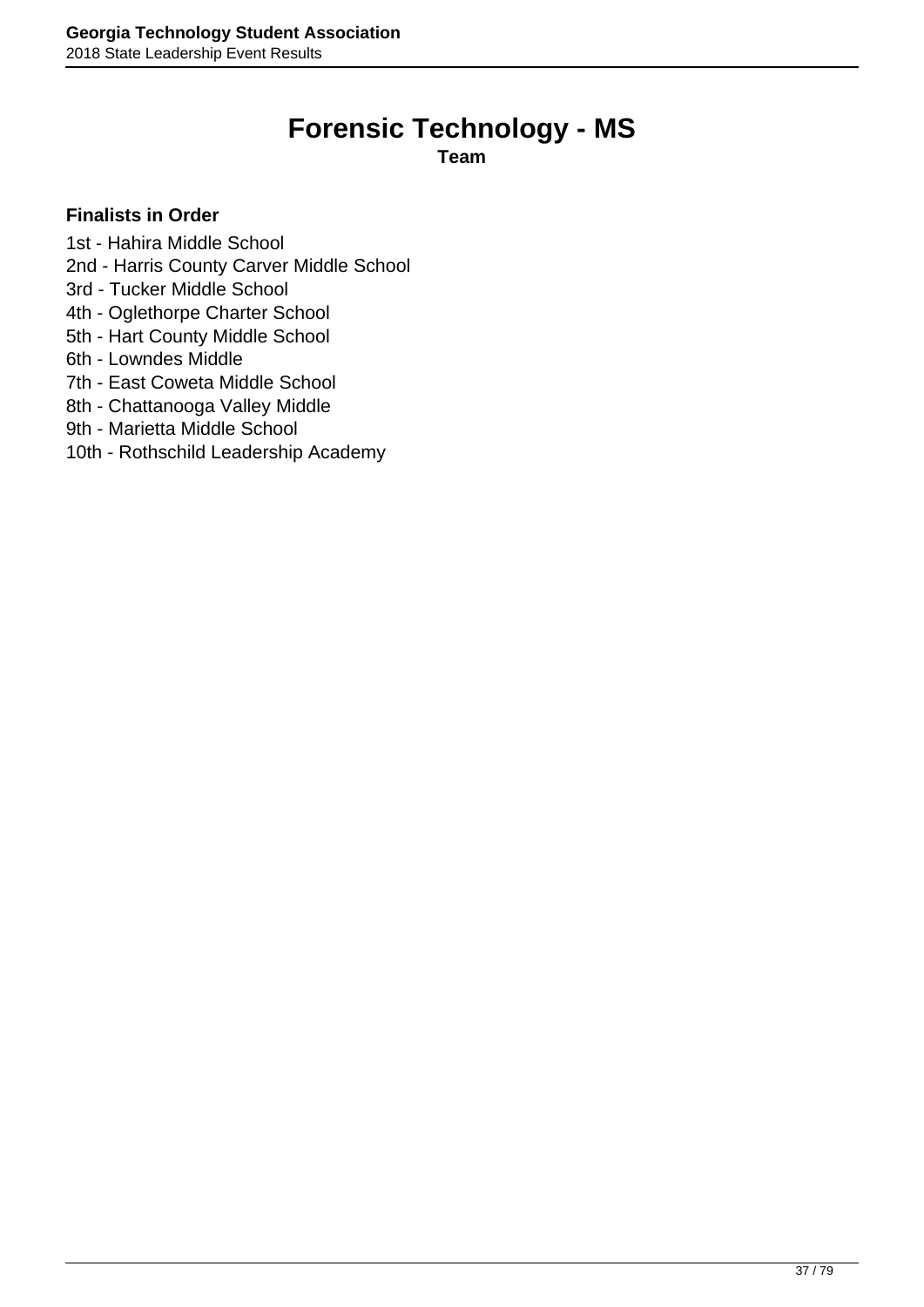# Forensic Technology - MS

**Team**

**Finalists in Order**

1st - Hahira Middle School
2nd - Harris County Carver Middle School
3rd - Tucker Middle School
4th - Oglethorpe Charter School
5th - Hart County Middle School
6th - Lowndes Middle
7th - East Coweta Middle School
8th - Chattanooga Valley Middle
9th - Marietta Middle School
10th - Rothschild Leadership Academy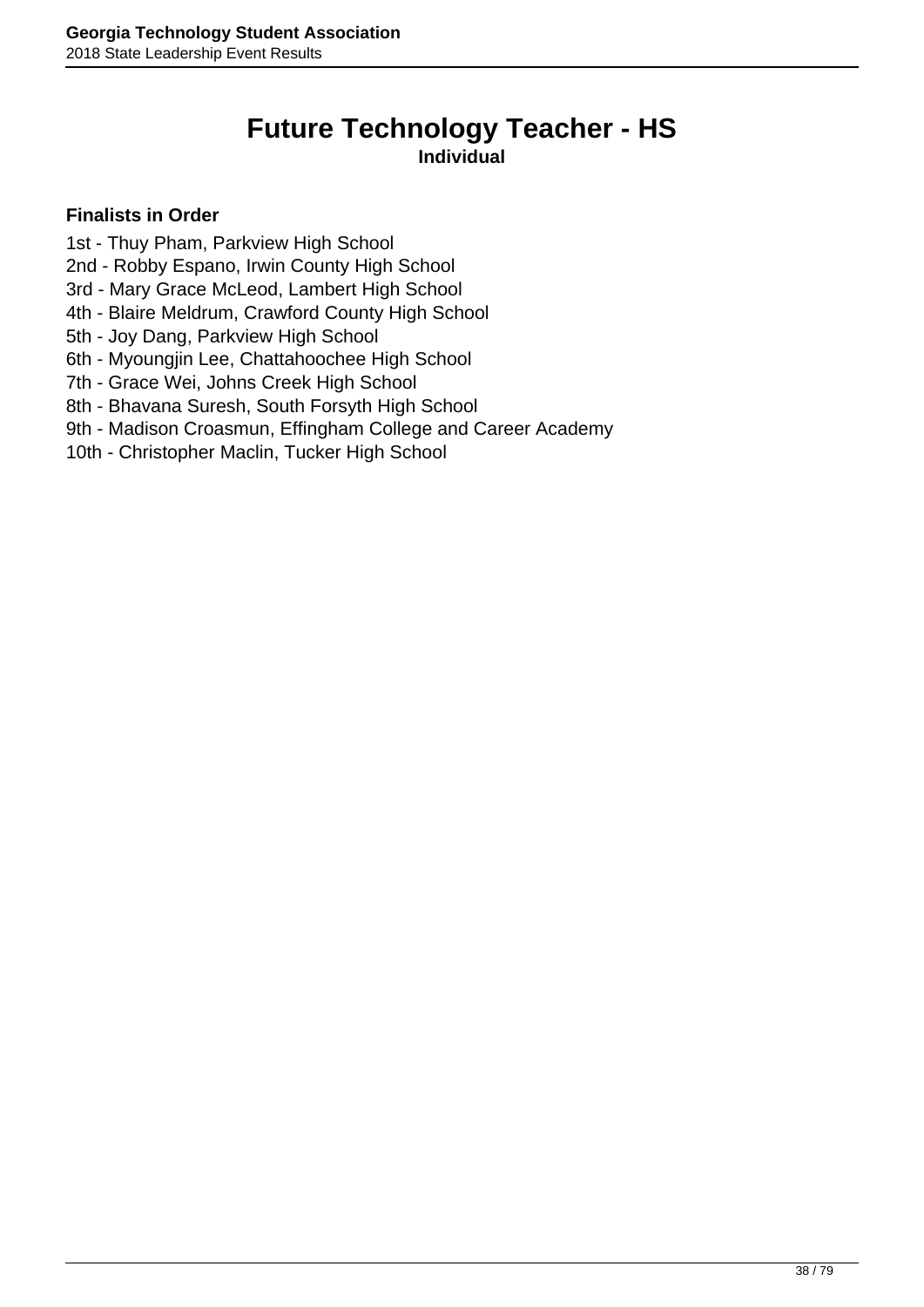# Future Technology Teacher - HS

**Individual**

**Finalists in Order**

1st - Thuy Pham, Parkview High School
2nd - Robby Espano, Irwin County High School
3rd - Mary Grace McLeod, Lambert High School
4th - Blaire Meldrum, Crawford County High School
5th - Joy Dang, Parkview High School
6th - Myoungjin Lee, Chattahoochee High School
7th - Grace Wei, Johns Creek High School
8th - Bhavana Suresh, South Forsyth High School
9th - Madison Croasmun, Effingham College and Career Academy
10th - Christopher Maclin, Tucker High School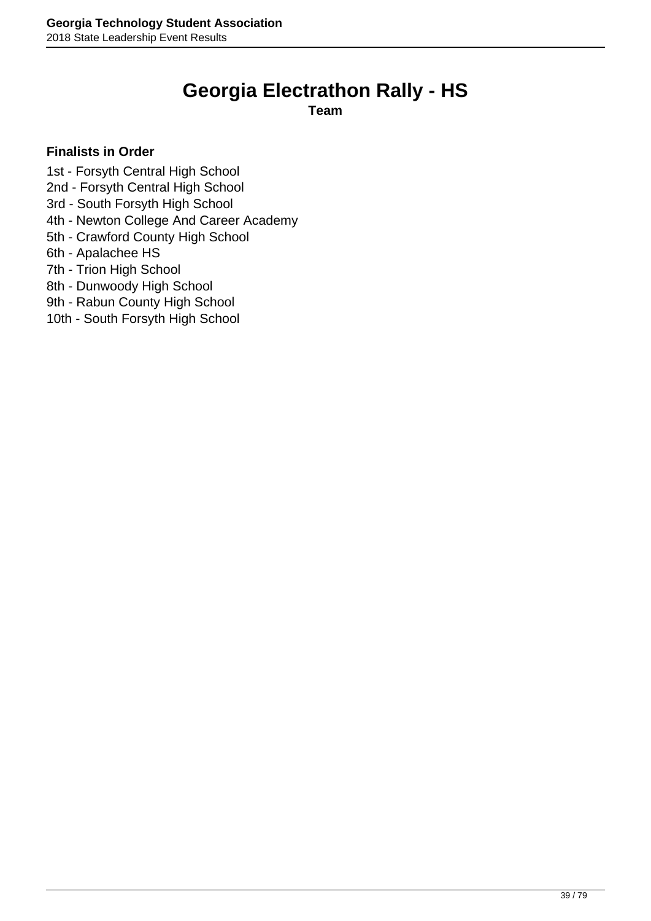# Georgia Electrathon Rally - HS

**Team**

**Finalists in Order**

1st - Forsyth Central High School
2nd - Forsyth Central High School
3rd - South Forsyth High School
4th - Newton College And Career Academy
5th - Crawford County High School
6th - Apalachee HS
7th - Trion High School
8th - Dunwoody High School
9th - Rabun County High School
10th - South Forsyth High School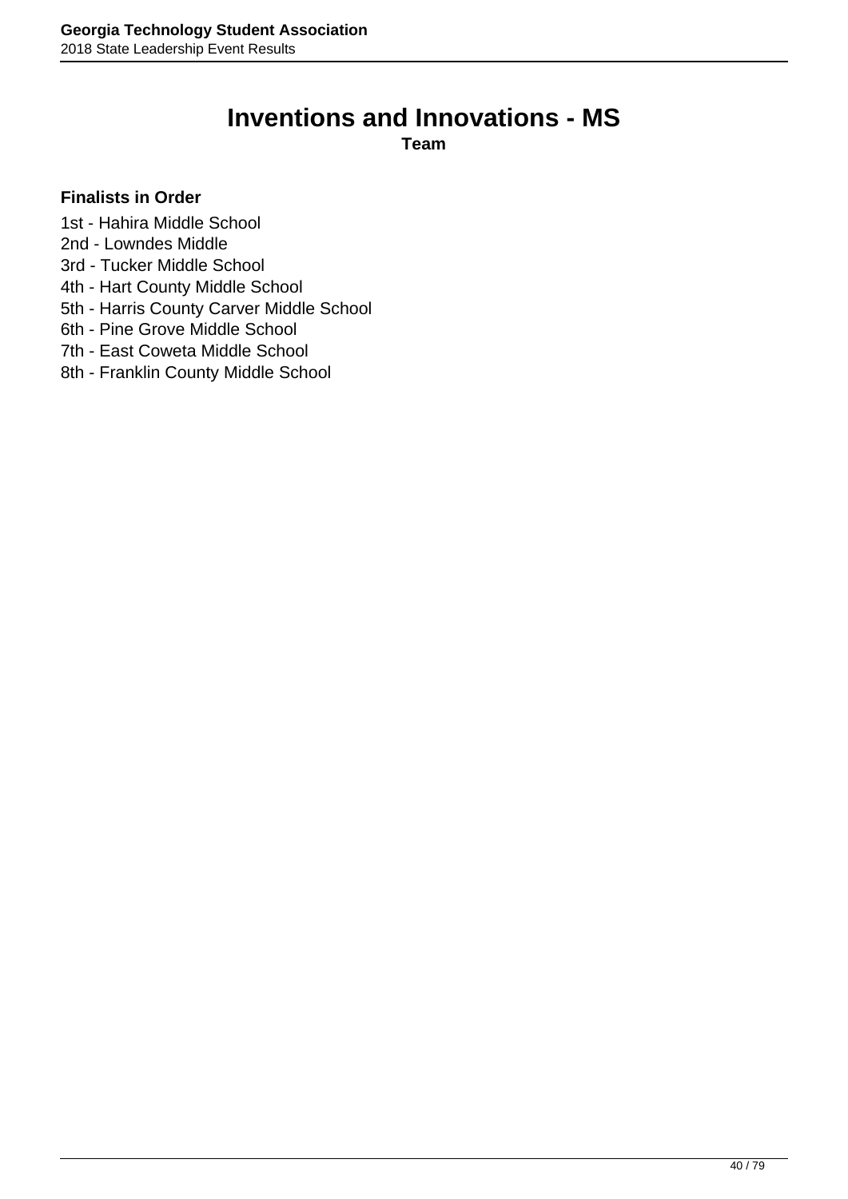# Inventions and Innovations - MS

**Team**

**Finalists in Order**

1st - Hahira Middle School
2nd - Lowndes Middle
3rd - Tucker Middle School
4th - Hart County Middle School
5th - Harris County Carver Middle School
6th - Pine Grove Middle School
7th - East Coweta Middle School
8th - Franklin County Middle School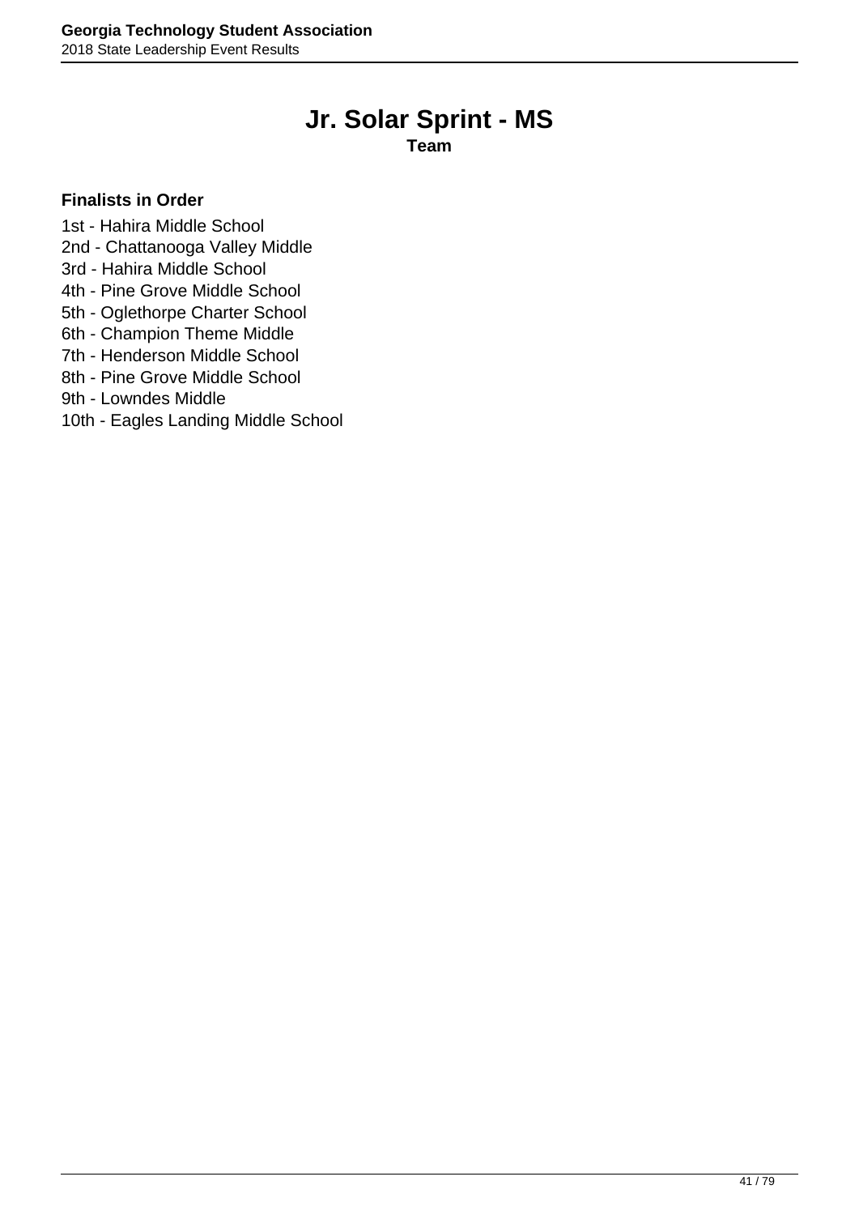# Jr. Solar Sprint - MS

**Team**

**Finalists in Order**

1st - Hahira Middle School
2nd - Chattanooga Valley Middle
3rd - Hahira Middle School
4th - Pine Grove Middle School
5th - Oglethorpe Charter School
6th - Champion Theme Middle
7th - Henderson Middle School
8th - Pine Grove Middle School
9th - Lowndes Middle
10th - Eagles Landing Middle School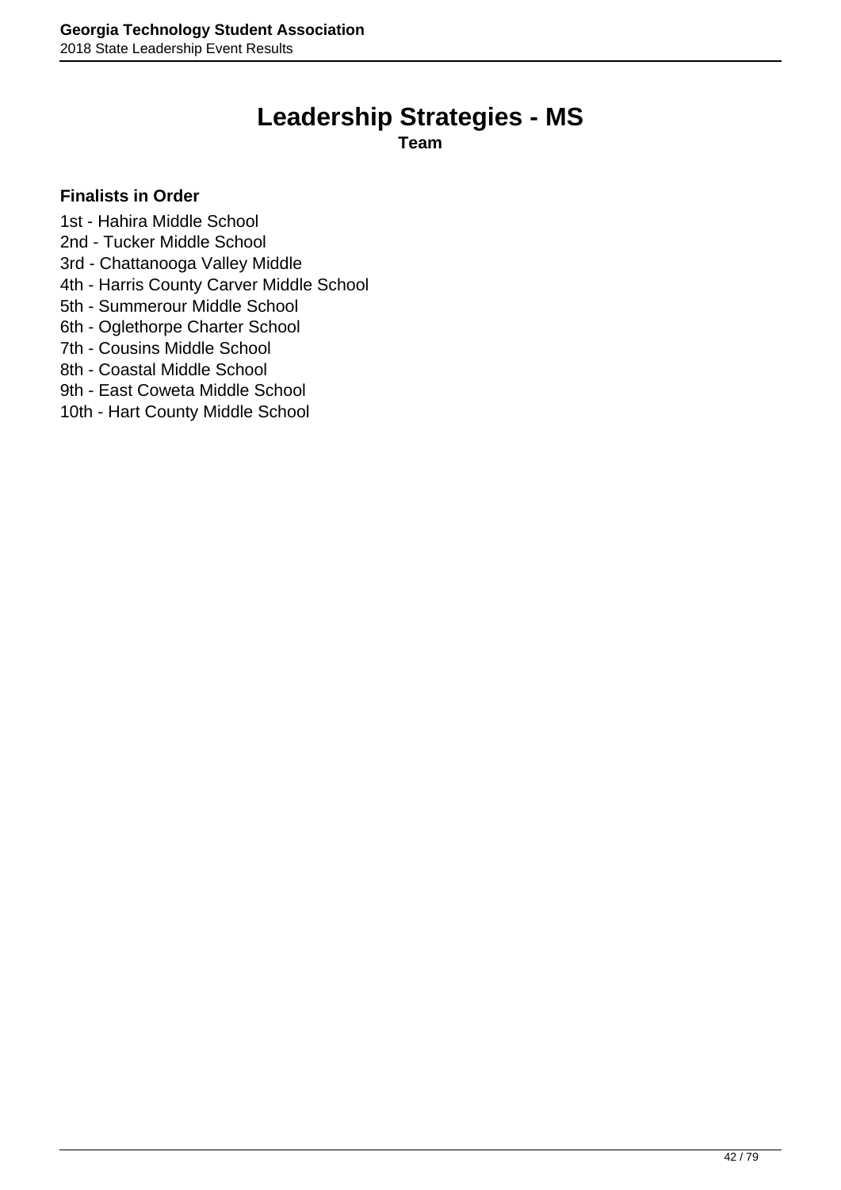# Leadership Strategies - MS

**Team**

**Finalists in Order**

1st - Hahira Middle School
2nd - Tucker Middle School
3rd - Chattanooga Valley Middle
4th - Harris County Carver Middle School
5th - Summerour Middle School
6th - Oglethorpe Charter School
7th - Cousins Middle School
8th - Coastal Middle School
9th - East Coweta Middle School
10th - Hart County Middle School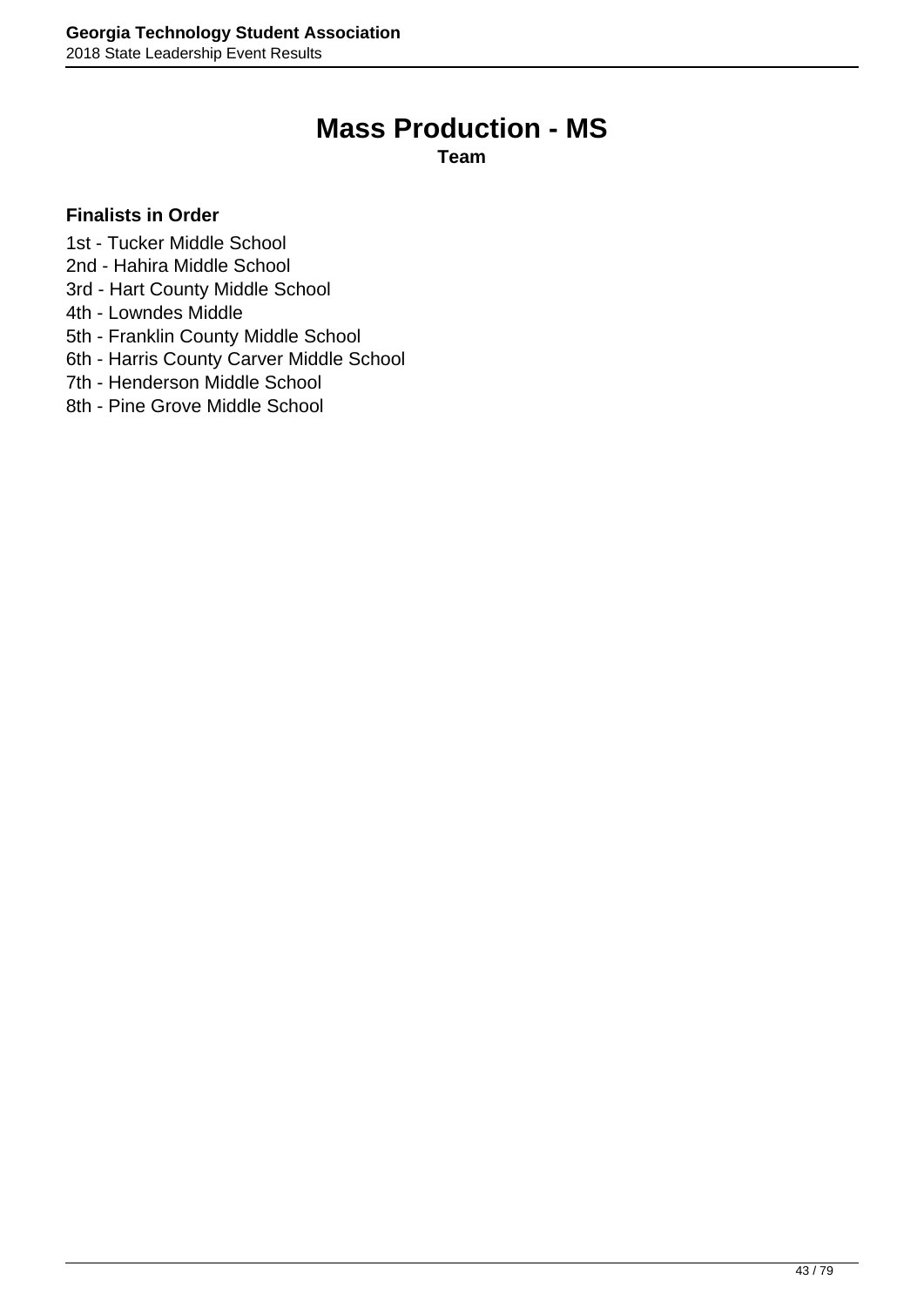# Mass Production - MS

**Team**

**Finalists in Order**

1st - Tucker Middle School
2nd - Hahira Middle School
3rd - Hart County Middle School
4th - Lowndes Middle
5th - Franklin County Middle School
6th - Harris County Carver Middle School
7th - Henderson Middle School
8th - Pine Grove Middle School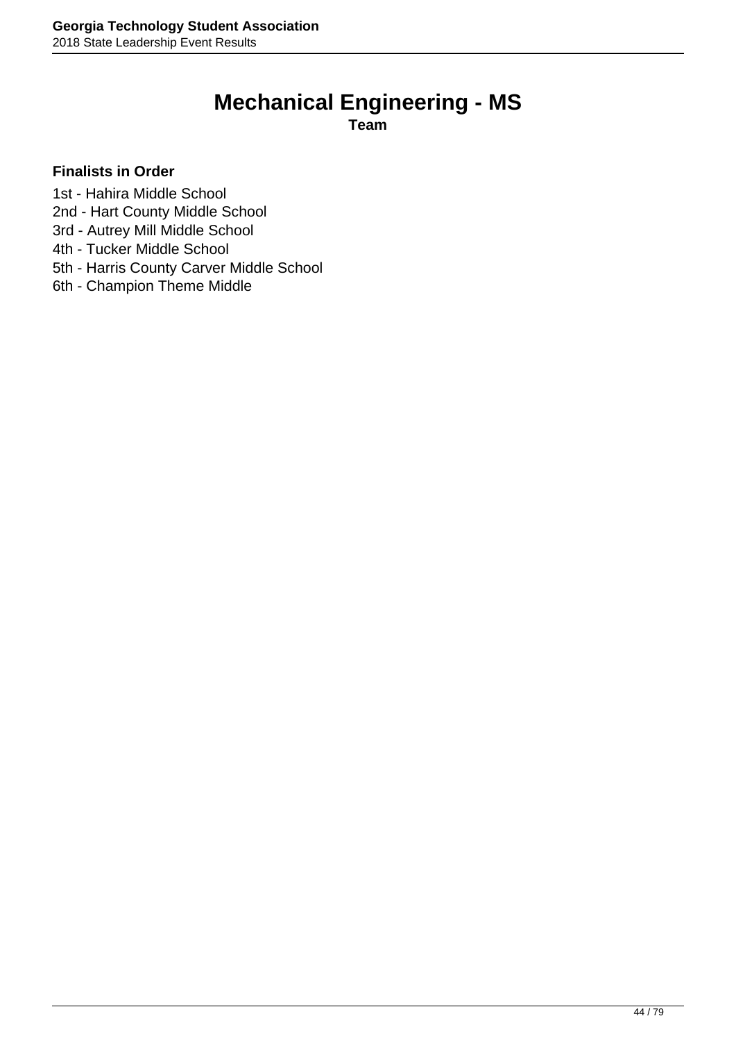# Mechanical Engineering - MS

**Team**

**Finalists in Order**

1st - Hahira Middle School
2nd - Hart County Middle School
3rd - Autrey Mill Middle School
4th - Tucker Middle School
5th - Harris County Carver Middle School
6th - Champion Theme Middle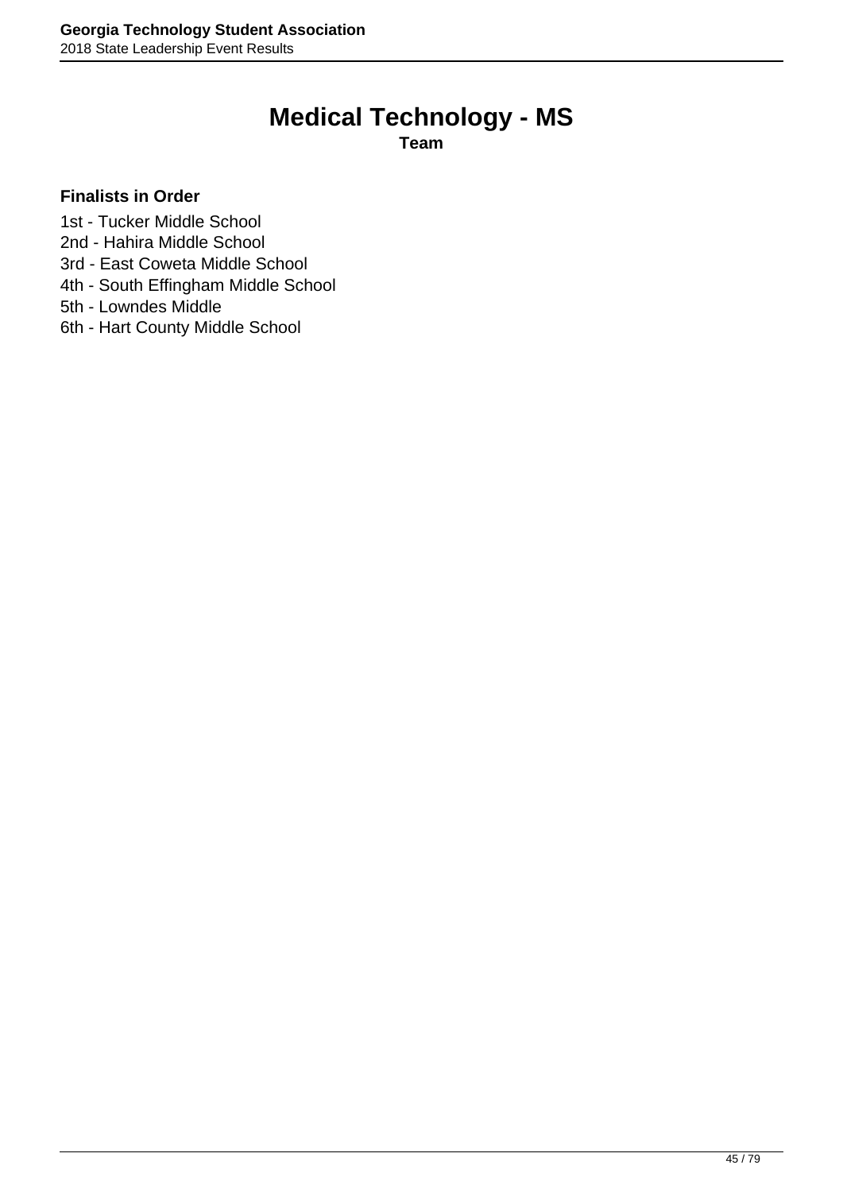# Medical Technology - MS

**Team**

**Finalists in Order**

1st - Tucker Middle School
2nd - Hahira Middle School
3rd - East Coweta Middle School
4th - South Effingham Middle School
5th - Lowndes Middle
6th - Hart County Middle School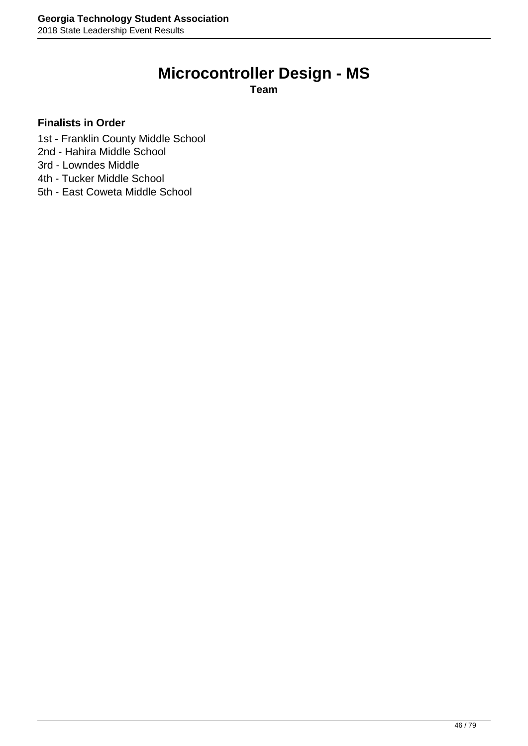# Microcontroller Design - MS

**Team**

**Finalists in Order**

1st - Franklin County Middle School
2nd - Hahira Middle School
3rd - Lowndes Middle
4th - Tucker Middle School
5th - East Coweta Middle School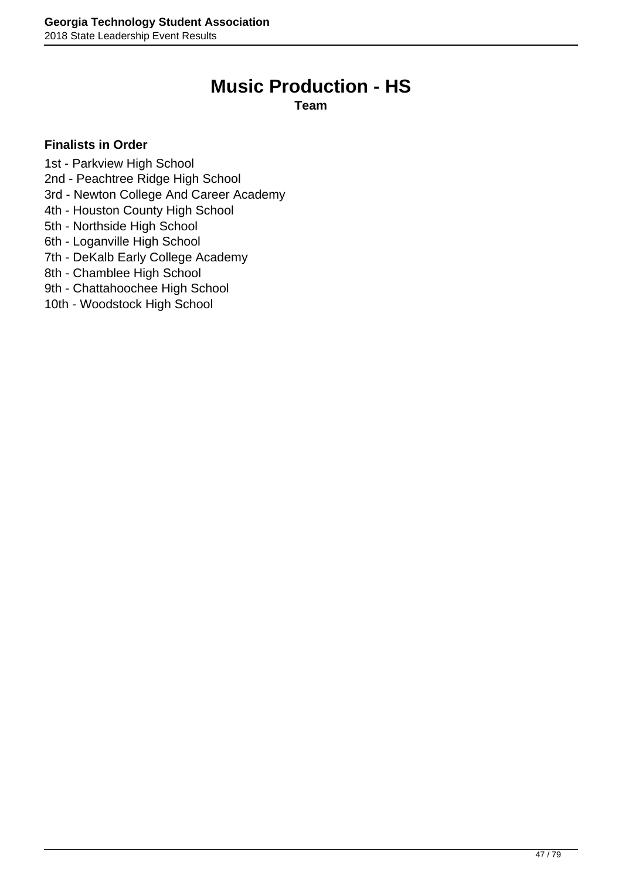# Music Production - HS

**Team**

**Finalists in Order**

1st - Parkview High School
2nd - Peachtree Ridge High School
3rd - Newton College And Career Academy
4th - Houston County High School
5th - Northside High School
6th - Loganville High School
7th - DeKalb Early College Academy
8th - Chamblee High School
9th - Chattahoochee High School
10th - Woodstock High School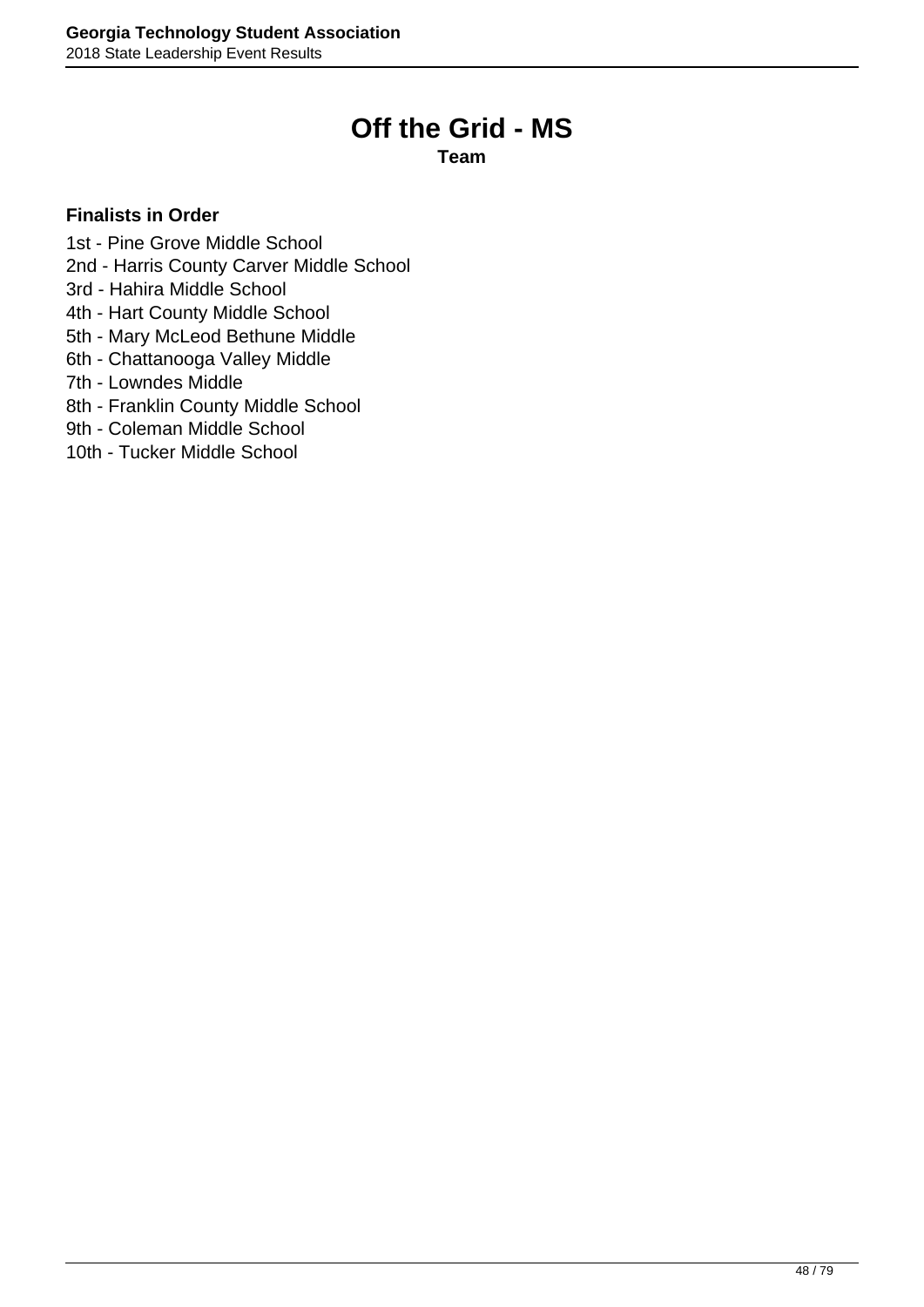# Off the Grid - MS

**Team**

**Finalists in Order**

1st - Pine Grove Middle School
2nd - Harris County Carver Middle School
3rd - Hahira Middle School
4th - Hart County Middle School
5th - Mary McLeod Bethune Middle
6th - Chattanooga Valley Middle
7th - Lowndes Middle
8th - Franklin County Middle School
9th - Coleman Middle School
10th - Tucker Middle School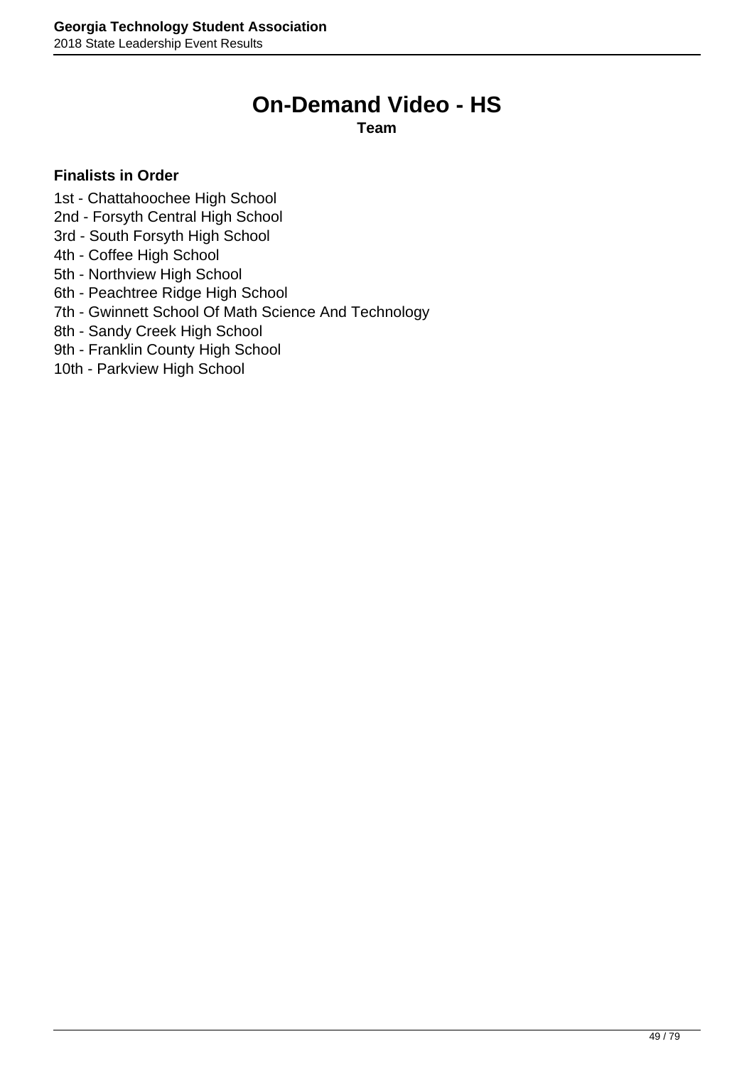# On-Demand Video - HS

**Team**

**Finalists in Order**

1st - Chattahoochee High School
2nd - Forsyth Central High School
3rd - South Forsyth High School
4th - Coffee High School
5th - Northview High School
6th - Peachtree Ridge High School
7th - Gwinnett School Of Math Science And Technology
8th - Sandy Creek High School
9th - Franklin County High School
10th - Parkview High School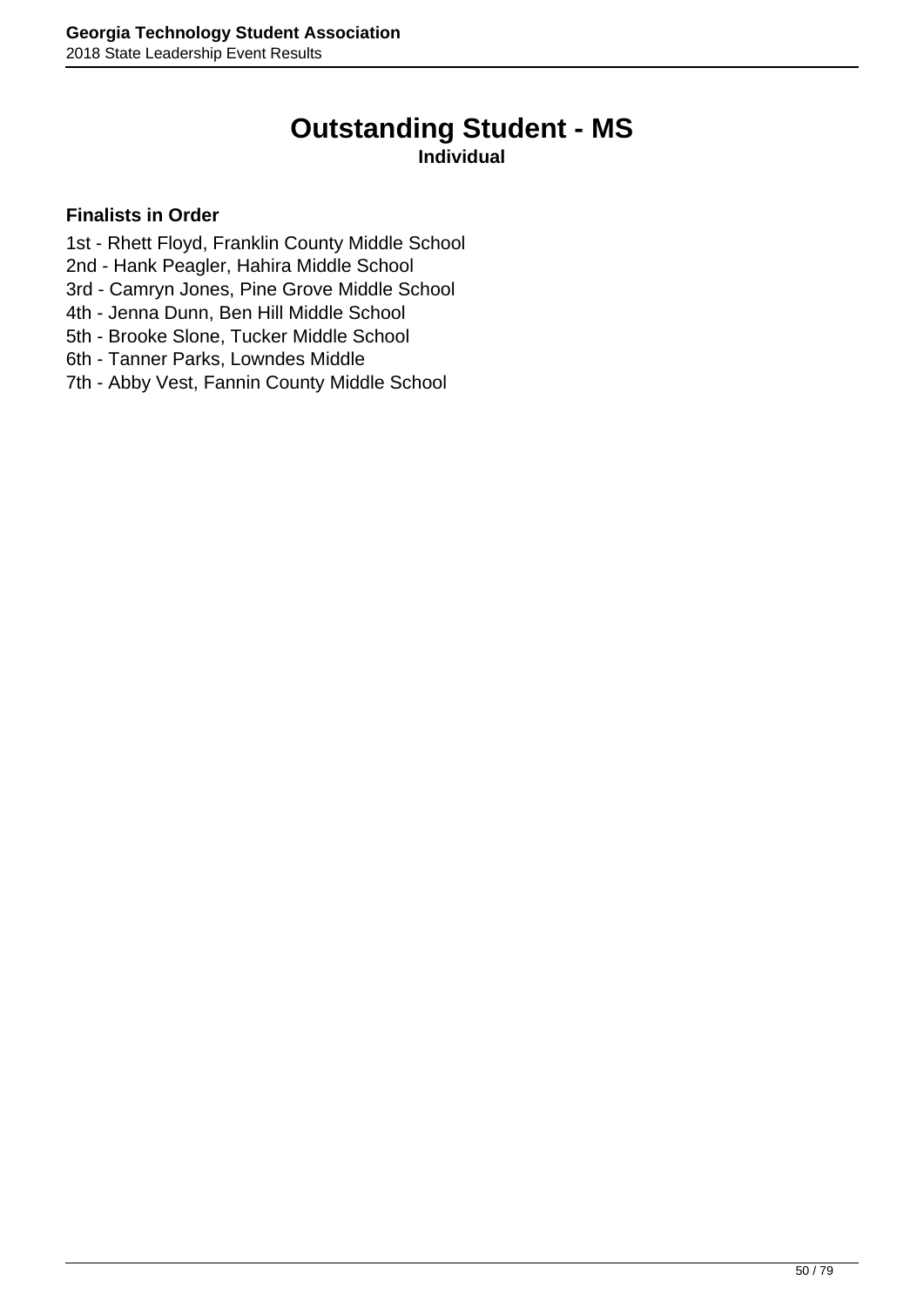# Outstanding Student - MS

**Individual**

**Finalists in Order**

1st - Rhett Floyd, Franklin County Middle School
2nd - Hank Peagler, Hahira Middle School
3rd - Camryn Jones, Pine Grove Middle School
4th - Jenna Dunn, Ben Hill Middle School
5th - Brooke Slone, Tucker Middle School
6th - Tanner Parks, Lowndes Middle
7th - Abby Vest, Fannin County Middle School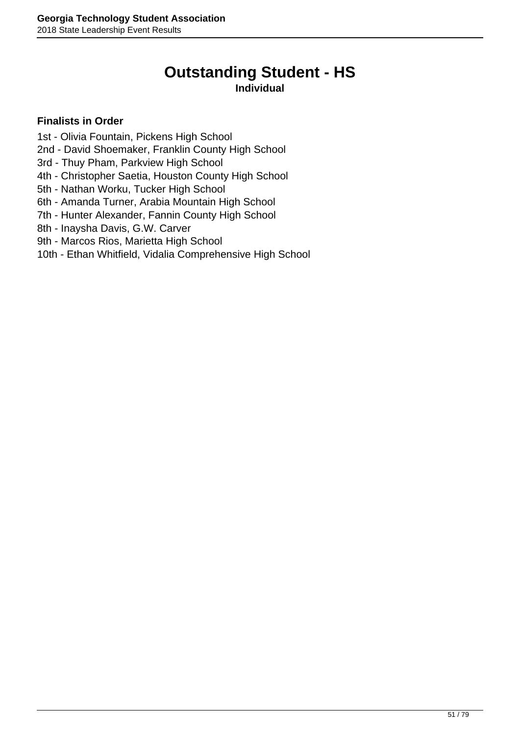# Outstanding Student - HS

**Individual**

**Finalists in Order**

1st - Olivia Fountain, Pickens High School
2nd - David Shoemaker, Franklin County High School
3rd - Thuy Pham, Parkview High School
4th - Christopher Saetia, Houston County High School
5th - Nathan Worku, Tucker High School
6th - Amanda Turner, Arabia Mountain High School
7th - Hunter Alexander, Fannin County High School
8th - Inaysha Davis, G.W. Carver
9th - Marcos Rios, Marietta High School
10th - Ethan Whitfield, Vidalia Comprehensive High School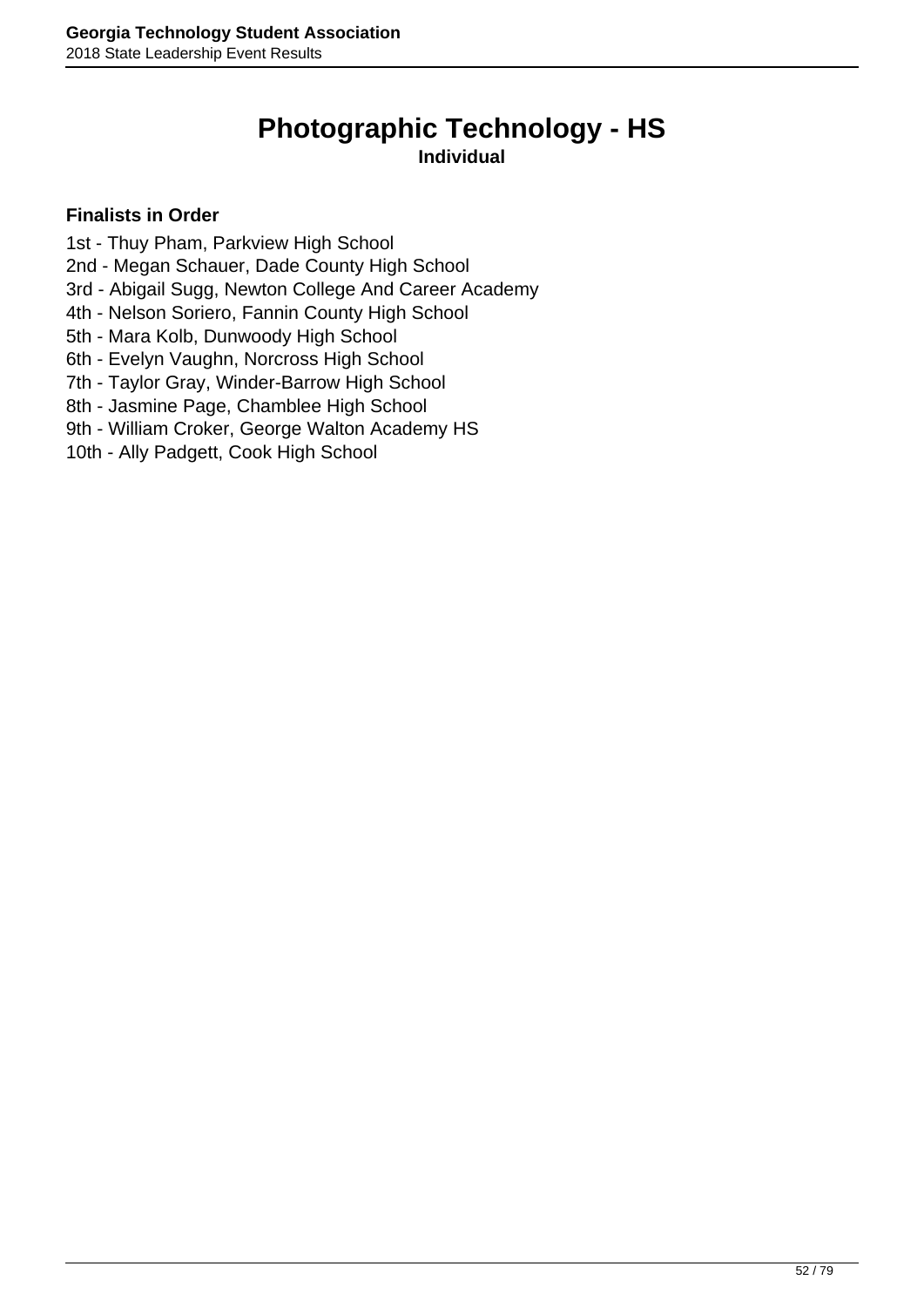# Photographic Technology - HS

**Individual**

**Finalists in Order**

1st - Thuy Pham, Parkview High School
2nd - Megan Schauer, Dade County High School
3rd - Abigail Sugg, Newton College And Career Academy
4th - Nelson Soriero, Fannin County High School
5th - Mara Kolb, Dunwoody High School
6th - Evelyn Vaughn, Norcross High School
7th - Taylor Gray, Winder-Barrow High School
8th - Jasmine Page, Chamblee High School
9th - William Croker, George Walton Academy HS
10th - Ally Padgett, Cook High School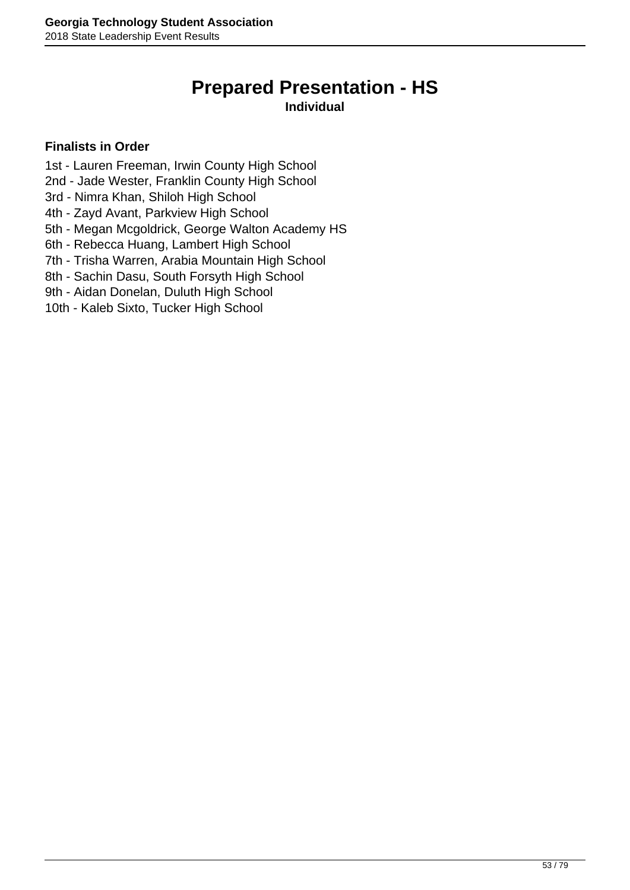# Prepared Presentation - HS

**Individual**

**Finalists in Order**

1st - Lauren Freeman, Irwin County High School
2nd - Jade Wester, Franklin County High School
3rd - Nimra Khan, Shiloh High School
4th - Zayd Avant, Parkview High School
5th - Megan Mcgoldrick, George Walton Academy HS
6th - Rebecca Huang, Lambert High School
7th - Trisha Warren, Arabia Mountain High School
8th - Sachin Dasu, South Forsyth High School
9th - Aidan Donelan, Duluth High School
10th - Kaleb Sixto, Tucker High School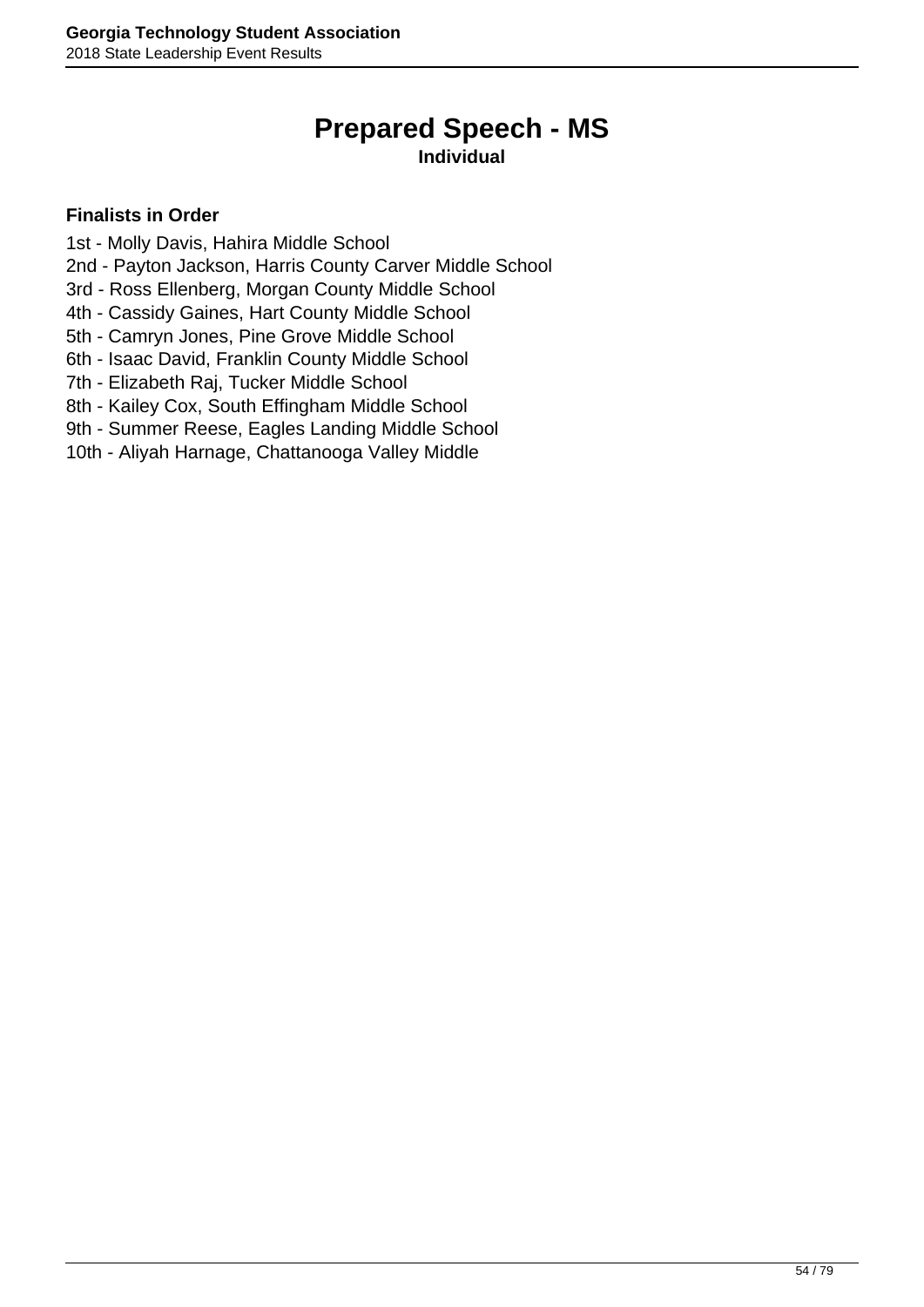# Prepared Speech - MS

**Individual**

**Finalists in Order**

1st - Molly Davis, Hahira Middle School
2nd - Payton Jackson, Harris County Carver Middle School
3rd - Ross Ellenberg, Morgan County Middle School
4th - Cassidy Gaines, Hart County Middle School
5th - Camryn Jones, Pine Grove Middle School
6th - Isaac David, Franklin County Middle School
7th - Elizabeth Raj, Tucker Middle School
8th - Kailey Cox, South Effingham Middle School
9th - Summer Reese, Eagles Landing Middle School
10th - Aliyah Harnage, Chattanooga Valley Middle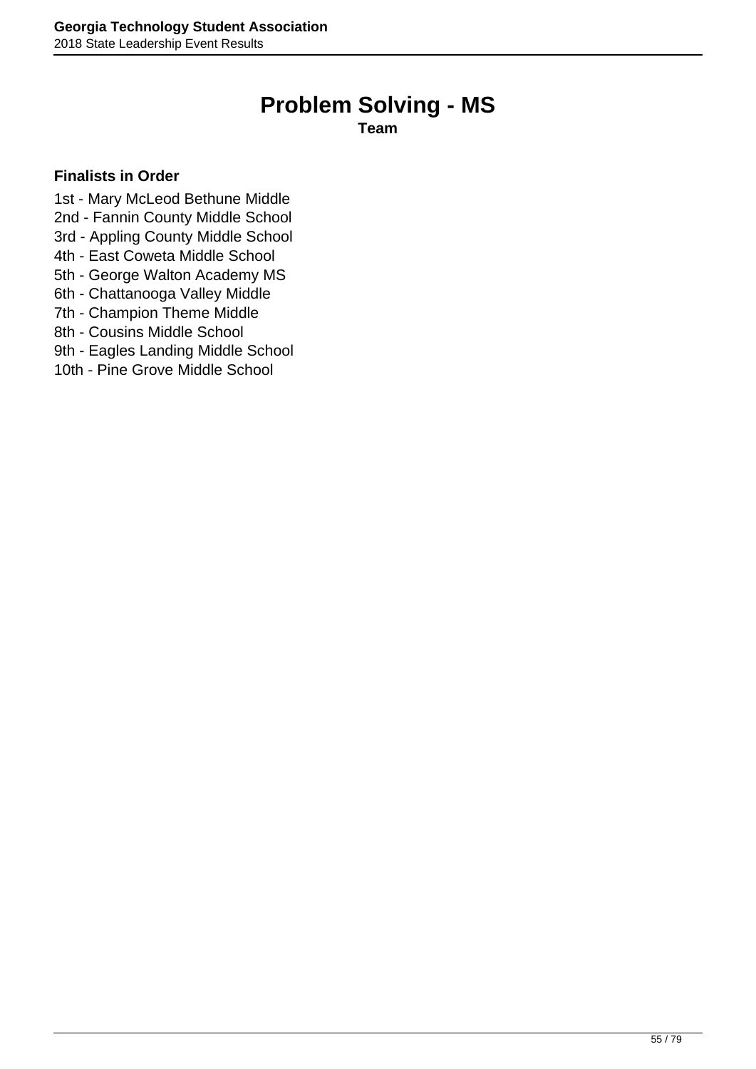# Problem Solving - MS

**Team**

**Finalists in Order**

1st - Mary McLeod Bethune Middle
2nd - Fannin County Middle School
3rd - Appling County Middle School
4th - East Coweta Middle School
5th - George Walton Academy MS
6th - Chattanooga Valley Middle
7th - Champion Theme Middle
8th - Cousins Middle School
9th - Eagles Landing Middle School
10th - Pine Grove Middle School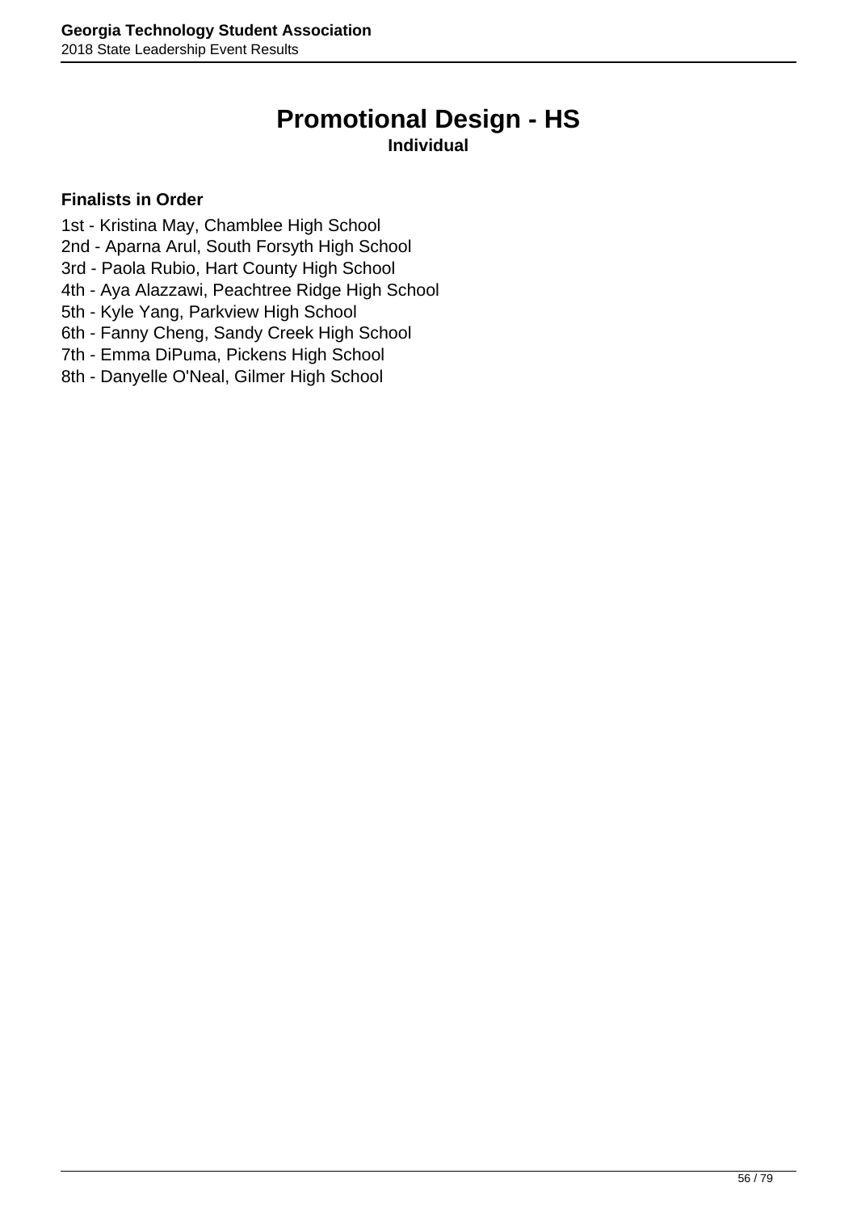# Promotional Design - HS

**Individual**

**Finalists in Order**

1st - Kristina May, Chamblee High School
2nd - Aparna Arul, South Forsyth High School
3rd - Paola Rubio, Hart County High School
4th - Aya Alazzawi, Peachtree Ridge High School
5th - Kyle Yang, Parkview High School
6th - Fanny Cheng, Sandy Creek High School
7th - Emma DiPuma, Pickens High School
8th - Danyelle O'Neal, Gilmer High School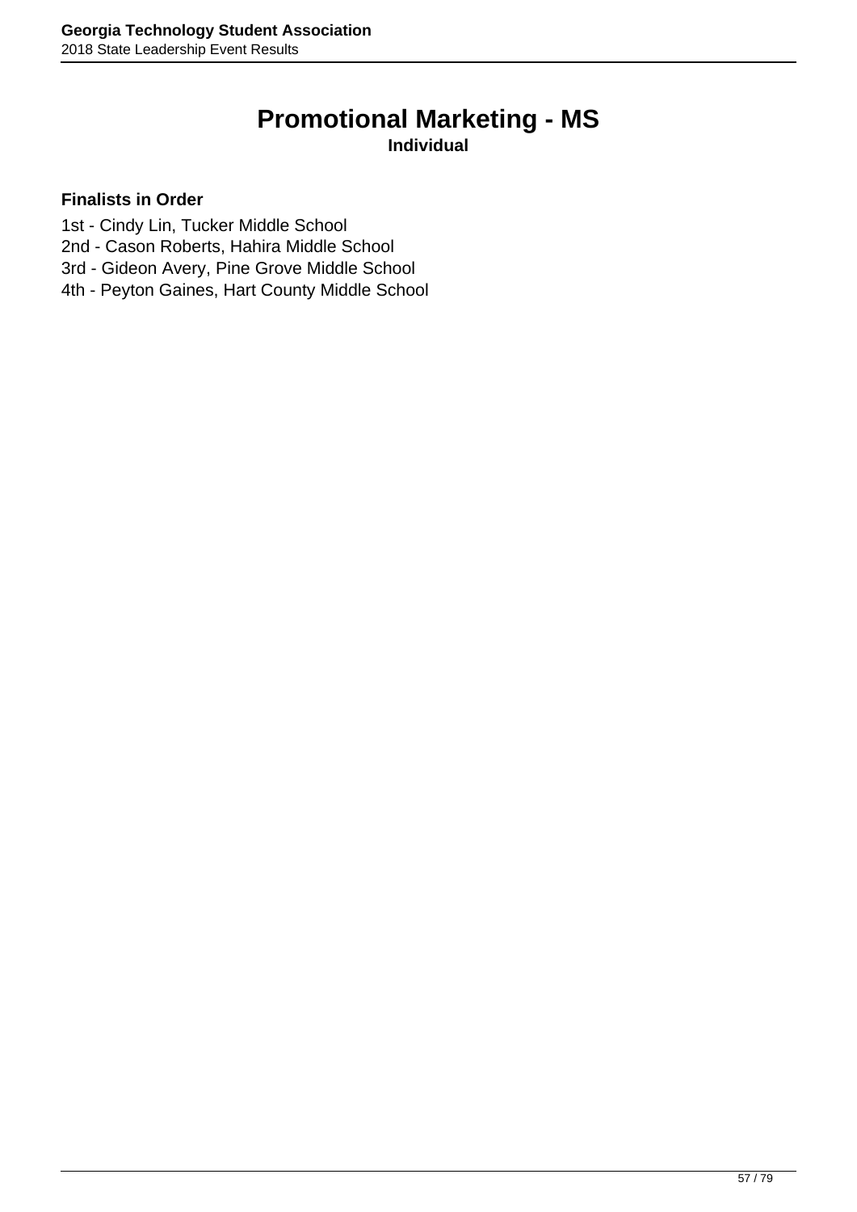# Promotional Marketing - MS

**Individual**

**Finalists in Order**

1st - Cindy Lin, Tucker Middle School
2nd - Cason Roberts, Hahira Middle School
3rd - Gideon Avery, Pine Grove Middle School
4th - Peyton Gaines, Hart County Middle School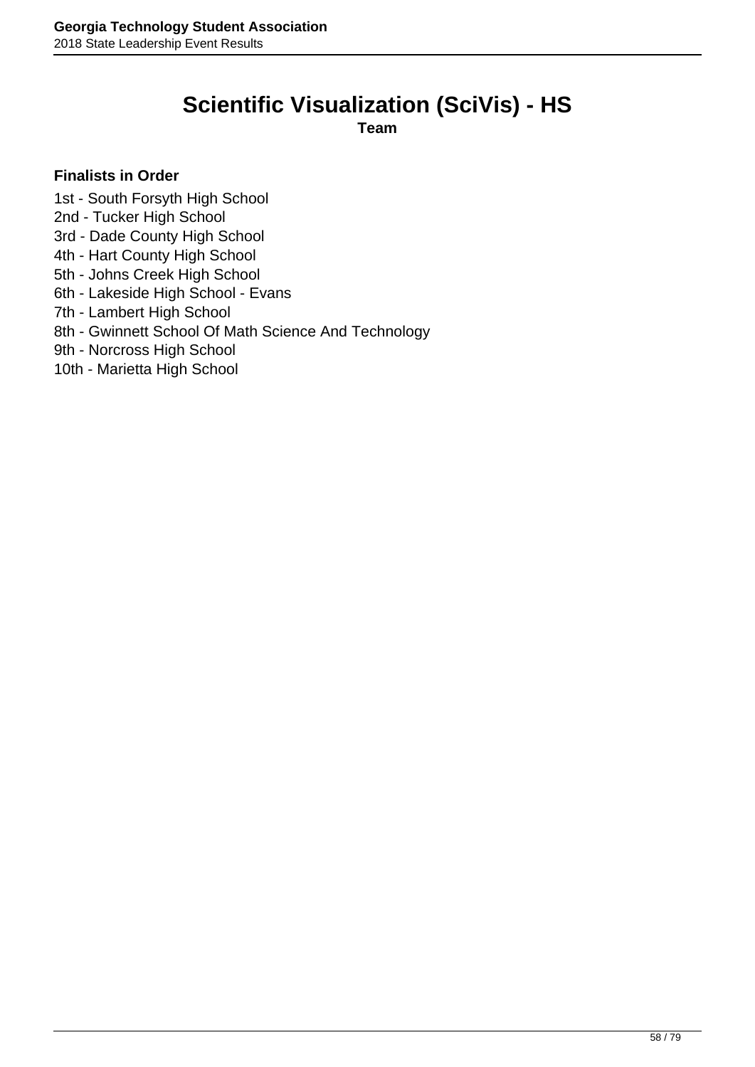# Scientific Visualization (SciVis) - HS

**Team**

**Finalists in Order**

1st - South Forsyth High School
2nd - Tucker High School
3rd - Dade County High School
4th - Hart County High School
5th - Johns Creek High School
6th - Lakeside High School - Evans
7th - Lambert High School
8th - Gwinnett School Of Math Science And Technology
9th - Norcross High School
10th - Marietta High School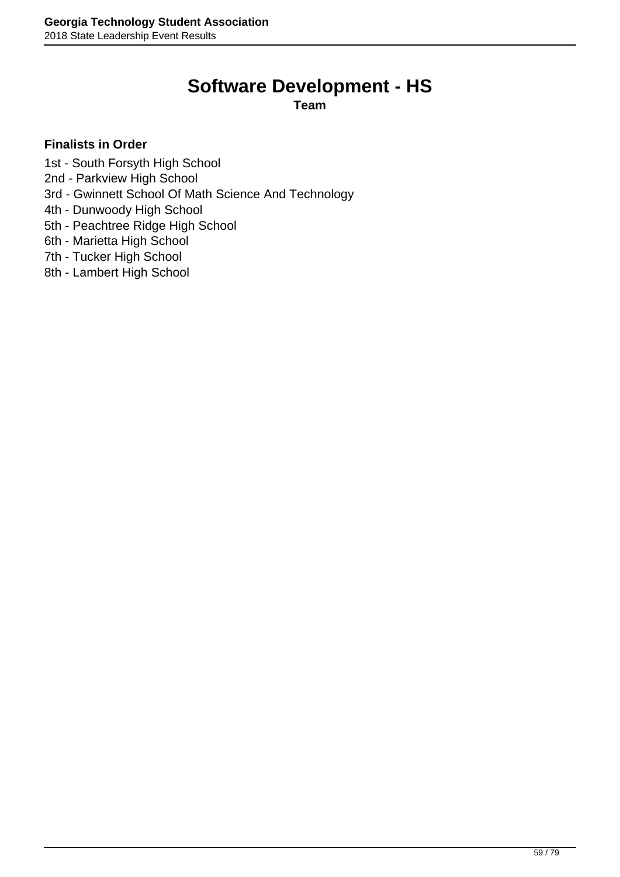# Software Development - HS

**Team**

**Finalists in Order**

1st - South Forsyth High School
2nd - Parkview High School
3rd - Gwinnett School Of Math Science And Technology
4th - Dunwoody High School
5th - Peachtree Ridge High School
6th - Marietta High School
7th - Tucker High School
8th - Lambert High School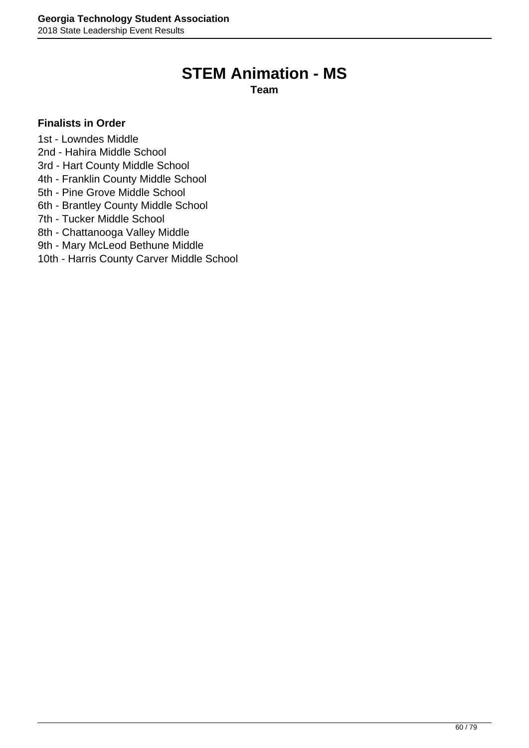# STEM Animation - MS

**Team**

**Finalists in Order**

1st - Lowndes Middle
2nd - Hahira Middle School
3rd - Hart County Middle School
4th - Franklin County Middle School
5th - Pine Grove Middle School
6th - Brantley County Middle School
7th - Tucker Middle School
8th - Chattanooga Valley Middle
9th - Mary McLeod Bethune Middle
10th - Harris County Carver Middle School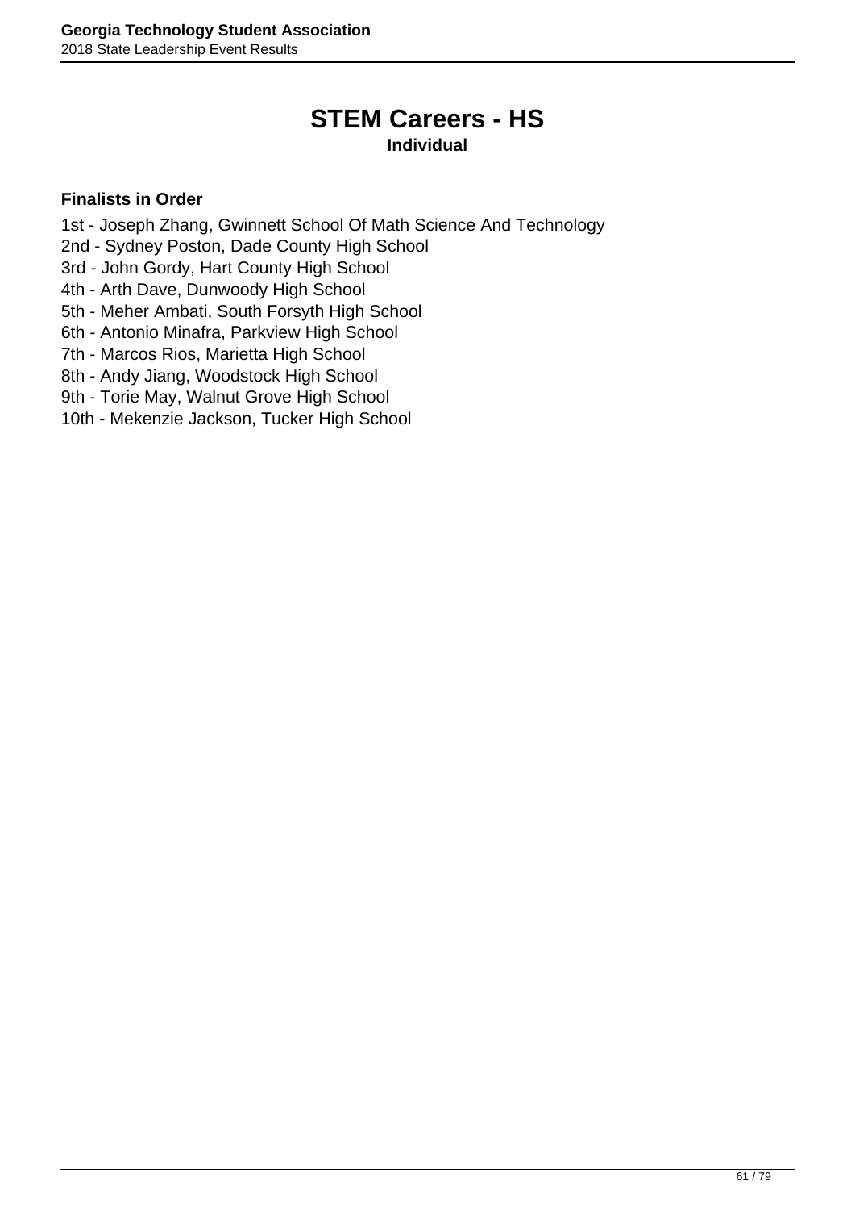# STEM Careers - HS

**Individual**

**Finalists in Order**

1st - Joseph Zhang, Gwinnett School Of Math Science And Technology
2nd - Sydney Poston, Dade County High School
3rd - John Gordy, Hart County High School
4th - Arth Dave, Dunwoody High School
5th - Meher Ambati, South Forsyth High School
6th - Antonio Minafra, Parkview High School
7th - Marcos Rios, Marietta High School
8th - Andy Jiang, Woodstock High School
9th - Torie May, Walnut Grove High School
10th - Mekenzie Jackson, Tucker High School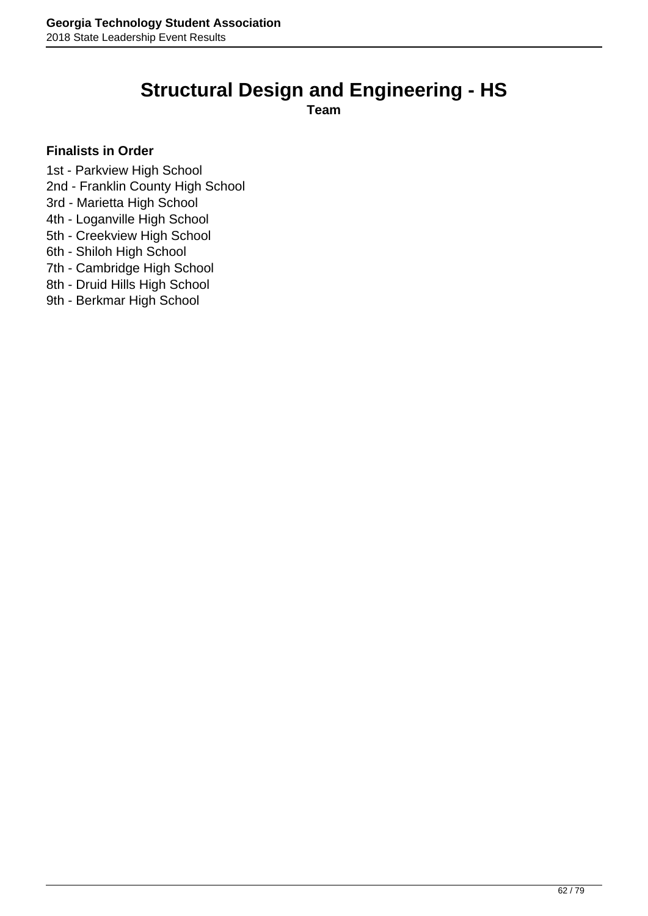# Structural Design and Engineering - HS

**Team**

**Finalists in Order**

1st - Parkview High School
2nd - Franklin County High School
3rd - Marietta High School
4th - Loganville High School
5th - Creekview High School
6th - Shiloh High School
7th - Cambridge High School
8th - Druid Hills High School
9th - Berkmar High School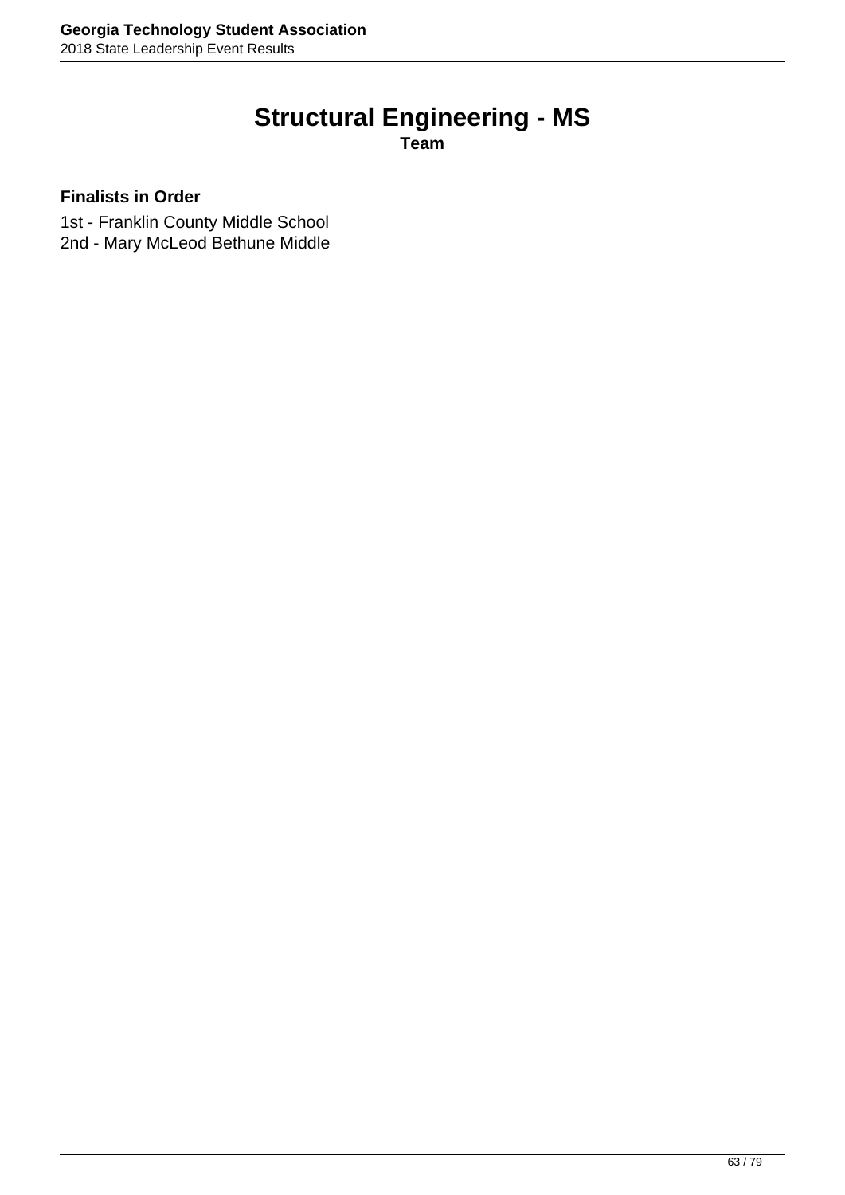# Structural Engineering - MS

**Team**

**Finalists in Order**

1st - Franklin County Middle School
2nd - Mary McLeod Bethune Middle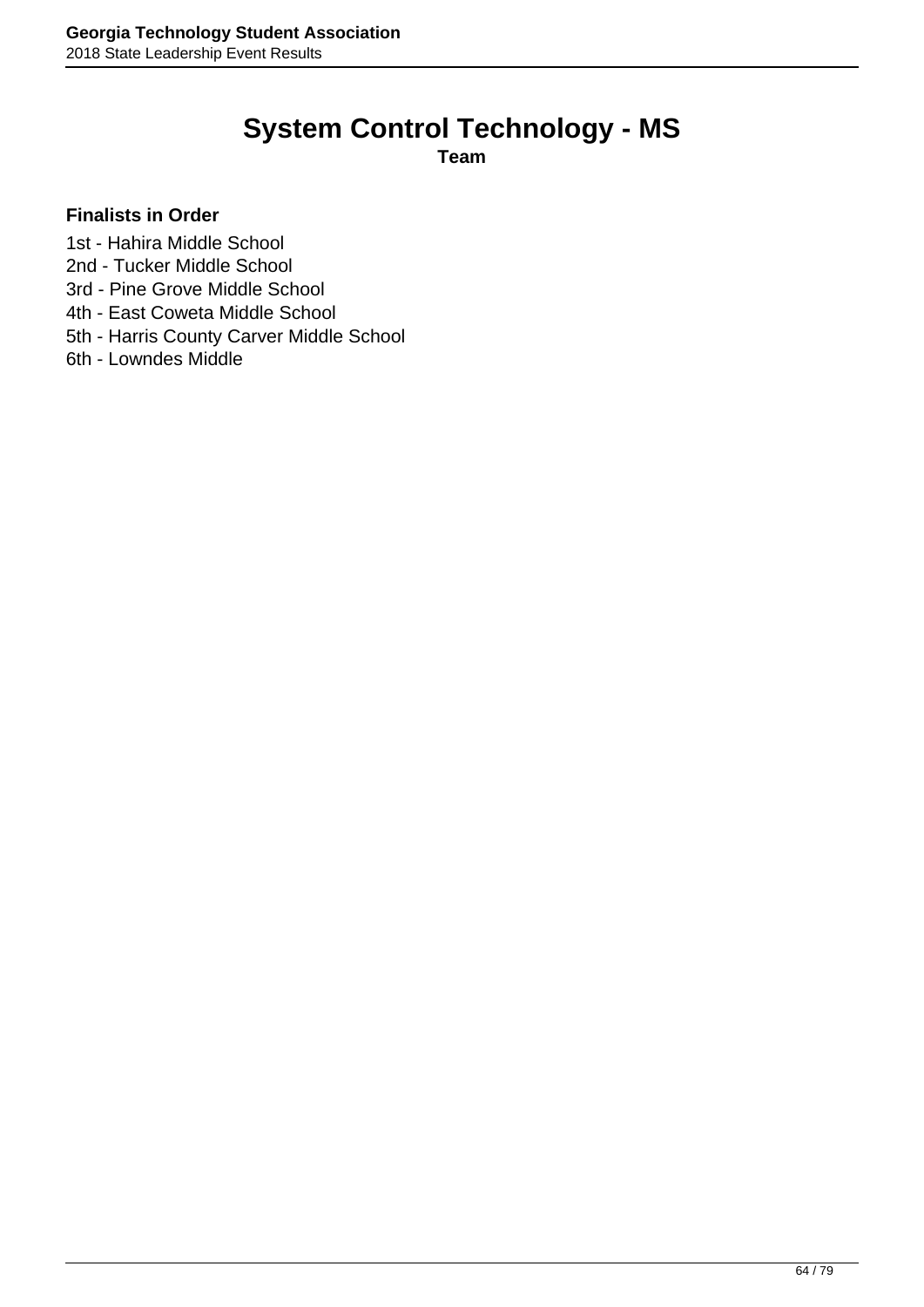# System Control Technology - MS

**Team**

**Finalists in Order**

1st - Hahira Middle School
2nd - Tucker Middle School
3rd - Pine Grove Middle School
4th - East Coweta Middle School
5th - Harris County Carver Middle School
6th - Lowndes Middle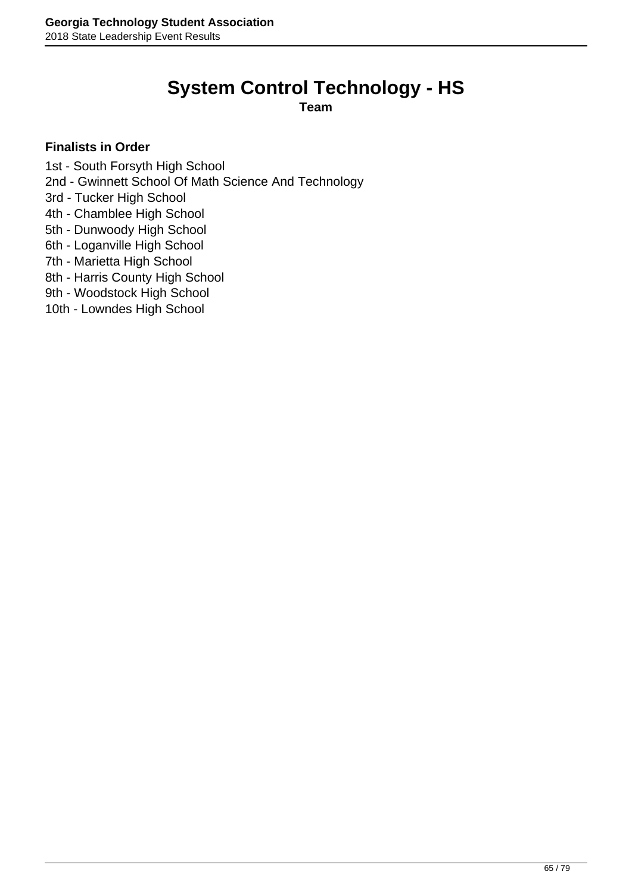# System Control Technology - HS

**Team**

**Finalists in Order**

1st - South Forsyth High School
2nd - Gwinnett School Of Math Science And Technology
3rd - Tucker High School
4th - Chamblee High School
5th - Dunwoody High School
6th - Loganville High School
7th - Marietta High School
8th - Harris County High School
9th - Woodstock High School
10th - Lowndes High School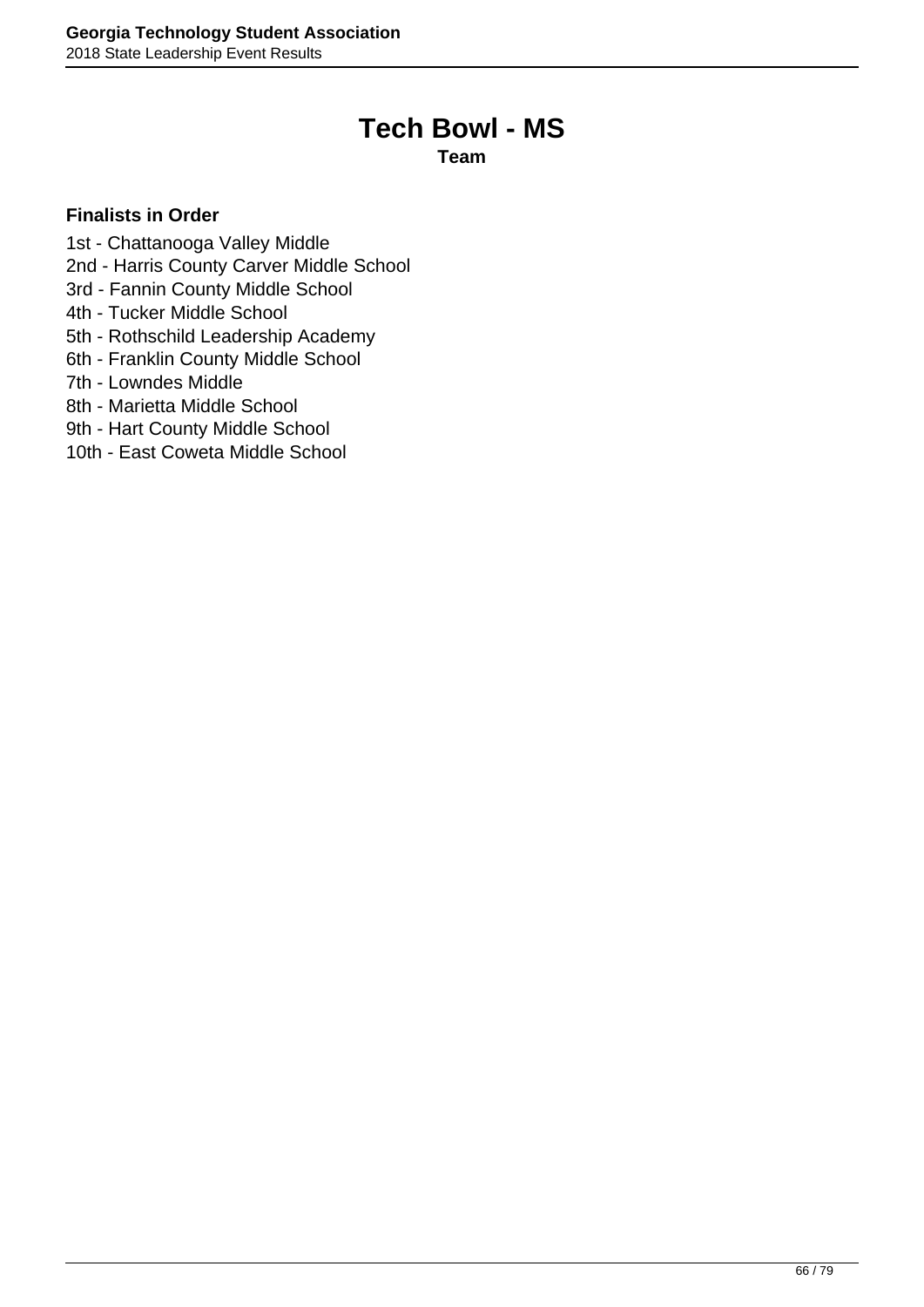# Tech Bowl - MS

**Team**

**Finalists in Order**

1st - Chattanooga Valley Middle
2nd - Harris County Carver Middle School
3rd - Fannin County Middle School
4th - Tucker Middle School
5th - Rothschild Leadership Academy
6th - Franklin County Middle School
7th - Lowndes Middle
8th - Marietta Middle School
9th - Hart County Middle School
10th - East Coweta Middle School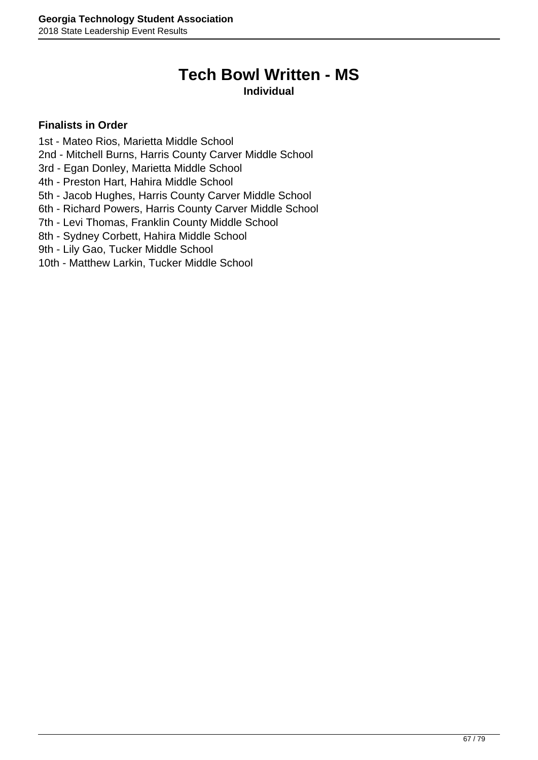# Tech Bowl Written - MS

**Individual**

**Finalists in Order**

1st - Mateo Rios, Marietta Middle School
2nd - Mitchell Burns, Harris County Carver Middle School
3rd - Egan Donley, Marietta Middle School
4th - Preston Hart, Hahira Middle School
5th - Jacob Hughes, Harris County Carver Middle School
6th - Richard Powers, Harris County Carver Middle School
7th - Levi Thomas, Franklin County Middle School
8th - Sydney Corbett, Hahira Middle School
9th - Lily Gao, Tucker Middle School
10th - Matthew Larkin, Tucker Middle School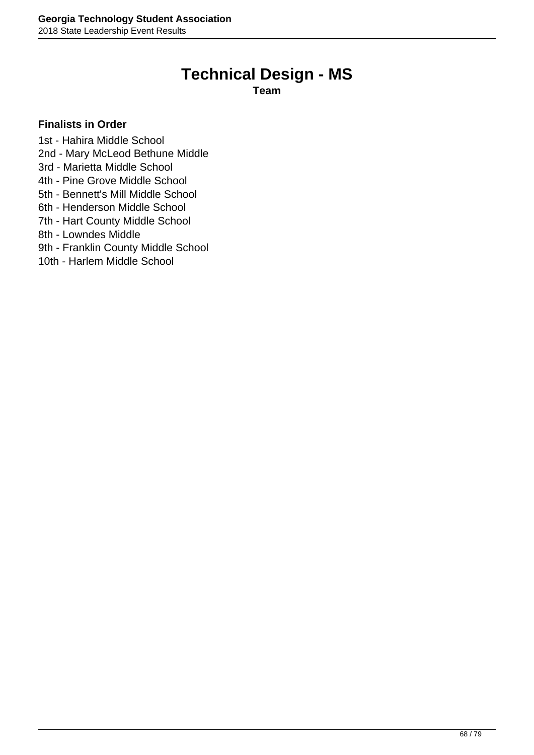# Technical Design - MS

**Team**

**Finalists in Order**

1st - Hahira Middle School
2nd - Mary McLeod Bethune Middle
3rd - Marietta Middle School
4th - Pine Grove Middle School
5th - Bennett's Mill Middle School
6th - Henderson Middle School
7th - Hart County Middle School
8th - Lowndes Middle
9th - Franklin County Middle School
10th - Harlem Middle School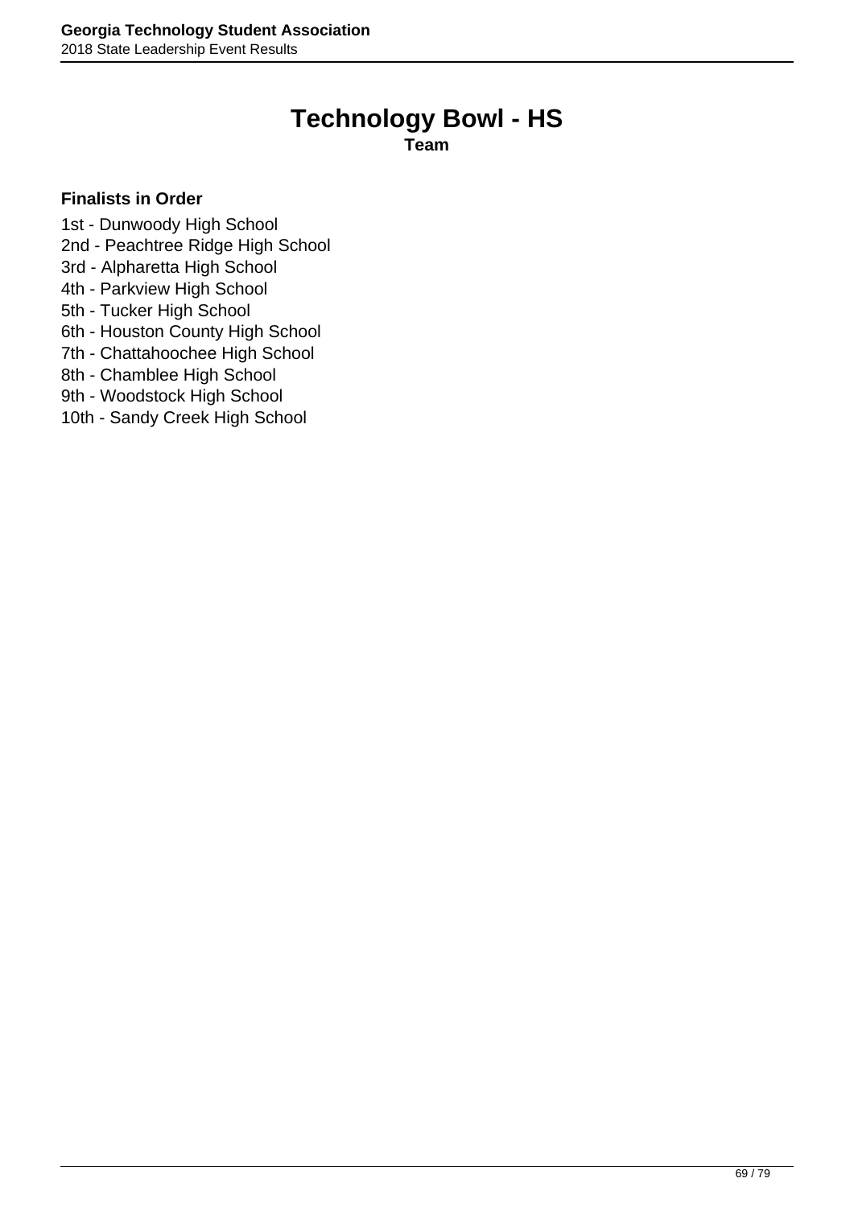# Technology Bowl - HS

**Team**

**Finalists in Order**

1st - Dunwoody High School
2nd - Peachtree Ridge High School
3rd - Alpharetta High School
4th - Parkview High School
5th - Tucker High School
6th - Houston County High School
7th - Chattahoochee High School
8th - Chamblee High School
9th - Woodstock High School
10th - Sandy Creek High School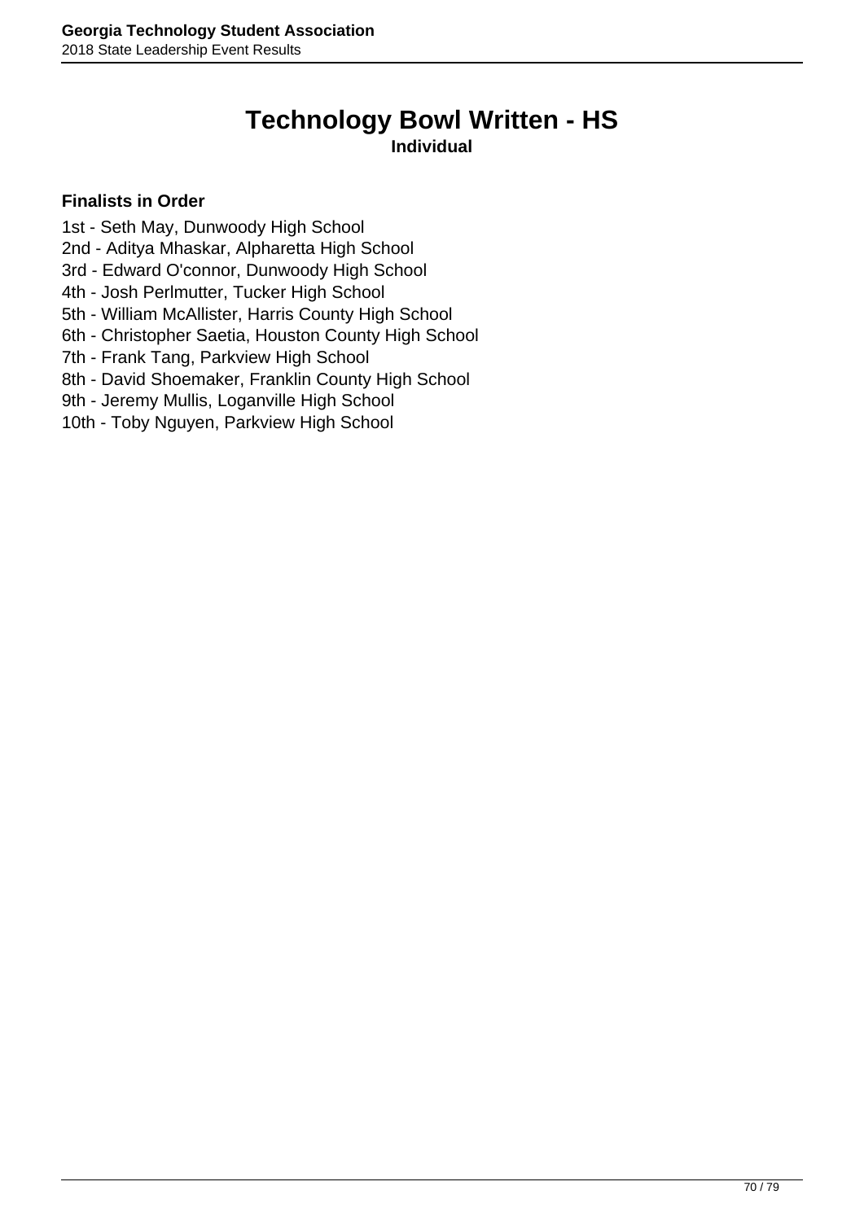# Technology Bowl Written - HS

**Individual**

**Finalists in Order**

1st - Seth May, Dunwoody High School
2nd - Aditya Mhaskar, Alpharetta High School
3rd - Edward O'connor, Dunwoody High School
4th - Josh Perlmutter, Tucker High School
5th - William McAllister, Harris County High School
6th - Christopher Saetia, Houston County High School
7th - Frank Tang, Parkview High School
8th - David Shoemaker, Franklin County High School
9th - Jeremy Mullis, Loganville High School
10th - Toby Nguyen, Parkview High School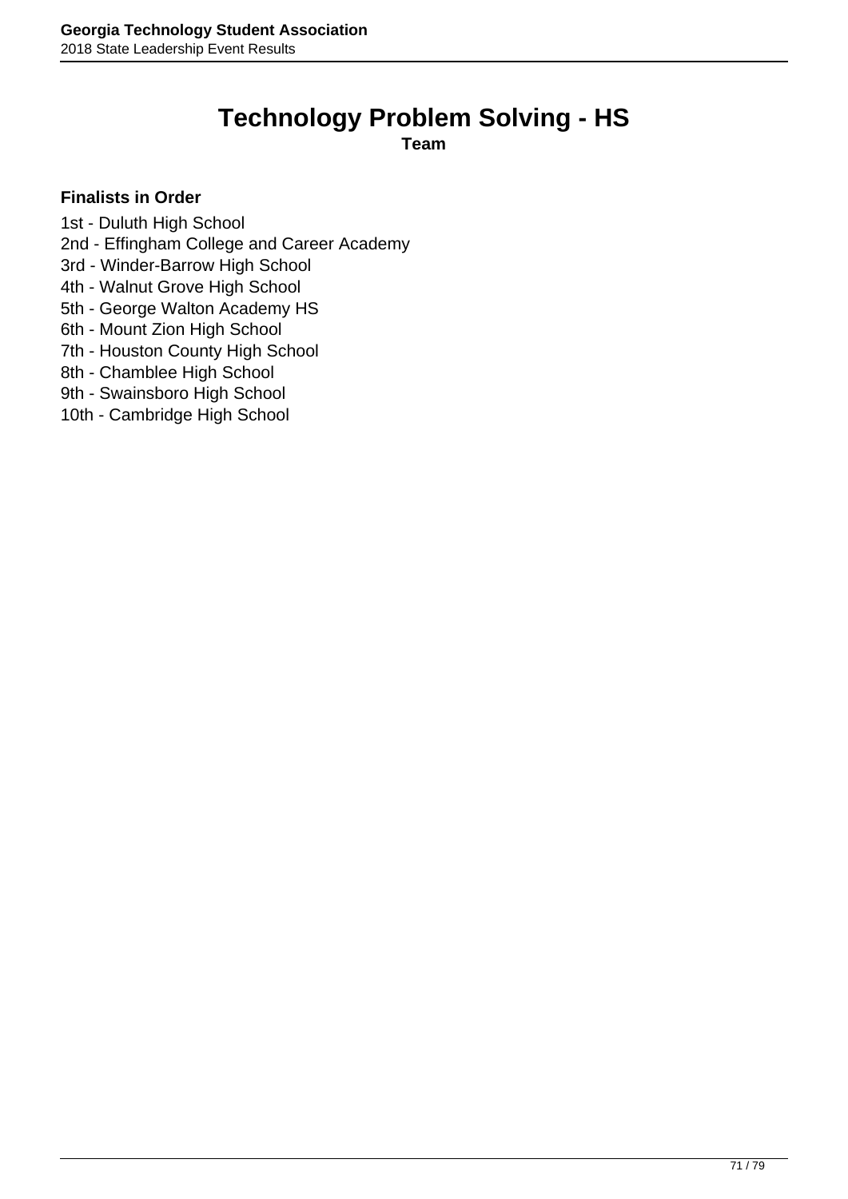# Technology Problem Solving - HS

**Team**

**Finalists in Order**

1st - Duluth High School
2nd - Effingham College and Career Academy
3rd - Winder-Barrow High School
4th - Walnut Grove High School
5th - George Walton Academy HS
6th - Mount Zion High School
7th - Houston County High School
8th - Chamblee High School
9th - Swainsboro High School
10th - Cambridge High School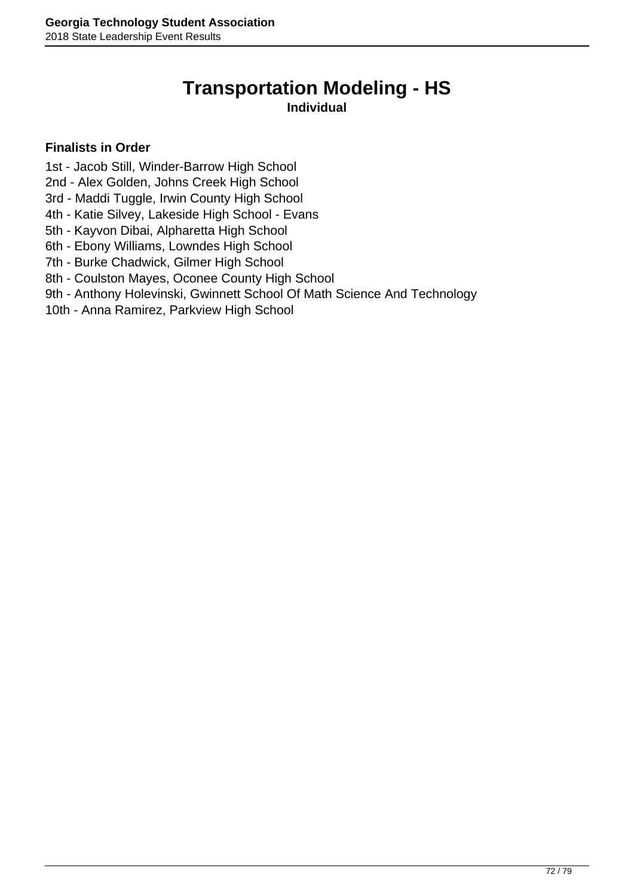# Transportation Modeling - HS

**Individual**

**Finalists in Order**

1st - Jacob Still, Winder-Barrow High School
2nd - Alex Golden, Johns Creek High School
3rd - Maddi Tuggle, Irwin County High School
4th - Katie Silvey, Lakeside High School - Evans
5th - Kayvon Dibai, Alpharetta High School
6th - Ebony Williams, Lowndes High School
7th - Burke Chadwick, Gilmer High School
8th - Coulston Mayes, Oconee County High School
9th - Anthony Holevinski, Gwinnett School Of Math Science And Technology
10th - Anna Ramirez, Parkview High School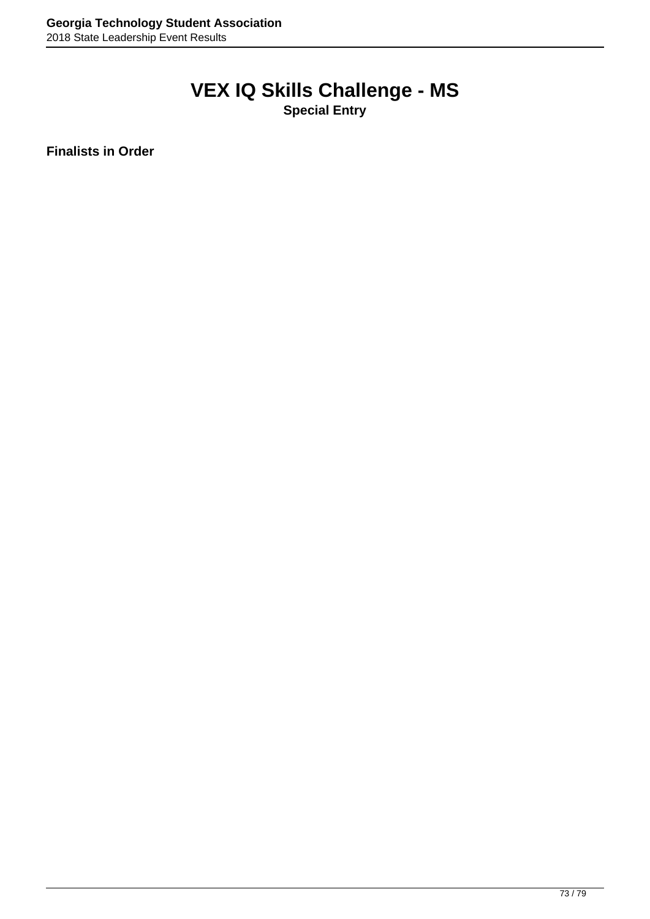# VEX IQ Skills Challenge - MS

**Special Entry**

**Finalists in Order**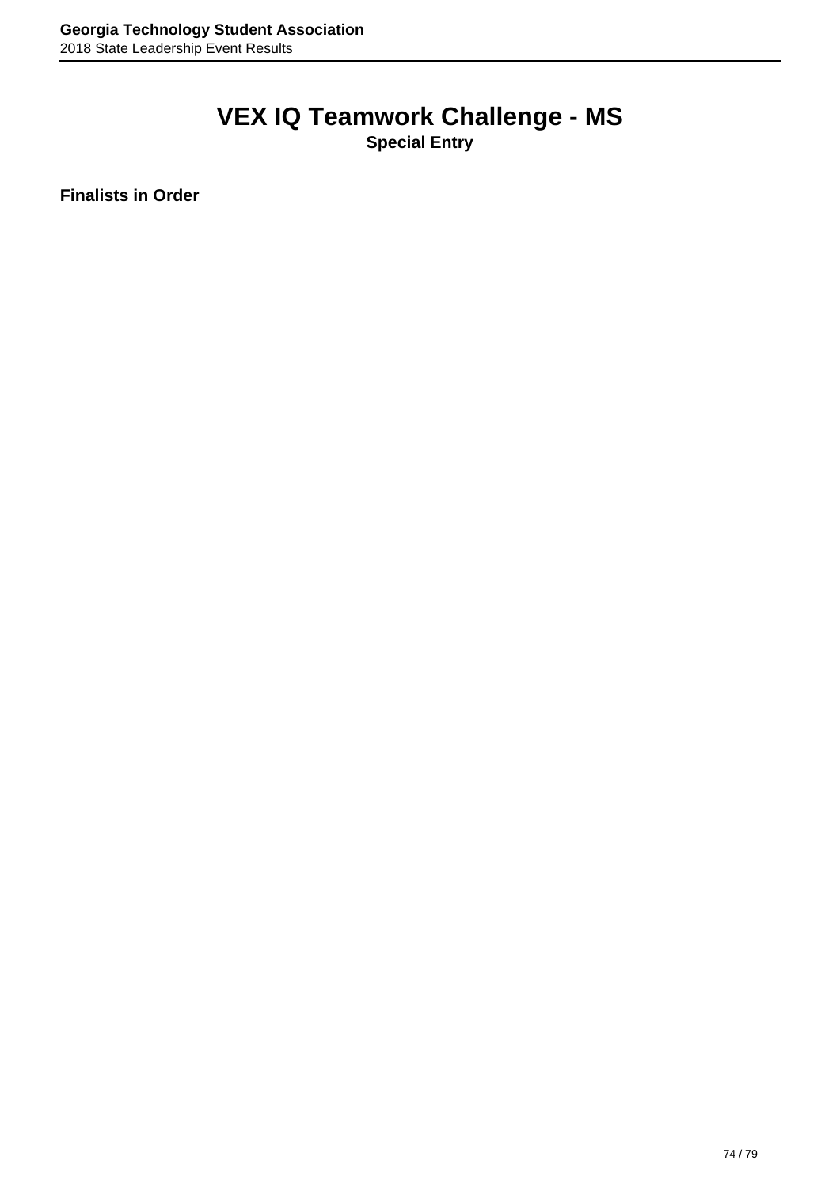# VEX IQ Teamwork Challenge - MS

**Special Entry**

**Finalists in Order**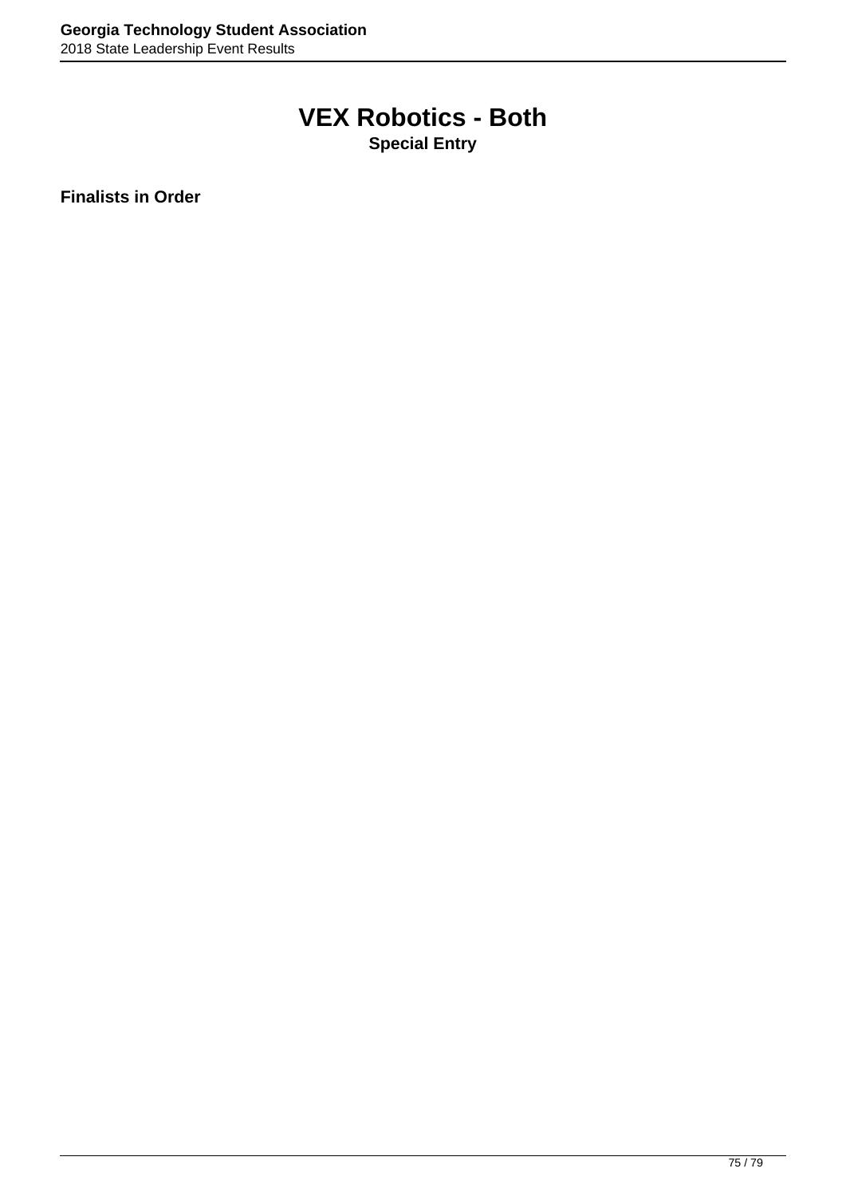# VEX Robotics - Both

**Special Entry**

**Finalists in Order**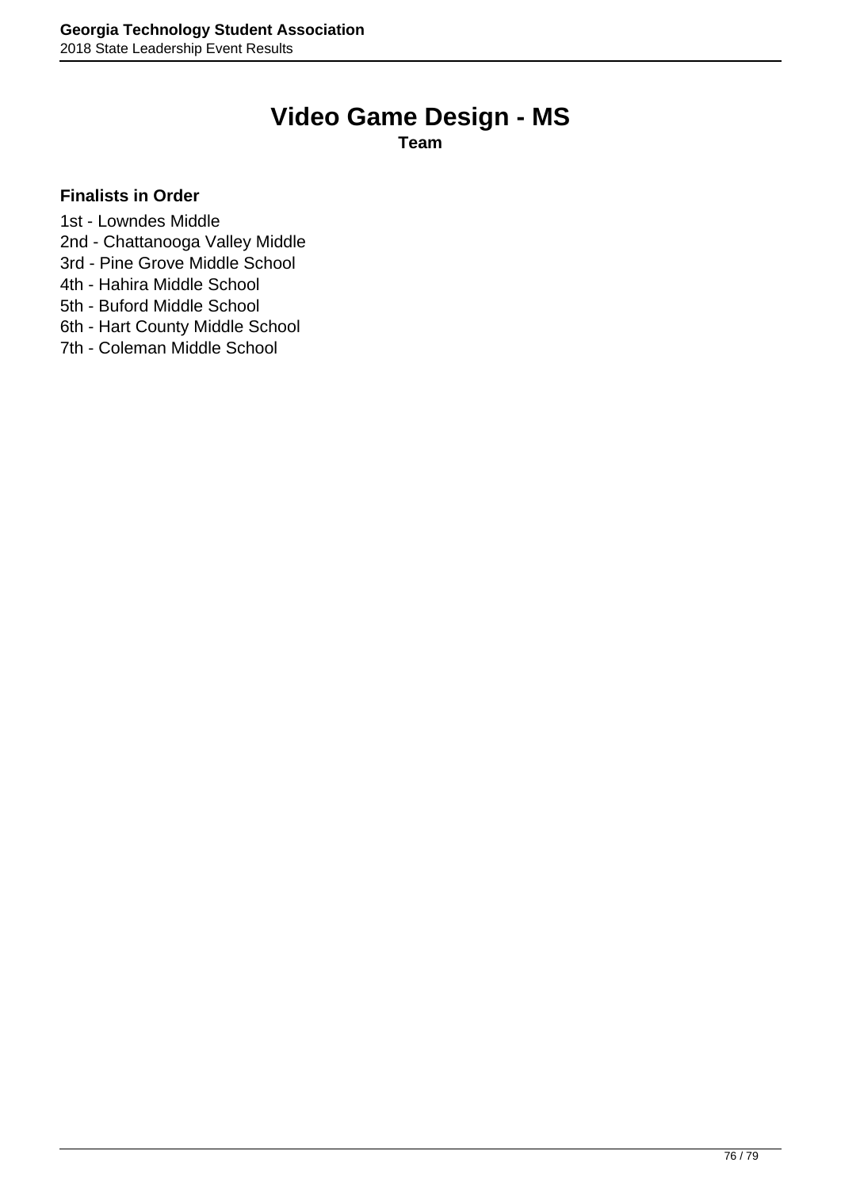# Video Game Design - MS

**Team**

### Finalists in Order

1st - Lowndes Middle
2nd - Chattanooga Valley Middle
3rd - Pine Grove Middle School
4th - Hahira Middle School
5th - Buford Middle School
6th - Hart County Middle School
7th - Coleman Middle School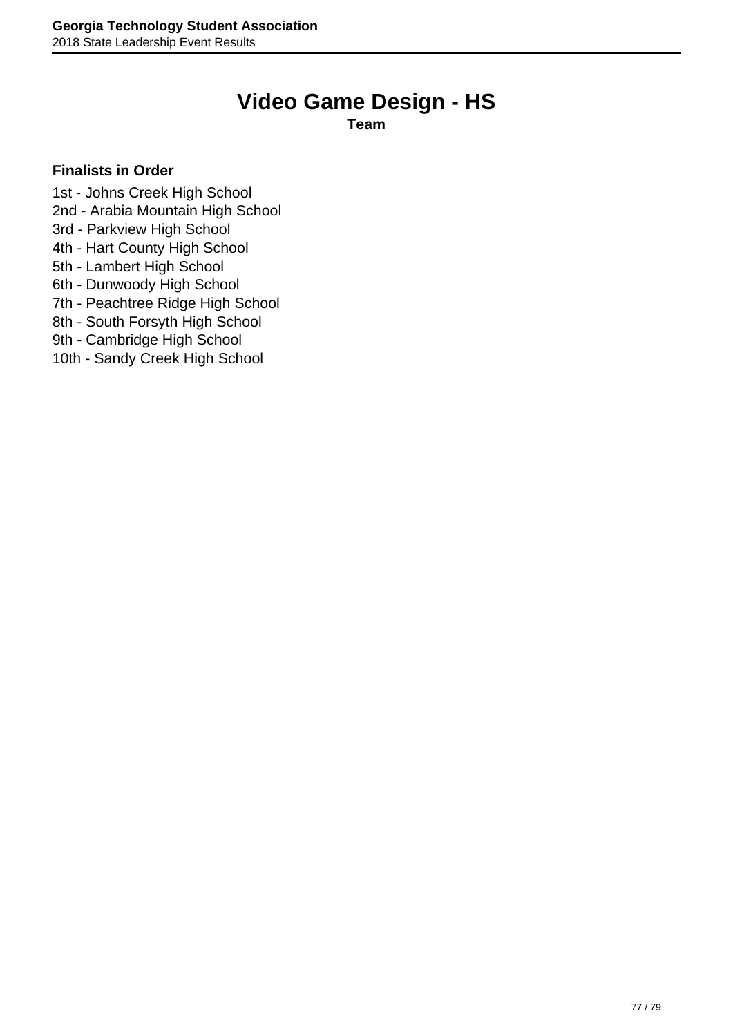# Video Game Design - HS

**Team**

**Finalists in Order**

1st - Johns Creek High School
2nd - Arabia Mountain High School
3rd - Parkview High School
4th - Hart County High School
5th - Lambert High School
6th - Dunwoody High School
7th - Peachtree Ridge High School
8th - South Forsyth High School
9th - Cambridge High School
10th - Sandy Creek High School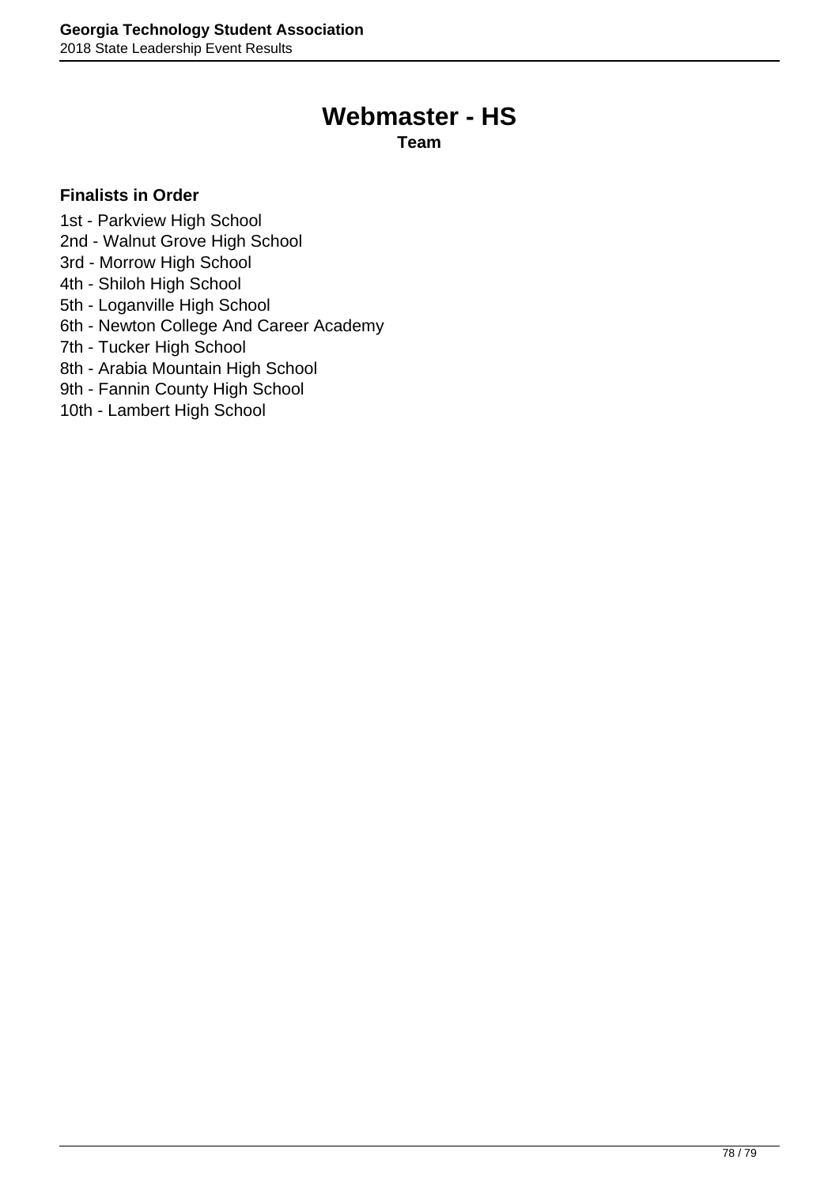# Webmaster - HS

**Team**

**Finalists in Order**

1st - Parkview High School
2nd - Walnut Grove High School
3rd - Morrow High School
4th - Shiloh High School
5th - Loganville High School
6th - Newton College And Career Academy
7th - Tucker High School
8th - Arabia Mountain High School
9th - Fannin County High School
10th - Lambert High School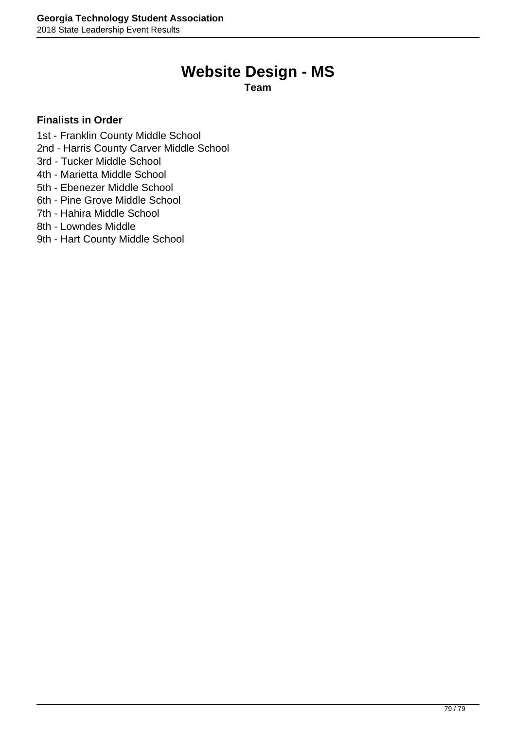# Website Design - MS

**Team**

**Finalists in Order**

1st - Franklin County Middle School
2nd - Harris County Carver Middle School
3rd - Tucker Middle School
4th - Marietta Middle School
5th - Ebenezer Middle School
6th - Pine Grove Middle School
7th - Hahira Middle School
8th - Lowndes Middle
9th - Hart County Middle School